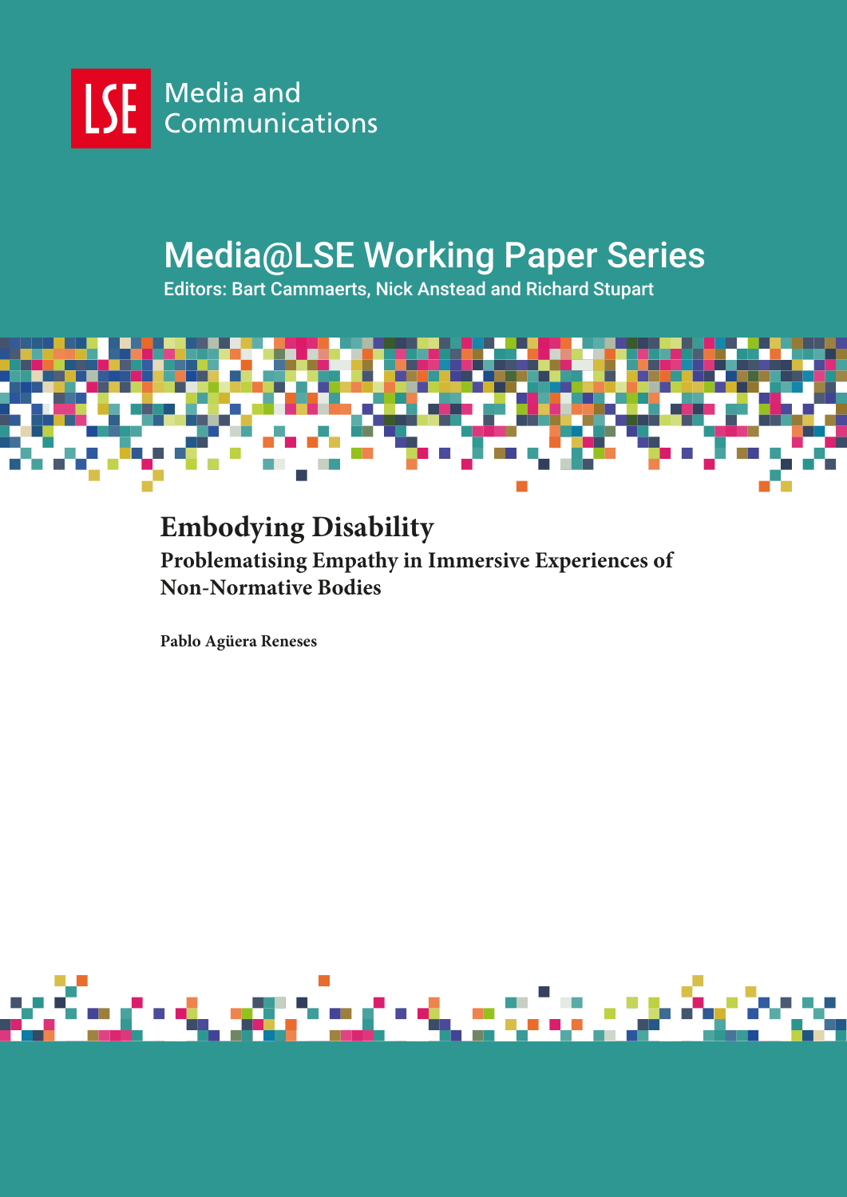LSE Media and Communications

# Media@LSE Working Paper Series

Editors: Bart Cammaerts, Nick Anstead and Richard Stupart

## Embodying Disability

### Problematising Empathy in Immersive Experiences of Non-Normative Bodies

**Pablo Agüera Reneses**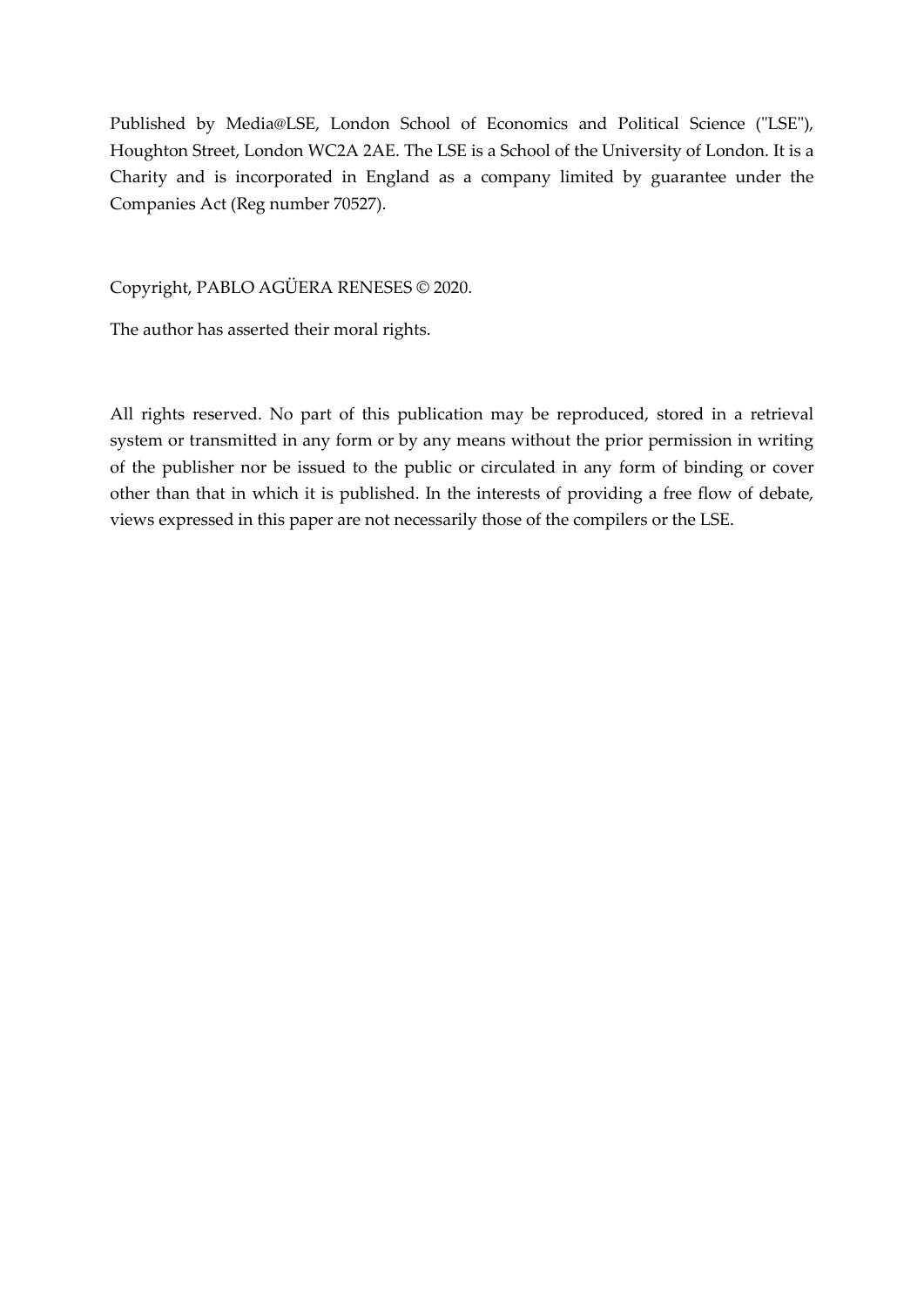Published by Media@LSE, London School of Economics and Political Science ("LSE"), Houghton Street, London WC2A 2AE. The LSE is a School of the University of London. It is a Charity and is incorporated in England as a company limited by guarantee under the Companies Act (Reg number 70527).

Copyright, PABLO AGÜERA RENESES © 2020.

The author has asserted their moral rights.

All rights reserved. No part of this publication may be reproduced, stored in a retrieval system or transmitted in any form or by any means without the prior permission in writing of the publisher nor be issued to the public or circulated in any form of binding or cover other than that in which it is published. In the interests of providing a free flow of debate, views expressed in this paper are not necessarily those of the compilers or the LSE.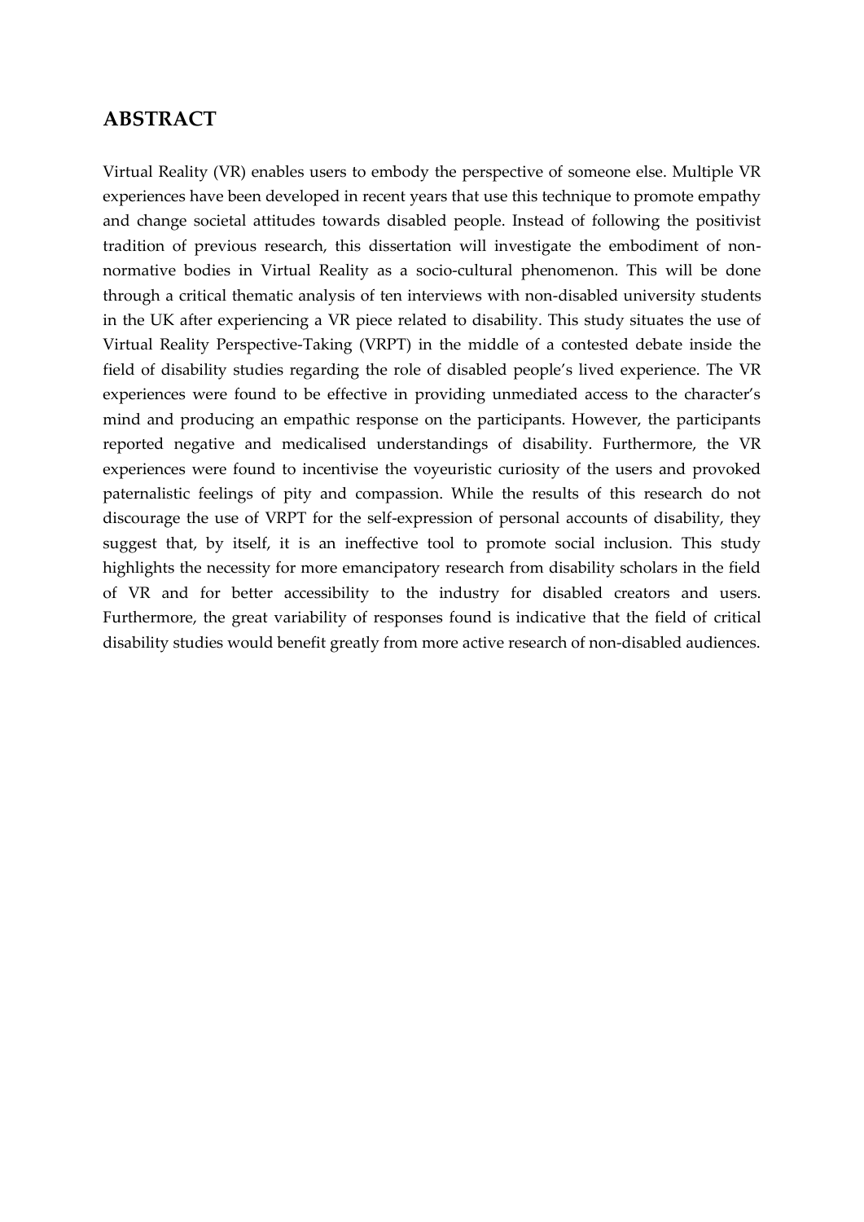## ABSTRACT

Virtual Reality (VR) enables users to embody the perspective of someone else. Multiple VR experiences have been developed in recent years that use this technique to promote empathy and change societal attitudes towards disabled people. Instead of following the positivist tradition of previous research, this dissertation will investigate the embodiment of non-normative bodies in Virtual Reality as a socio-cultural phenomenon. This will be done through a critical thematic analysis of ten interviews with non-disabled university students in the UK after experiencing a VR piece related to disability. This study situates the use of Virtual Reality Perspective-Taking (VRPT) in the middle of a contested debate inside the field of disability studies regarding the role of disabled people's lived experience. The VR experiences were found to be effective in providing unmediated access to the character's mind and producing an empathic response on the participants. However, the participants reported negative and medicalised understandings of disability. Furthermore, the VR experiences were found to incentivise the voyeuristic curiosity of the users and provoked paternalistic feelings of pity and compassion. While the results of this research do not discourage the use of VRPT for the self-expression of personal accounts of disability, they suggest that, by itself, it is an ineffective tool to promote social inclusion. This study highlights the necessity for more emancipatory research from disability scholars in the field of VR and for better accessibility to the industry for disabled creators and users. Furthermore, the great variability of responses found is indicative that the field of critical disability studies would benefit greatly from more active research of non-disabled audiences.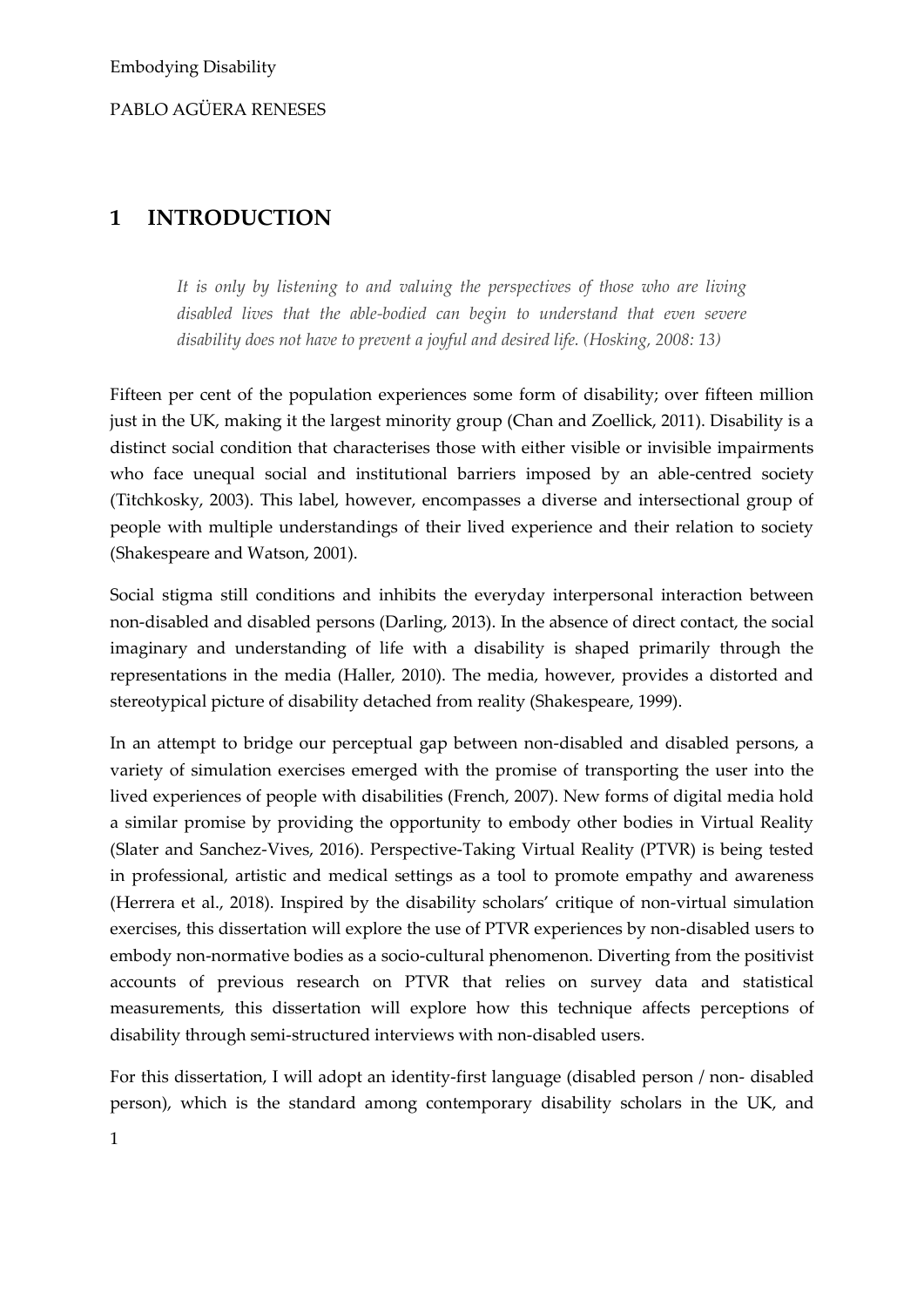# 1 INTRODUCTION

> *It is only by listening to and valuing the perspectives of those who are living disabled lives that the able-bodied can begin to understand that even severe disability does not have to prevent a joyful and desired life. (Hosking, 2008: 13)*

Fifteen per cent of the population experiences some form of disability; over fifteen million just in the UK, making it the largest minority group (Chan and Zoellick, 2011). Disability is a distinct social condition that characterises those with either visible or invisible impairments who face unequal social and institutional barriers imposed by an able-centred society (Titchkosky, 2003). This label, however, encompasses a diverse and intersectional group of people with multiple understandings of their lived experience and their relation to society (Shakespeare and Watson, 2001).

Social stigma still conditions and inhibits the everyday interpersonal interaction between non-disabled and disabled persons (Darling, 2013). In the absence of direct contact, the social imaginary and understanding of life with a disability is shaped primarily through the representations in the media (Haller, 2010). The media, however, provides a distorted and stereotypical picture of disability detached from reality (Shakespeare, 1999).

In an attempt to bridge our perceptual gap between non-disabled and disabled persons, a variety of simulation exercises emerged with the promise of transporting the user into the lived experiences of people with disabilities (French, 2007). New forms of digital media hold a similar promise by providing the opportunity to embody other bodies in Virtual Reality (Slater and Sanchez-Vives, 2016). Perspective-Taking Virtual Reality (PTVR) is being tested in professional, artistic and medical settings as a tool to promote empathy and awareness (Herrera et al., 2018). Inspired by the disability scholars' critique of non-virtual simulation exercises, this dissertation will explore the use of PTVR experiences by non-disabled users to embody non-normative bodies as a socio-cultural phenomenon. Diverting from the positivist accounts of previous research on PTVR that relies on survey data and statistical measurements, this dissertation will explore how this technique affects perceptions of disability through semi-structured interviews with non-disabled users.

For this dissertation, I will adopt an identity-first language (disabled person / non- disabled person), which is the standard among contemporary disability scholars in the UK, and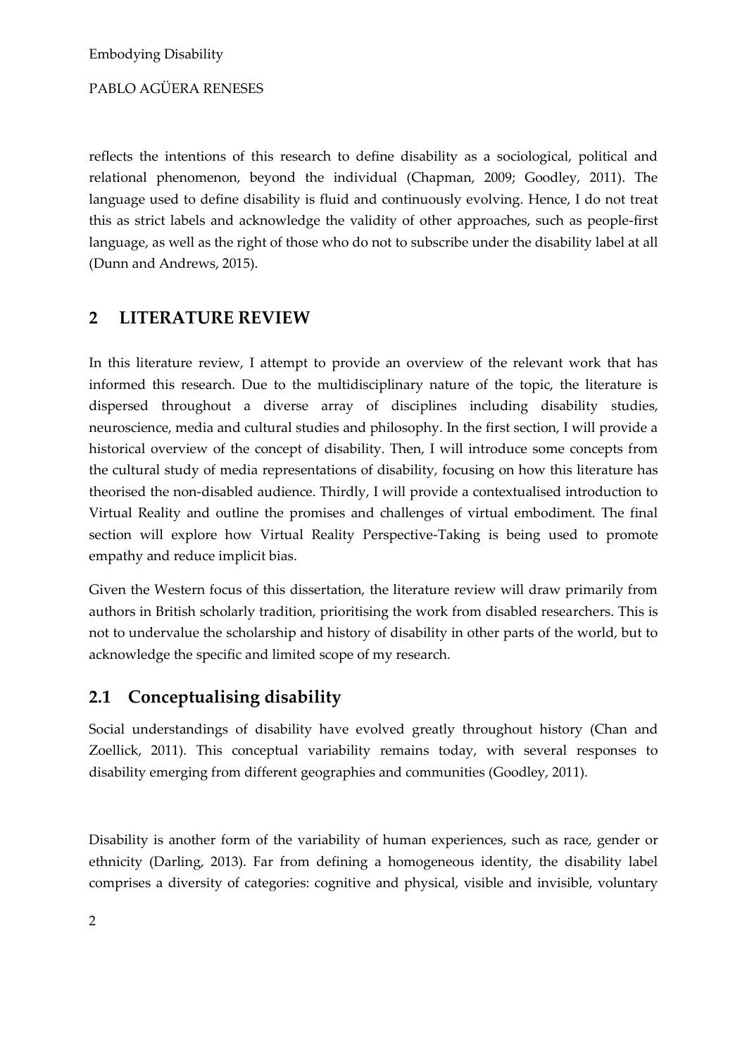reflects the intentions of this research to define disability as a sociological, political and relational phenomenon, beyond the individual (Chapman, 2009; Goodley, 2011). The language used to define disability is fluid and continuously evolving. Hence, I do not treat this as strict labels and acknowledge the validity of other approaches, such as people-first language, as well as the right of those who do not to subscribe under the disability label at all (Dunn and Andrews, 2015).

## 2 LITERATURE REVIEW

In this literature review, I attempt to provide an overview of the relevant work that has informed this research. Due to the multidisciplinary nature of the topic, the literature is dispersed throughout a diverse array of disciplines including disability studies, neuroscience, media and cultural studies and philosophy. In the first section, I will provide a historical overview of the concept of disability. Then, I will introduce some concepts from the cultural study of media representations of disability, focusing on how this literature has theorised the non-disabled audience. Thirdly, I will provide a contextualised introduction to Virtual Reality and outline the promises and challenges of virtual embodiment. The final section will explore how Virtual Reality Perspective-Taking is being used to promote empathy and reduce implicit bias.

Given the Western focus of this dissertation, the literature review will draw primarily from authors in British scholarly tradition, prioritising the work from disabled researchers. This is not to undervalue the scholarship and history of disability in other parts of the world, but to acknowledge the specific and limited scope of my research.

### 2.1 Conceptualising disability

Social understandings of disability have evolved greatly throughout history (Chan and Zoellick, 2011). This conceptual variability remains today, with several responses to disability emerging from different geographies and communities (Goodley, 2011).

Disability is another form of the variability of human experiences, such as race, gender or ethnicity (Darling, 2013). Far from defining a homogeneous identity, the disability label comprises a diversity of categories: cognitive and physical, visible and invisible, voluntary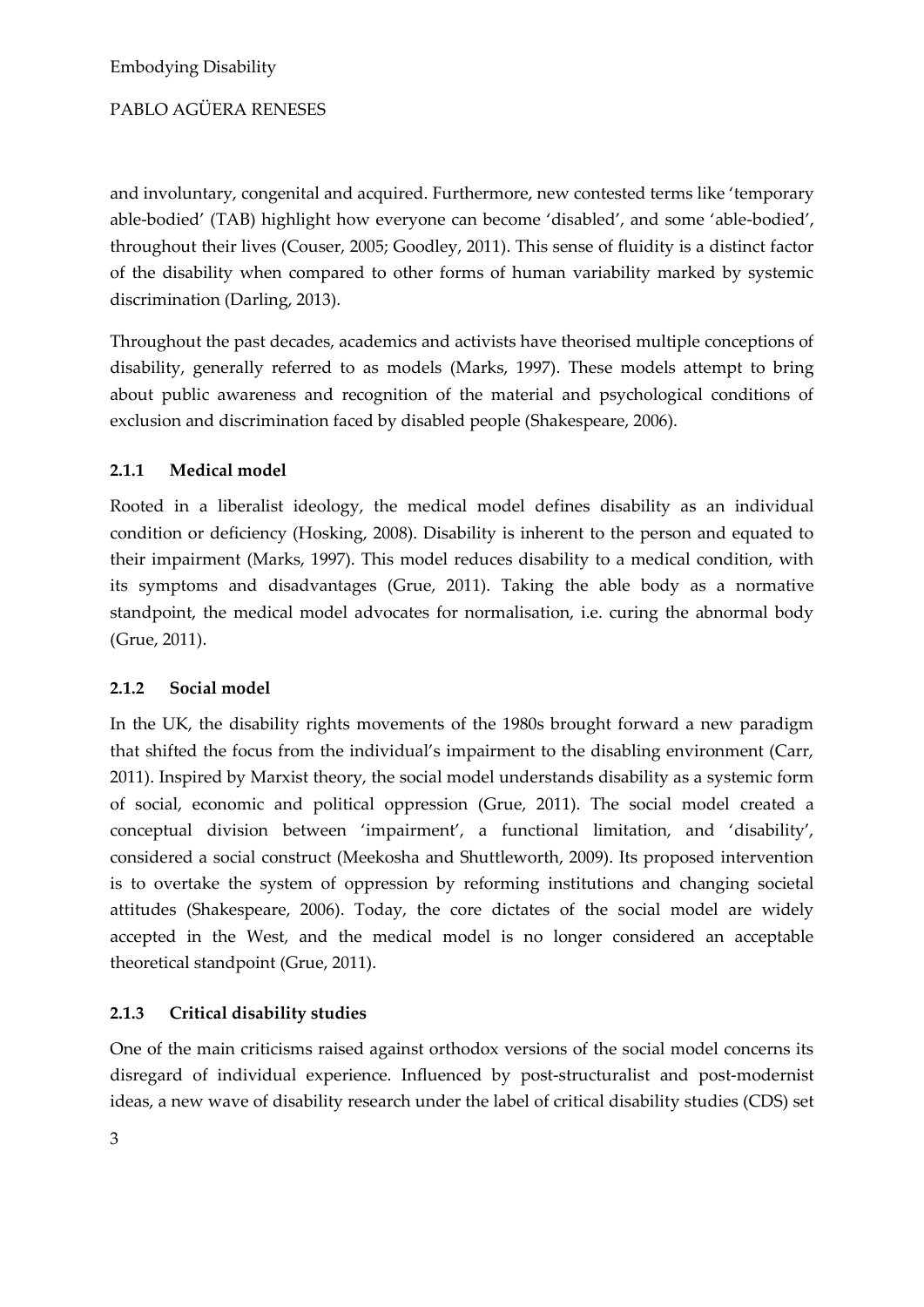and involuntary, congenital and acquired. Furthermore, new contested terms like 'temporary able-bodied' (TAB) highlight how everyone can become 'disabled', and some 'able-bodied', throughout their lives (Couser, 2005; Goodley, 2011). This sense of fluidity is a distinct factor of the disability when compared to other forms of human variability marked by systemic discrimination (Darling, 2013).

Throughout the past decades, academics and activists have theorised multiple conceptions of disability, generally referred to as models (Marks, 1997). These models attempt to bring about public awareness and recognition of the material and psychological conditions of exclusion and discrimination faced by disabled people (Shakespeare, 2006).

### 2.1.1 Medical model

Rooted in a liberalist ideology, the medical model defines disability as an individual condition or deficiency (Hosking, 2008). Disability is inherent to the person and equated to their impairment (Marks, 1997). This model reduces disability to a medical condition, with its symptoms and disadvantages (Grue, 2011). Taking the able body as a normative standpoint, the medical model advocates for normalisation, i.e. curing the abnormal body (Grue, 2011).

### 2.1.2 Social model

In the UK, the disability rights movements of the 1980s brought forward a new paradigm that shifted the focus from the individual's impairment to the disabling environment (Carr, 2011). Inspired by Marxist theory, the social model understands disability as a systemic form of social, economic and political oppression (Grue, 2011). The social model created a conceptual division between 'impairment', a functional limitation, and 'disability', considered a social construct (Meekosha and Shuttleworth, 2009). Its proposed intervention is to overtake the system of oppression by reforming institutions and changing societal attitudes (Shakespeare, 2006). Today, the core dictates of the social model are widely accepted in the West, and the medical model is no longer considered an acceptable theoretical standpoint (Grue, 2011).

### 2.1.3 Critical disability studies

One of the main criticisms raised against orthodox versions of the social model concerns its disregard of individual experience. Influenced by post-structuralist and post-modernist ideas, a new wave of disability research under the label of critical disability studies (CDS) set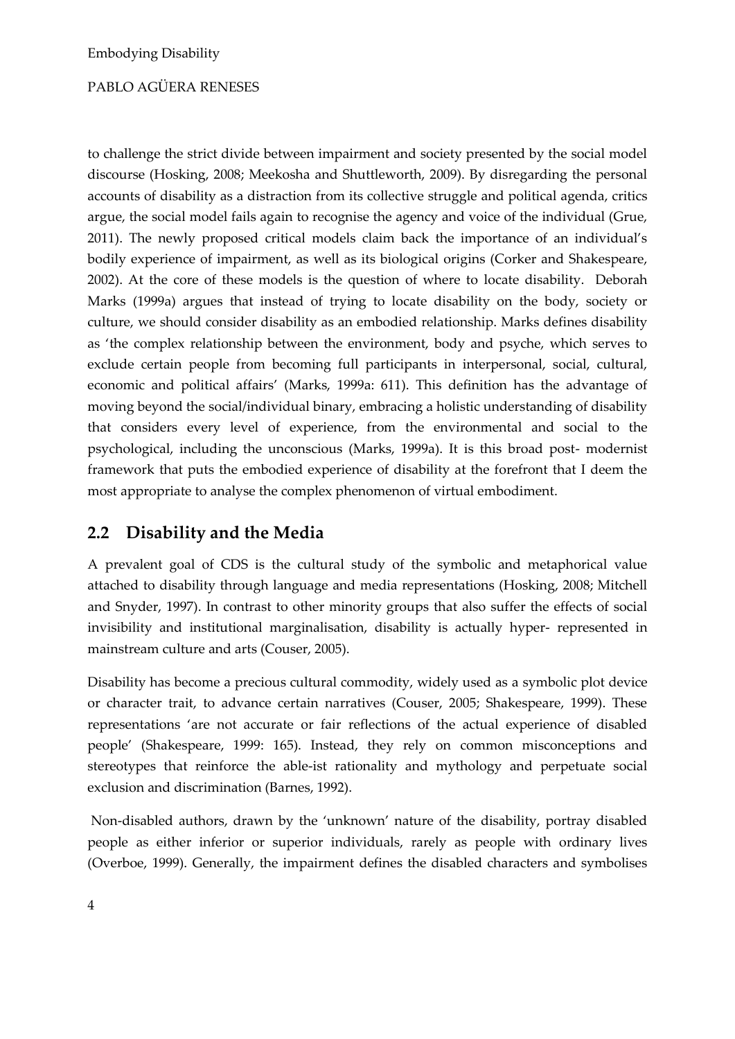to challenge the strict divide between impairment and society presented by the social model discourse (Hosking, 2008; Meekosha and Shuttleworth, 2009). By disregarding the personal accounts of disability as a distraction from its collective struggle and political agenda, critics argue, the social model fails again to recognise the agency and voice of the individual (Grue, 2011). The newly proposed critical models claim back the importance of an individual's bodily experience of impairment, as well as its biological origins (Corker and Shakespeare, 2002). At the core of these models is the question of where to locate disability. Deborah Marks (1999a) argues that instead of trying to locate disability on the body, society or culture, we should consider disability as an embodied relationship. Marks defines disability as 'the complex relationship between the environment, body and psyche, which serves to exclude certain people from becoming full participants in interpersonal, social, cultural, economic and political affairs' (Marks, 1999a: 611). This definition has the advantage of moving beyond the social/individual binary, embracing a holistic understanding of disability that considers every level of experience, from the environmental and social to the psychological, including the unconscious (Marks, 1999a). It is this broad post- modernist framework that puts the embodied experience of disability at the forefront that I deem the most appropriate to analyse the complex phenomenon of virtual embodiment.

## 2.2 Disability and the Media

A prevalent goal of CDS is the cultural study of the symbolic and metaphorical value attached to disability through language and media representations (Hosking, 2008; Mitchell and Snyder, 1997). In contrast to other minority groups that also suffer the effects of social invisibility and institutional marginalisation, disability is actually hyper- represented in mainstream culture and arts (Couser, 2005).

Disability has become a precious cultural commodity, widely used as a symbolic plot device or character trait, to advance certain narratives (Couser, 2005; Shakespeare, 1999). These representations 'are not accurate or fair reflections of the actual experience of disabled people' (Shakespeare, 1999: 165). Instead, they rely on common misconceptions and stereotypes that reinforce the able-ist rationality and mythology and perpetuate social exclusion and discrimination (Barnes, 1992).

Non-disabled authors, drawn by the 'unknown' nature of the disability, portray disabled people as either inferior or superior individuals, rarely as people with ordinary lives (Overboe, 1999). Generally, the impairment defines the disabled characters and symbolises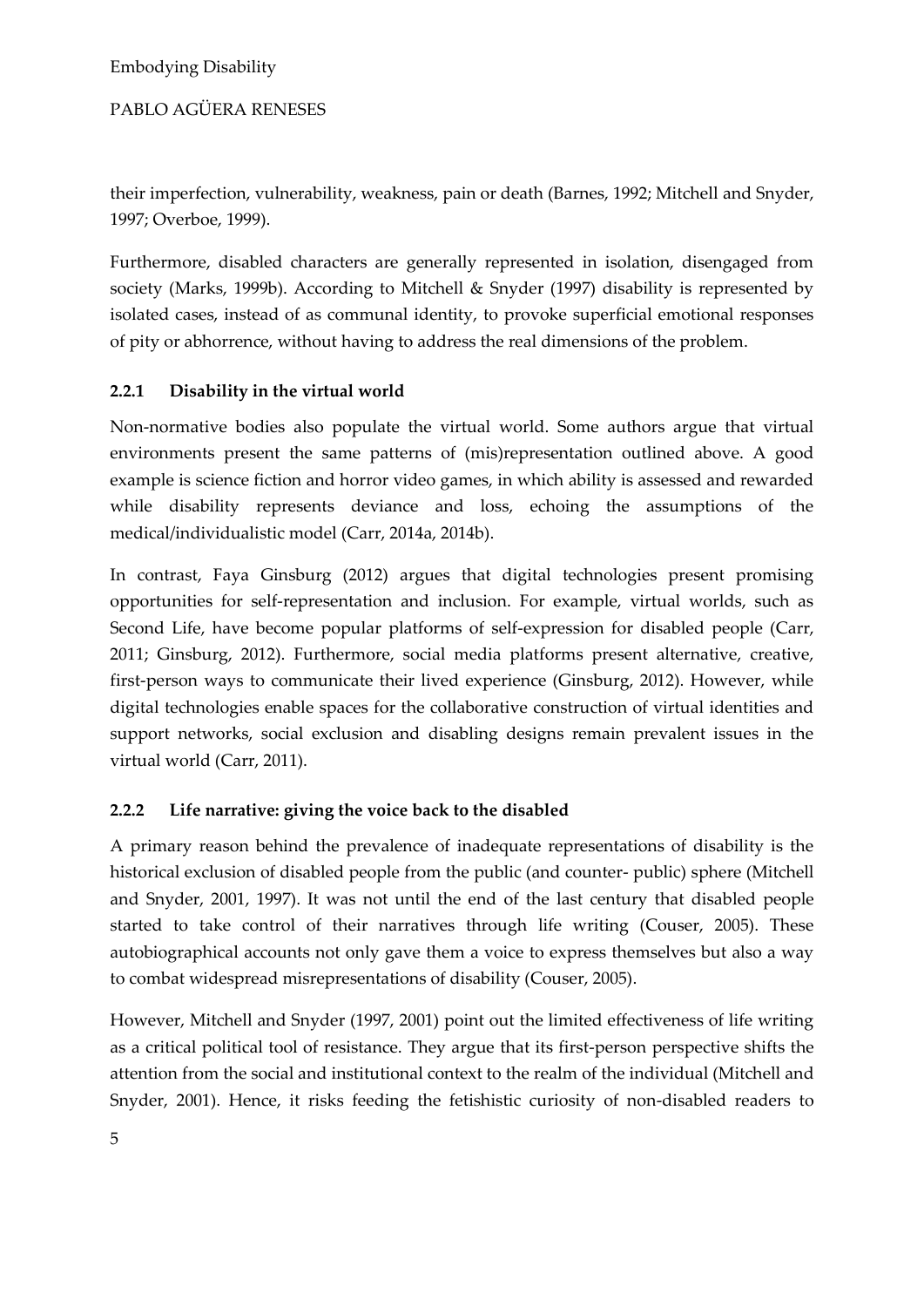their imperfection, vulnerability, weakness, pain or death (Barnes, 1992; Mitchell and Snyder, 1997; Overboe, 1999).

Furthermore, disabled characters are generally represented in isolation, disengaged from society (Marks, 1999b). According to Mitchell & Snyder (1997) disability is represented by isolated cases, instead of as communal identity, to provoke superficial emotional responses of pity or abhorrence, without having to address the real dimensions of the problem.

### 2.2.1 Disability in the virtual world

Non-normative bodies also populate the virtual world. Some authors argue that virtual environments present the same patterns of (mis)representation outlined above. A good example is science fiction and horror video games, in which ability is assessed and rewarded while disability represents deviance and loss, echoing the assumptions of the medical/individualistic model (Carr, 2014a, 2014b).

In contrast, Faya Ginsburg (2012) argues that digital technologies present promising opportunities for self-representation and inclusion. For example, virtual worlds, such as Second Life, have become popular platforms of self-expression for disabled people (Carr, 2011; Ginsburg, 2012). Furthermore, social media platforms present alternative, creative, first-person ways to communicate their lived experience (Ginsburg, 2012). However, while digital technologies enable spaces for the collaborative construction of virtual identities and support networks, social exclusion and disabling designs remain prevalent issues in the virtual world (Carr, 2011).

### 2.2.2 Life narrative: giving the voice back to the disabled

A primary reason behind the prevalence of inadequate representations of disability is the historical exclusion of disabled people from the public (and counter- public) sphere (Mitchell and Snyder, 2001, 1997). It was not until the end of the last century that disabled people started to take control of their narratives through life writing (Couser, 2005). These autobiographical accounts not only gave them a voice to express themselves but also a way to combat widespread misrepresentations of disability (Couser, 2005).

However, Mitchell and Snyder (1997, 2001) point out the limited effectiveness of life writing as a critical political tool of resistance. They argue that its first-person perspective shifts the attention from the social and institutional context to the realm of the individual (Mitchell and Snyder, 2001). Hence, it risks feeding the fetishistic curiosity of non-disabled readers to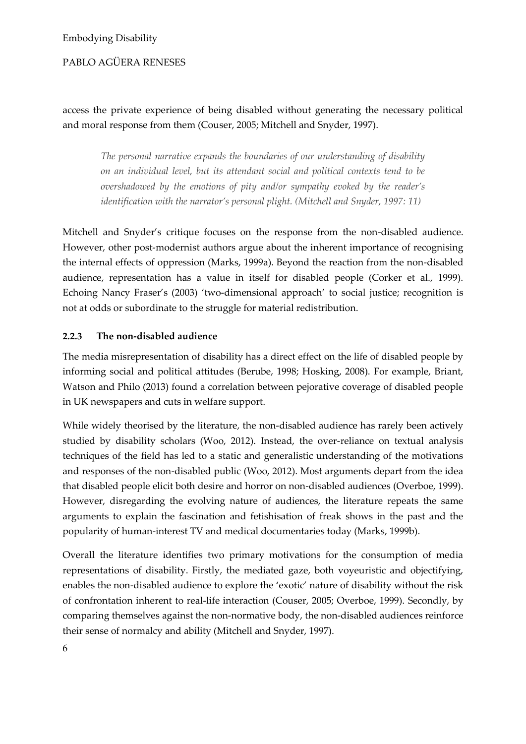access the private experience of being disabled without generating the necessary political and moral response from them (Couser, 2005; Mitchell and Snyder, 1997).

> *The personal narrative expands the boundaries of our understanding of disability on an individual level, but its attendant social and political contexts tend to be overshadowed by the emotions of pity and/or sympathy evoked by the reader's identification with the narrator's personal plight. (Mitchell and Snyder, 1997: 11)*

Mitchell and Snyder's critique focuses on the response from the non-disabled audience. However, other post-modernist authors argue about the inherent importance of recognising the internal effects of oppression (Marks, 1999a). Beyond the reaction from the non-disabled audience, representation has a value in itself for disabled people (Corker et al., 1999). Echoing Nancy Fraser's (2003) 'two-dimensional approach' to social justice; recognition is not at odds or subordinate to the struggle for material redistribution.

### 2.2.3 The non-disabled audience

The media misrepresentation of disability has a direct effect on the life of disabled people by informing social and political attitudes (Berube, 1998; Hosking, 2008). For example, Briant, Watson and Philo (2013) found a correlation between pejorative coverage of disabled people in UK newspapers and cuts in welfare support.

While widely theorised by the literature, the non-disabled audience has rarely been actively studied by disability scholars (Woo, 2012). Instead, the over-reliance on textual analysis techniques of the field has led to a static and generalistic understanding of the motivations and responses of the non-disabled public (Woo, 2012). Most arguments depart from the idea that disabled people elicit both desire and horror on non-disabled audiences (Overboe, 1999). However, disregarding the evolving nature of audiences, the literature repeats the same arguments to explain the fascination and fetishisation of freak shows in the past and the popularity of human-interest TV and medical documentaries today (Marks, 1999b).

Overall the literature identifies two primary motivations for the consumption of media representations of disability. Firstly, the mediated gaze, both voyeuristic and objectifying, enables the non-disabled audience to explore the 'exotic' nature of disability without the risk of confrontation inherent to real-life interaction (Couser, 2005; Overboe, 1999). Secondly, by comparing themselves against the non-normative body, the non-disabled audiences reinforce their sense of normalcy and ability (Mitchell and Snyder, 1997).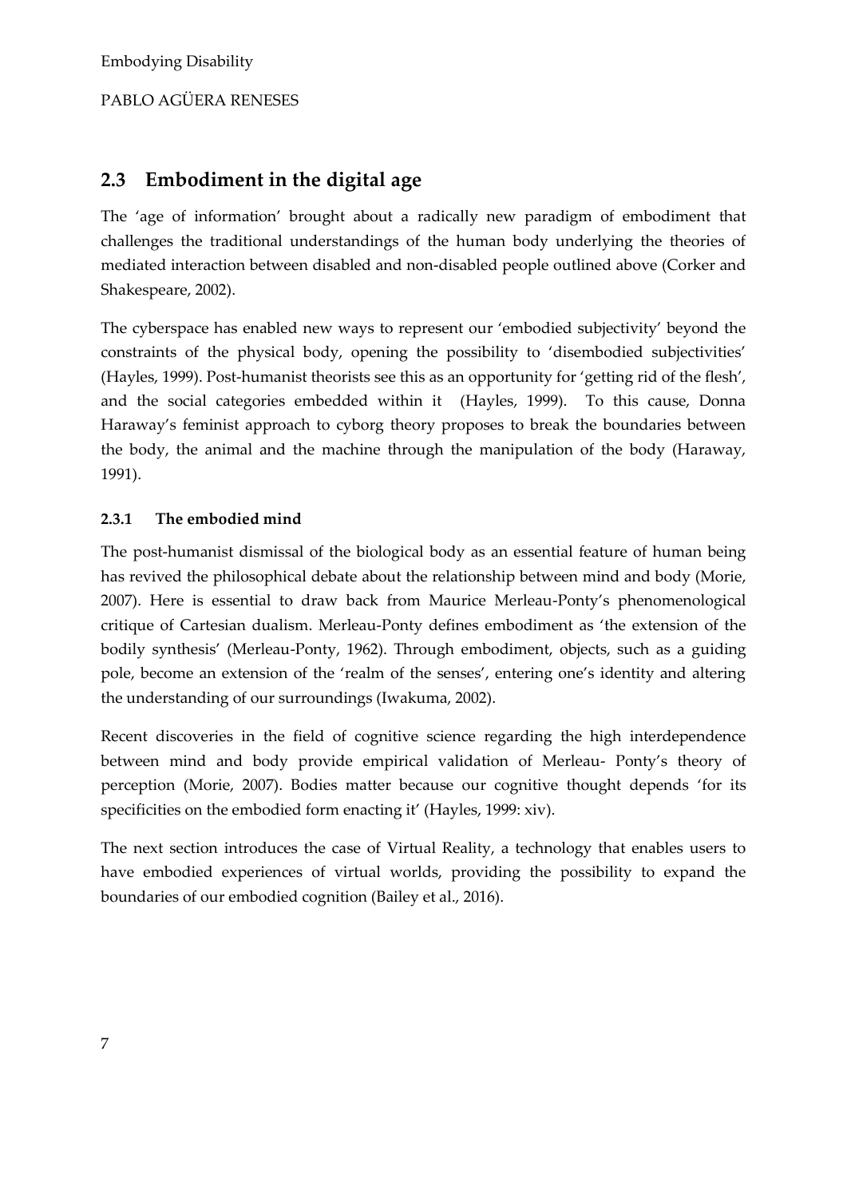## 2.3 Embodiment in the digital age

The 'age of information' brought about a radically new paradigm of embodiment that challenges the traditional understandings of the human body underlying the theories of mediated interaction between disabled and non-disabled people outlined above (Corker and Shakespeare, 2002).

The cyberspace has enabled new ways to represent our 'embodied subjectivity' beyond the constraints of the physical body, opening the possibility to 'disembodied subjectivities' (Hayles, 1999). Post-humanist theorists see this as an opportunity for 'getting rid of the flesh', and the social categories embedded within it (Hayles, 1999). To this cause, Donna Haraway's feminist approach to cyborg theory proposes to break the boundaries between the body, the animal and the machine through the manipulation of the body (Haraway, 1991).

### 2.3.1 The embodied mind

The post-humanist dismissal of the biological body as an essential feature of human being has revived the philosophical debate about the relationship between mind and body (Morie, 2007). Here is essential to draw back from Maurice Merleau-Ponty's phenomenological critique of Cartesian dualism. Merleau-Ponty defines embodiment as 'the extension of the bodily synthesis' (Merleau-Ponty, 1962). Through embodiment, objects, such as a guiding pole, become an extension of the 'realm of the senses', entering one's identity and altering the understanding of our surroundings (Iwakuma, 2002).

Recent discoveries in the field of cognitive science regarding the high interdependence between mind and body provide empirical validation of Merleau- Ponty's theory of perception (Morie, 2007). Bodies matter because our cognitive thought depends 'for its specificities on the embodied form enacting it' (Hayles, 1999: xiv).

The next section introduces the case of Virtual Reality, a technology that enables users to have embodied experiences of virtual worlds, providing the possibility to expand the boundaries of our embodied cognition (Bailey et al., 2016).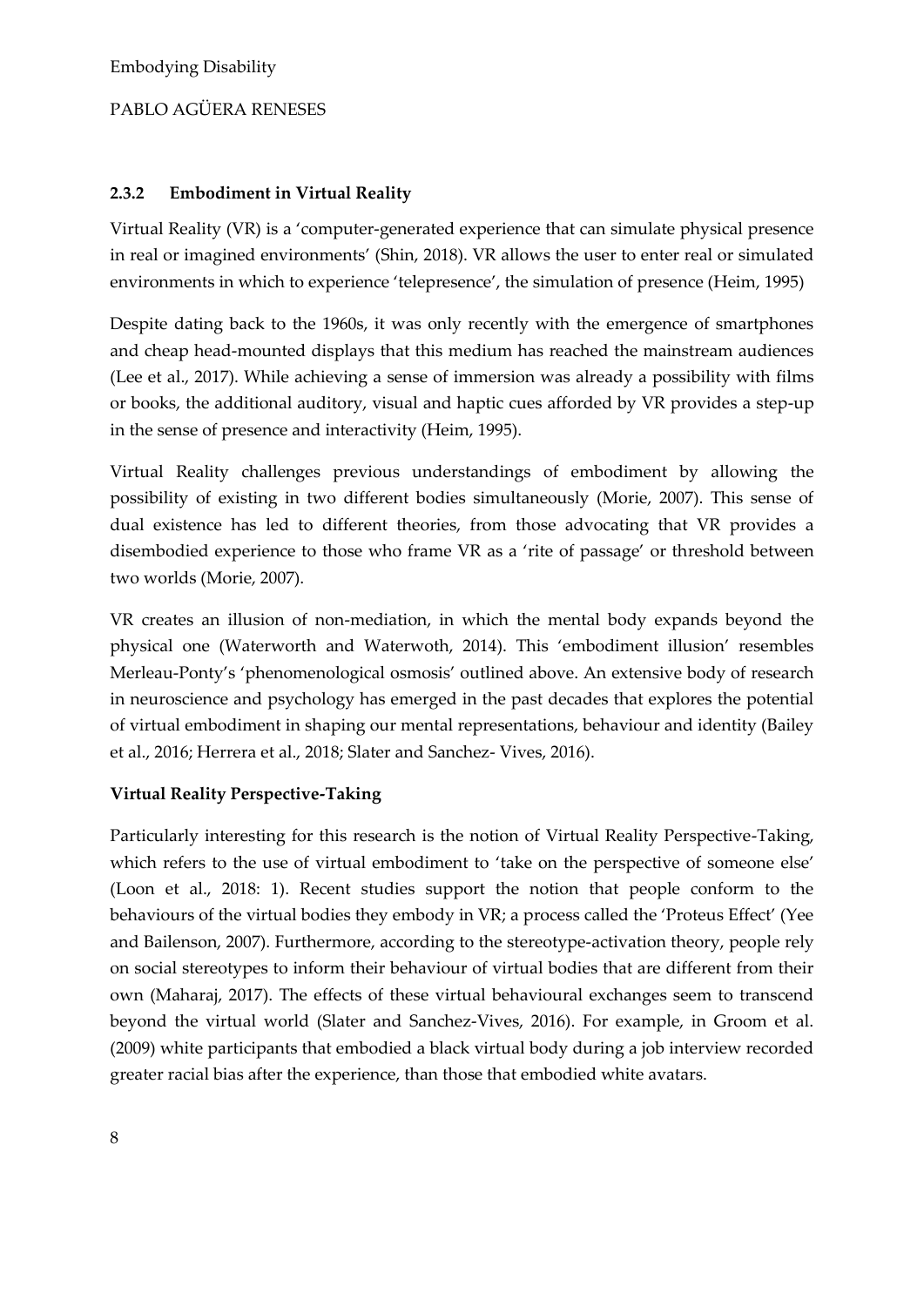### 2.3.2 Embodiment in Virtual Reality

Virtual Reality (VR) is a 'computer-generated experience that can simulate physical presence in real or imagined environments' (Shin, 2018). VR allows the user to enter real or simulated environments in which to experience 'telepresence', the simulation of presence (Heim, 1995)

Despite dating back to the 1960s, it was only recently with the emergence of smartphones and cheap head-mounted displays that this medium has reached the mainstream audiences (Lee et al., 2017). While achieving a sense of immersion was already a possibility with films or books, the additional auditory, visual and haptic cues afforded by VR provides a step-up in the sense of presence and interactivity (Heim, 1995).

Virtual Reality challenges previous understandings of embodiment by allowing the possibility of existing in two different bodies simultaneously (Morie, 2007). This sense of dual existence has led to different theories, from those advocating that VR provides a disembodied experience to those who frame VR as a 'rite of passage' or threshold between two worlds (Morie, 2007).

VR creates an illusion of non-mediation, in which the mental body expands beyond the physical one (Waterworth and Waterwoth, 2014). This 'embodiment illusion' resembles Merleau-Ponty's 'phenomenological osmosis' outlined above. An extensive body of research in neuroscience and psychology has emerged in the past decades that explores the potential of virtual embodiment in shaping our mental representations, behaviour and identity (Bailey et al., 2016; Herrera et al., 2018; Slater and Sanchez- Vives, 2016).

**Virtual Reality Perspective-Taking**

Particularly interesting for this research is the notion of Virtual Reality Perspective-Taking, which refers to the use of virtual embodiment to 'take on the perspective of someone else' (Loon et al., 2018: 1). Recent studies support the notion that people conform to the behaviours of the virtual bodies they embody in VR; a process called the 'Proteus Effect' (Yee and Bailenson, 2007). Furthermore, according to the stereotype-activation theory, people rely on social stereotypes to inform their behaviour of virtual bodies that are different from their own (Maharaj, 2017). The effects of these virtual behavioural exchanges seem to transcend beyond the virtual world (Slater and Sanchez-Vives, 2016). For example, in Groom et al. (2009) white participants that embodied a black virtual body during a job interview recorded greater racial bias after the experience, than those that embodied white avatars.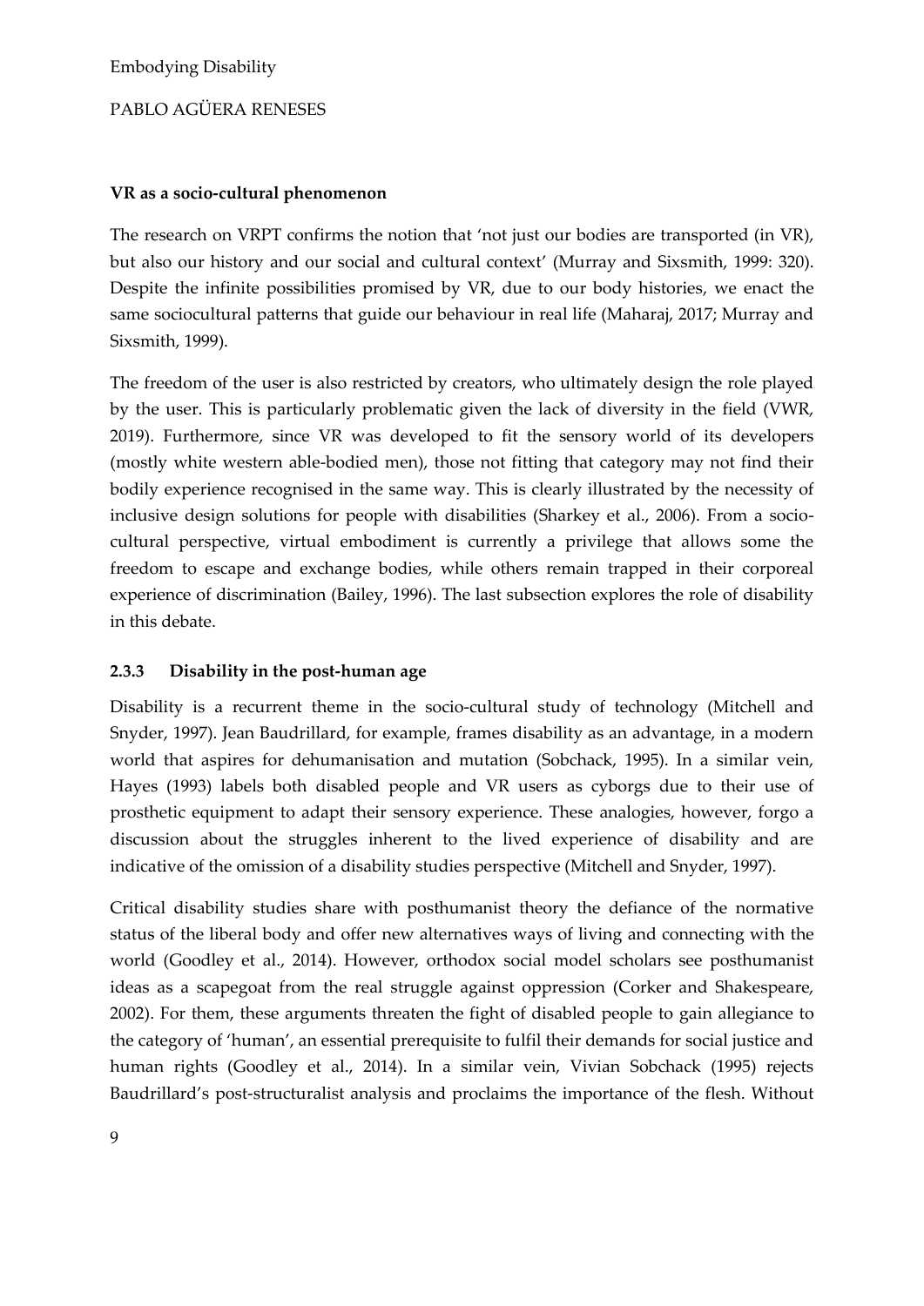**VR as a socio-cultural phenomenon**

The research on VRPT confirms the notion that 'not just our bodies are transported (in VR), but also our history and our social and cultural context' (Murray and Sixsmith, 1999: 320). Despite the infinite possibilities promised by VR, due to our body histories, we enact the same sociocultural patterns that guide our behaviour in real life (Maharaj, 2017; Murray and Sixsmith, 1999).

The freedom of the user is also restricted by creators, who ultimately design the role played by the user. This is particularly problematic given the lack of diversity in the field (VWR, 2019). Furthermore, since VR was developed to fit the sensory world of its developers (mostly white western able-bodied men), those not fitting that category may not find their bodily experience recognised in the same way. This is clearly illustrated by the necessity of inclusive design solutions for people with disabilities (Sharkey et al., 2006). From a socio-cultural perspective, virtual embodiment is currently a privilege that allows some the freedom to escape and exchange bodies, while others remain trapped in their corporeal experience of discrimination (Bailey, 1996). The last subsection explores the role of disability in this debate.

### 2.3.3 Disability in the post-human age

Disability is a recurrent theme in the socio-cultural study of technology (Mitchell and Snyder, 1997). Jean Baudrillard, for example, frames disability as an advantage, in a modern world that aspires for dehumanisation and mutation (Sobchack, 1995). In a similar vein, Hayes (1993) labels both disabled people and VR users as cyborgs due to their use of prosthetic equipment to adapt their sensory experience. These analogies, however, forgo a discussion about the struggles inherent to the lived experience of disability and are indicative of the omission of a disability studies perspective (Mitchell and Snyder, 1997).

Critical disability studies share with posthumanist theory the defiance of the normative status of the liberal body and offer new alternatives ways of living and connecting with the world (Goodley et al., 2014). However, orthodox social model scholars see posthumanist ideas as a scapegoat from the real struggle against oppression (Corker and Shakespeare, 2002). For them, these arguments threaten the fight of disabled people to gain allegiance to the category of 'human', an essential prerequisite to fulfil their demands for social justice and human rights (Goodley et al., 2014). In a similar vein, Vivian Sobchack (1995) rejects Baudrillard's post-structuralist analysis and proclaims the importance of the flesh. Without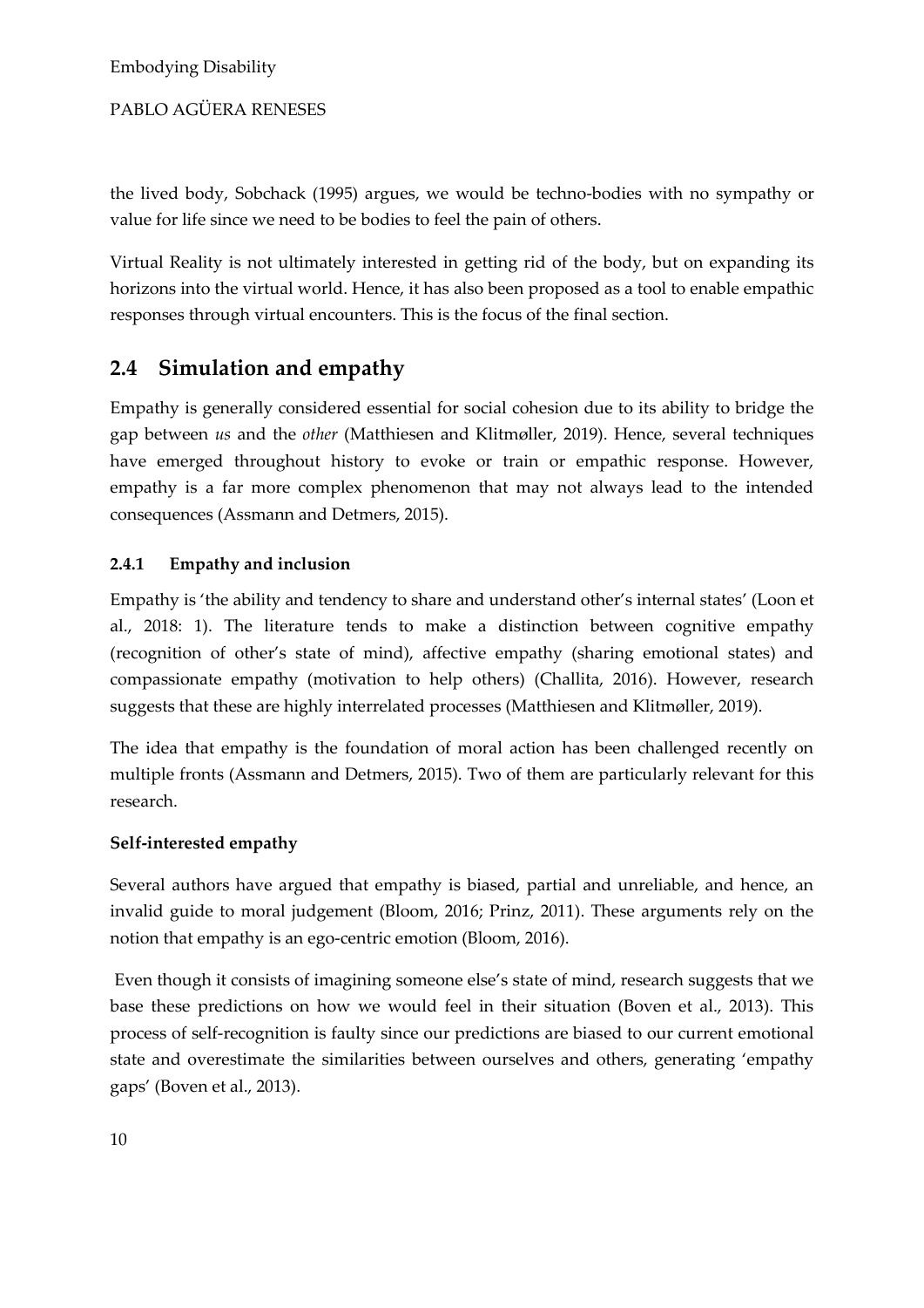the lived body, Sobchack (1995) argues, we would be techno-bodies with no sympathy or value for life since we need to be bodies to feel the pain of others.

Virtual Reality is not ultimately interested in getting rid of the body, but on expanding its horizons into the virtual world. Hence, it has also been proposed as a tool to enable empathic responses through virtual encounters. This is the focus of the final section.

## 2.4 Simulation and empathy

Empathy is generally considered essential for social cohesion due to its ability to bridge the gap between *us* and the *other* (Matthiesen and Klitmøller, 2019). Hence, several techniques have emerged throughout history to evoke or train or empathic response. However, empathy is a far more complex phenomenon that may not always lead to the intended consequences (Assmann and Detmers, 2015).

### 2.4.1 Empathy and inclusion

Empathy is 'the ability and tendency to share and understand other's internal states' (Loon et al., 2018: 1). The literature tends to make a distinction between cognitive empathy (recognition of other's state of mind), affective empathy (sharing emotional states) and compassionate empathy (motivation to help others) (Challita, 2016). However, research suggests that these are highly interrelated processes (Matthiesen and Klitmøller, 2019).

The idea that empathy is the foundation of moral action has been challenged recently on multiple fronts (Assmann and Detmers, 2015). Two of them are particularly relevant for this research.

**Self-interested empathy**

Several authors have argued that empathy is biased, partial and unreliable, and hence, an invalid guide to moral judgement (Bloom, 2016; Prinz, 2011). These arguments rely on the notion that empathy is an ego-centric emotion (Bloom, 2016).

Even though it consists of imagining someone else's state of mind, research suggests that we base these predictions on how we would feel in their situation (Boven et al., 2013). This process of self-recognition is faulty since our predictions are biased to our current emotional state and overestimate the similarities between ourselves and others, generating 'empathy gaps' (Boven et al., 2013).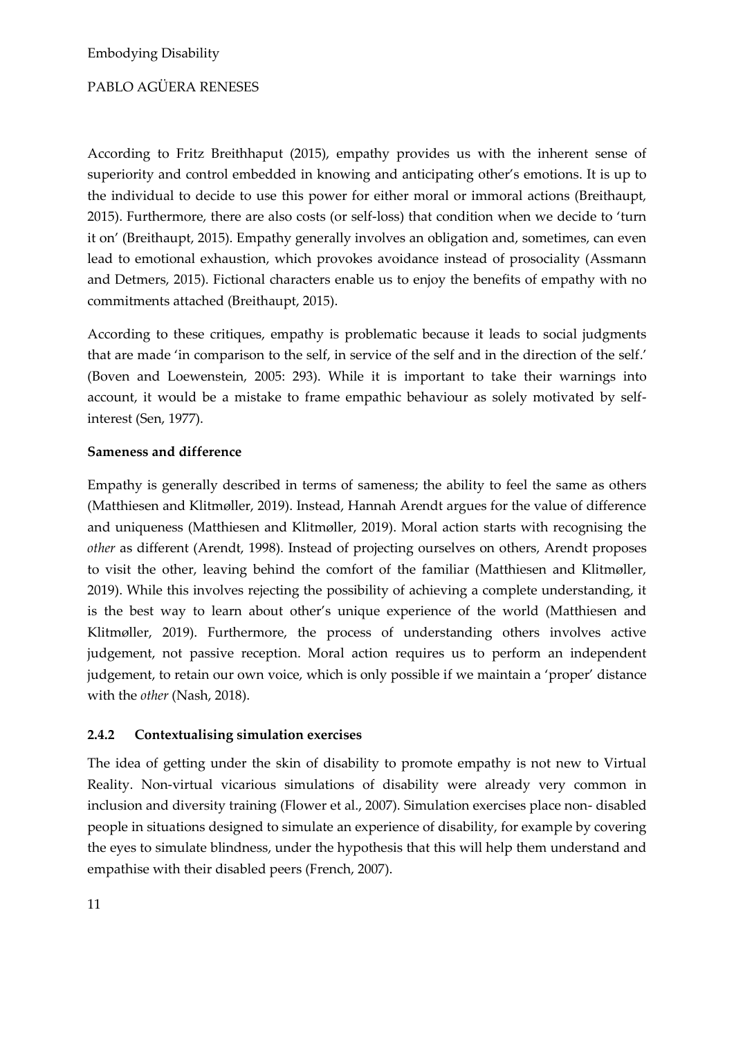According to Fritz Breithhaput (2015), empathy provides us with the inherent sense of superiority and control embedded in knowing and anticipating other's emotions. It is up to the individual to decide to use this power for either moral or immoral actions (Breithaupt, 2015). Furthermore, there are also costs (or self-loss) that condition when we decide to 'turn it on' (Breithaupt, 2015). Empathy generally involves an obligation and, sometimes, can even lead to emotional exhaustion, which provokes avoidance instead of prosociality (Assmann and Detmers, 2015). Fictional characters enable us to enjoy the benefits of empathy with no commitments attached (Breithaupt, 2015).

According to these critiques, empathy is problematic because it leads to social judgments that are made 'in comparison to the self, in service of the self and in the direction of the self.' (Boven and Loewenstein, 2005: 293). While it is important to take their warnings into account, it would be a mistake to frame empathic behaviour as solely motivated by self-interest (Sen, 1977).

**Sameness and difference**

Empathy is generally described in terms of sameness; the ability to feel the same as others (Matthiesen and Klitmøller, 2019). Instead, Hannah Arendt argues for the value of difference and uniqueness (Matthiesen and Klitmøller, 2019). Moral action starts with recognising the *other* as different (Arendt, 1998). Instead of projecting ourselves on others, Arendt proposes to visit the other, leaving behind the comfort of the familiar (Matthiesen and Klitmøller, 2019). While this involves rejecting the possibility of achieving a complete understanding, it is the best way to learn about other's unique experience of the world (Matthiesen and Klitmøller, 2019). Furthermore, the process of understanding others involves active judgement, not passive reception. Moral action requires us to perform an independent judgement, to retain our own voice, which is only possible if we maintain a 'proper' distance with the *other* (Nash, 2018).

### 2.4.2 Contextualising simulation exercises

The idea of getting under the skin of disability to promote empathy is not new to Virtual Reality. Non-virtual vicarious simulations of disability were already very common in inclusion and diversity training (Flower et al., 2007). Simulation exercises place non- disabled people in situations designed to simulate an experience of disability, for example by covering the eyes to simulate blindness, under the hypothesis that this will help them understand and empathise with their disabled peers (French, 2007).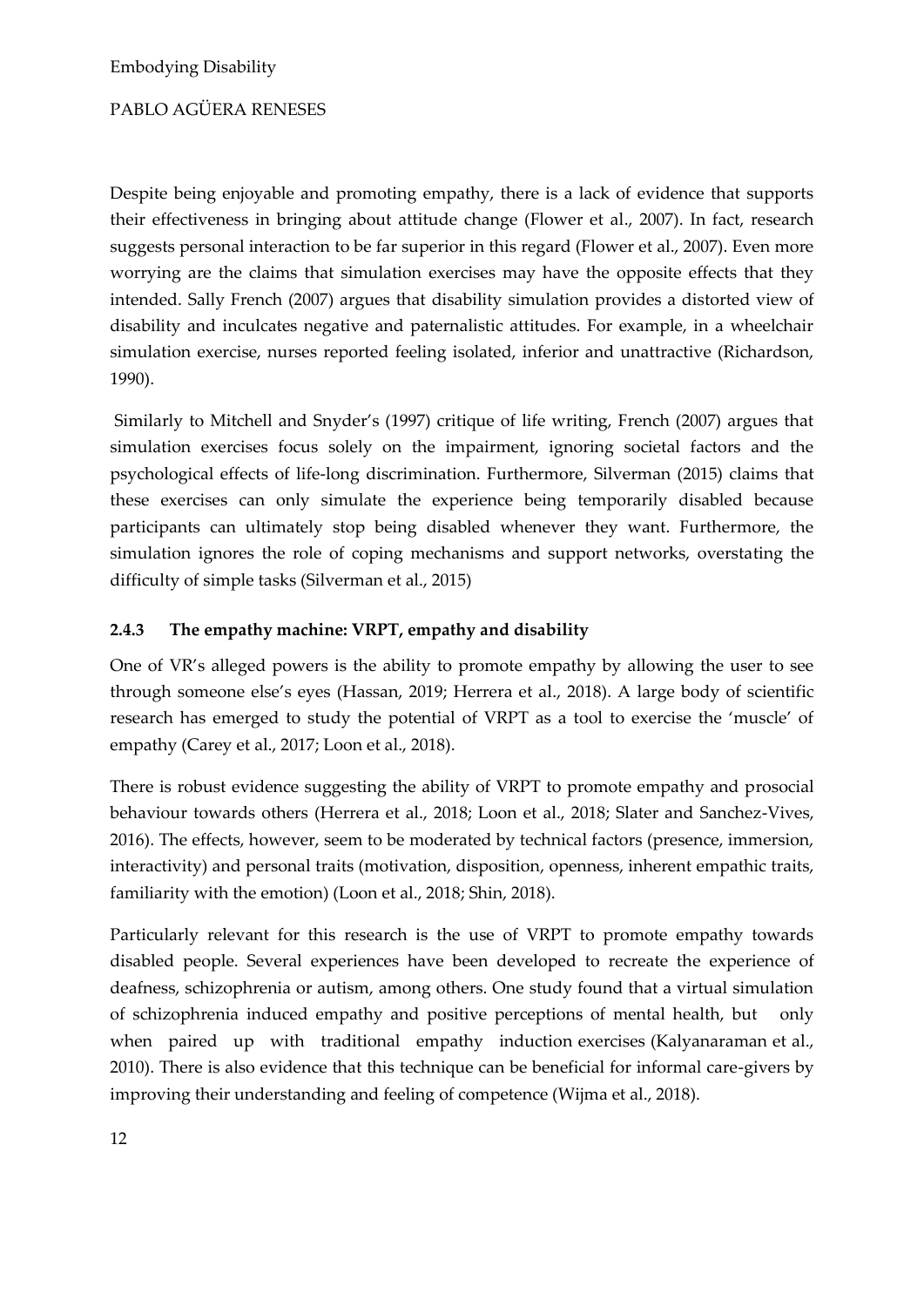Despite being enjoyable and promoting empathy, there is a lack of evidence that supports their effectiveness in bringing about attitude change (Flower et al., 2007). In fact, research suggests personal interaction to be far superior in this regard (Flower et al., 2007). Even more worrying are the claims that simulation exercises may have the opposite effects that they intended. Sally French (2007) argues that disability simulation provides a distorted view of disability and inculcates negative and paternalistic attitudes. For example, in a wheelchair simulation exercise, nurses reported feeling isolated, inferior and unattractive (Richardson, 1990).

Similarly to Mitchell and Snyder's (1997) critique of life writing, French (2007) argues that simulation exercises focus solely on the impairment, ignoring societal factors and the psychological effects of life-long discrimination. Furthermore, Silverman (2015) claims that these exercises can only simulate the experience being temporarily disabled because participants can ultimately stop being disabled whenever they want. Furthermore, the simulation ignores the role of coping mechanisms and support networks, overstating the difficulty of simple tasks (Silverman et al., 2015)

### 2.4.3 The empathy machine: VRPT, empathy and disability

One of VR's alleged powers is the ability to promote empathy by allowing the user to see through someone else's eyes (Hassan, 2019; Herrera et al., 2018). A large body of scientific research has emerged to study the potential of VRPT as a tool to exercise the 'muscle' of empathy (Carey et al., 2017; Loon et al., 2018).

There is robust evidence suggesting the ability of VRPT to promote empathy and prosocial behaviour towards others (Herrera et al., 2018; Loon et al., 2018; Slater and Sanchez-Vives, 2016). The effects, however, seem to be moderated by technical factors (presence, immersion, interactivity) and personal traits (motivation, disposition, openness, inherent empathic traits, familiarity with the emotion) (Loon et al., 2018; Shin, 2018).

Particularly relevant for this research is the use of VRPT to promote empathy towards disabled people. Several experiences have been developed to recreate the experience of deafness, schizophrenia or autism, among others. One study found that a virtual simulation of schizophrenia induced empathy and positive perceptions of mental health, but only when paired up with traditional empathy induction exercises (Kalyanaraman et al., 2010). There is also evidence that this technique can be beneficial for informal care-givers by improving their understanding and feeling of competence (Wijma et al., 2018).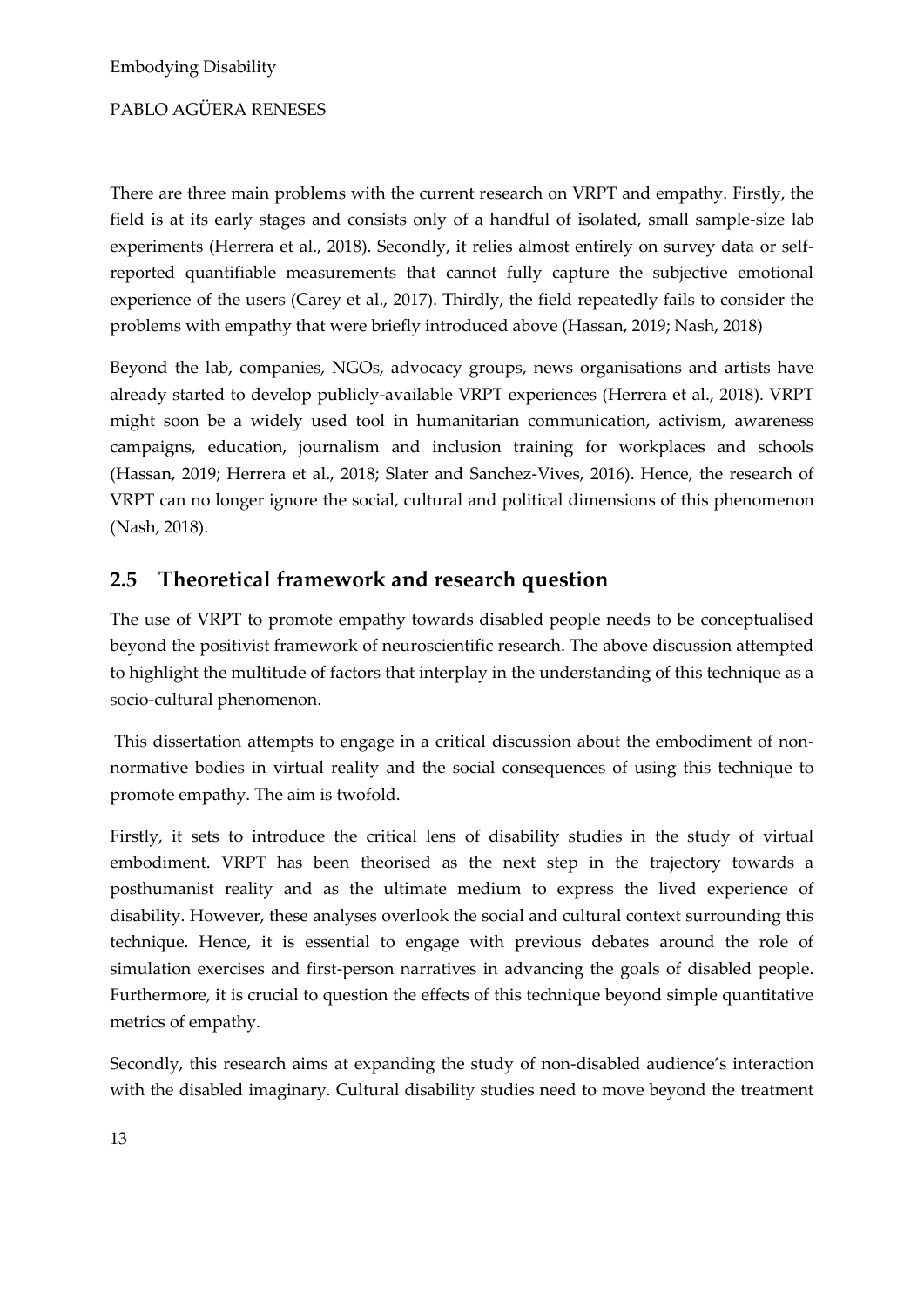There are three main problems with the current research on VRPT and empathy. Firstly, the field is at its early stages and consists only of a handful of isolated, small sample-size lab experiments (Herrera et al., 2018). Secondly, it relies almost entirely on survey data or self-reported quantifiable measurements that cannot fully capture the subjective emotional experience of the users (Carey et al., 2017). Thirdly, the field repeatedly fails to consider the problems with empathy that were briefly introduced above (Hassan, 2019; Nash, 2018)

Beyond the lab, companies, NGOs, advocacy groups, news organisations and artists have already started to develop publicly-available VRPT experiences (Herrera et al., 2018). VRPT might soon be a widely used tool in humanitarian communication, activism, awareness campaigns, education, journalism and inclusion training for workplaces and schools (Hassan, 2019; Herrera et al., 2018; Slater and Sanchez-Vives, 2016). Hence, the research of VRPT can no longer ignore the social, cultural and political dimensions of this phenomenon (Nash, 2018).

## 2.5 Theoretical framework and research question

The use of VRPT to promote empathy towards disabled people needs to be conceptualised beyond the positivist framework of neuroscientific research. The above discussion attempted to highlight the multitude of factors that interplay in the understanding of this technique as a socio-cultural phenomenon.

This dissertation attempts to engage in a critical discussion about the embodiment of non-normative bodies in virtual reality and the social consequences of using this technique to promote empathy. The aim is twofold.

Firstly, it sets to introduce the critical lens of disability studies in the study of virtual embodiment. VRPT has been theorised as the next step in the trajectory towards a posthumanist reality and as the ultimate medium to express the lived experience of disability. However, these analyses overlook the social and cultural context surrounding this technique. Hence, it is essential to engage with previous debates around the role of simulation exercises and first-person narratives in advancing the goals of disabled people. Furthermore, it is crucial to question the effects of this technique beyond simple quantitative metrics of empathy.

Secondly, this research aims at expanding the study of non-disabled audience's interaction with the disabled imaginary. Cultural disability studies need to move beyond the treatment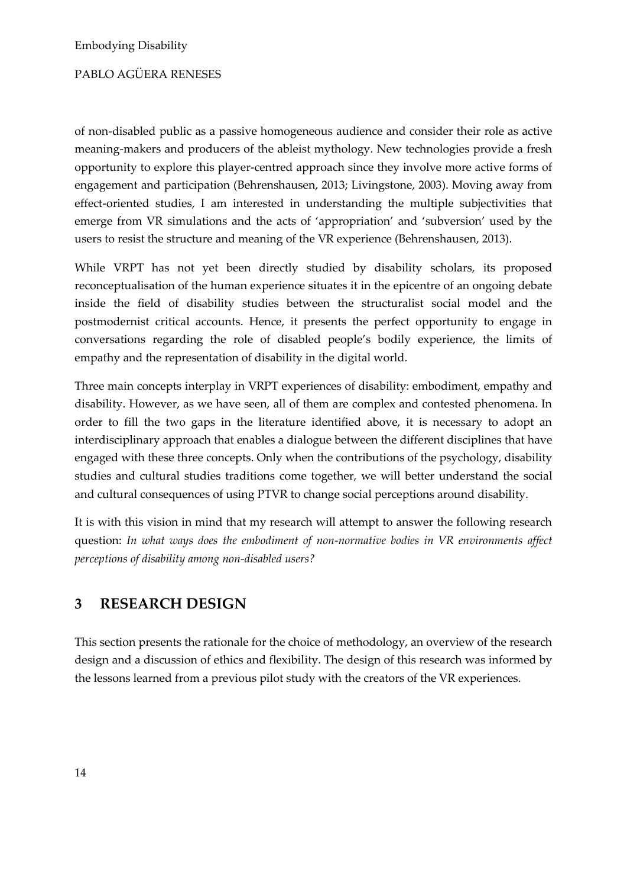of non-disabled public as a passive homogeneous audience and consider their role as active meaning-makers and producers of the ableist mythology. New technologies provide a fresh opportunity to explore this player-centred approach since they involve more active forms of engagement and participation (Behrenshausen, 2013; Livingstone, 2003). Moving away from effect-oriented studies, I am interested in understanding the multiple subjectivities that emerge from VR simulations and the acts of 'appropriation' and 'subversion' used by the users to resist the structure and meaning of the VR experience (Behrenshausen, 2013).

While VRPT has not yet been directly studied by disability scholars, its proposed reconceptualisation of the human experience situates it in the epicentre of an ongoing debate inside the field of disability studies between the structuralist social model and the postmodernist critical accounts. Hence, it presents the perfect opportunity to engage in conversations regarding the role of disabled people's bodily experience, the limits of empathy and the representation of disability in the digital world.

Three main concepts interplay in VRPT experiences of disability: embodiment, empathy and disability. However, as we have seen, all of them are complex and contested phenomena. In order to fill the two gaps in the literature identified above, it is necessary to adopt an interdisciplinary approach that enables a dialogue between the different disciplines that have engaged with these three concepts. Only when the contributions of the psychology, disability studies and cultural studies traditions come together, we will better understand the social and cultural consequences of using PTVR to change social perceptions around disability.

It is with this vision in mind that my research will attempt to answer the following research question: *In what ways does the embodiment of non-normative bodies in VR environments affect perceptions of disability among non-disabled users?*

# 3 RESEARCH DESIGN

This section presents the rationale for the choice of methodology, an overview of the research design and a discussion of ethics and flexibility. The design of this research was informed by the lessons learned from a previous pilot study with the creators of the VR experiences.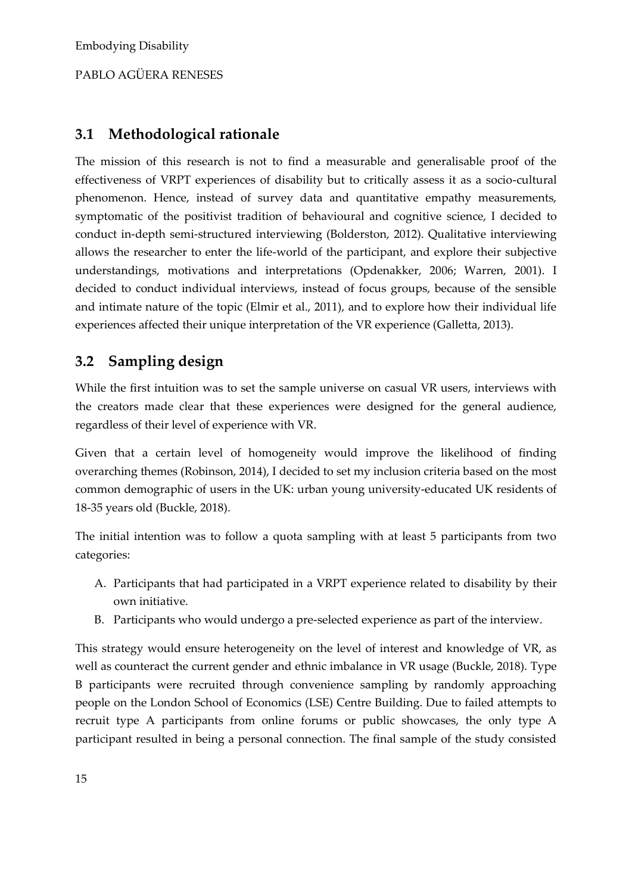## 3.1 Methodological rationale

The mission of this research is not to find a measurable and generalisable proof of the effectiveness of VRPT experiences of disability but to critically assess it as a socio-cultural phenomenon. Hence, instead of survey data and quantitative empathy measurements, symptomatic of the positivist tradition of behavioural and cognitive science, I decided to conduct in-depth semi-structured interviewing (Bolderston, 2012). Qualitative interviewing allows the researcher to enter the life-world of the participant, and explore their subjective understandings, motivations and interpretations (Opdenakker, 2006; Warren, 2001). I decided to conduct individual interviews, instead of focus groups, because of the sensible and intimate nature of the topic (Elmir et al., 2011), and to explore how their individual life experiences affected their unique interpretation of the VR experience (Galletta, 2013).

## 3.2 Sampling design

While the first intuition was to set the sample universe on casual VR users, interviews with the creators made clear that these experiences were designed for the general audience, regardless of their level of experience with VR.

Given that a certain level of homogeneity would improve the likelihood of finding overarching themes (Robinson, 2014), I decided to set my inclusion criteria based on the most common demographic of users in the UK: urban young university-educated UK residents of 18-35 years old (Buckle, 2018).

The initial intention was to follow a quota sampling with at least 5 participants from two categories:

A. Participants that had participated in a VRPT experience related to disability by their own initiative.
B. Participants who would undergo a pre-selected experience as part of the interview.

This strategy would ensure heterogeneity on the level of interest and knowledge of VR, as well as counteract the current gender and ethnic imbalance in VR usage (Buckle, 2018). Type B participants were recruited through convenience sampling by randomly approaching people on the London School of Economics (LSE) Centre Building. Due to failed attempts to recruit type A participants from online forums or public showcases, the only type A participant resulted in being a personal connection. The final sample of the study consisted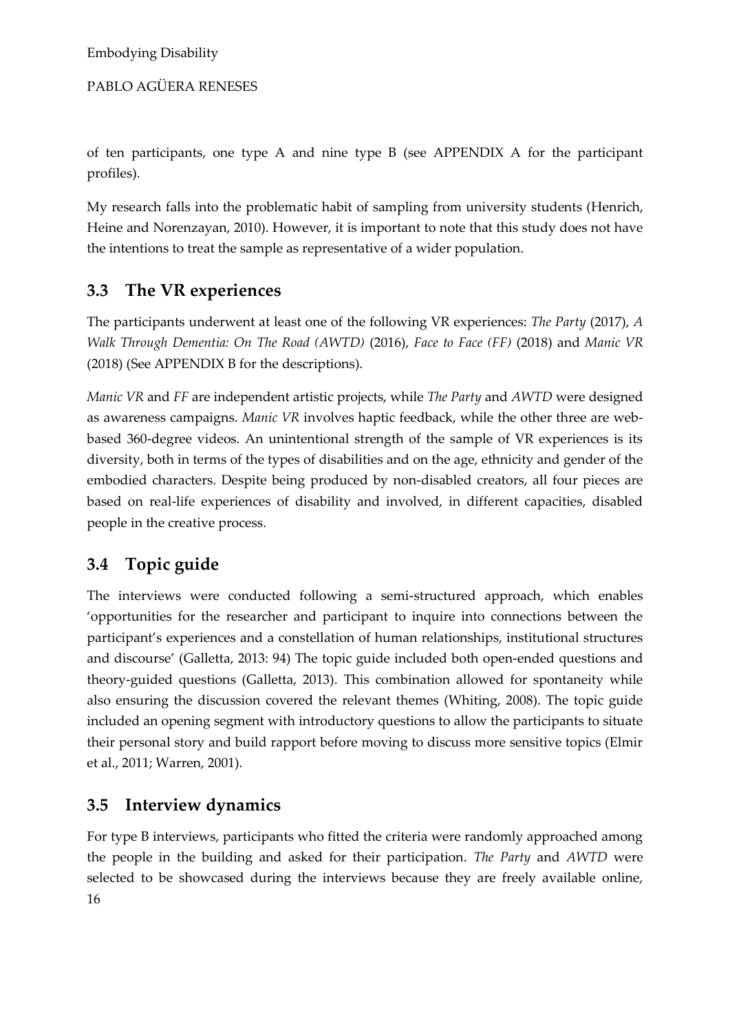of ten participants, one type A and nine type B (see APPENDIX A for the participant profiles).

My research falls into the problematic habit of sampling from university students (Henrich, Heine and Norenzayan, 2010). However, it is important to note that this study does not have the intentions to treat the sample as representative of a wider population.

## 3.3 The VR experiences

The participants underwent at least one of the following VR experiences: *The Party* (2017), *A Walk Through Dementia: On The Road (AWTD)* (2016), *Face to Face (FF)* (2018) and *Manic VR* (2018) (See APPENDIX B for the descriptions).

*Manic VR* and *FF* are independent artistic projects, while *The Party* and *AWTD* were designed as awareness campaigns. *Manic VR* involves haptic feedback, while the other three are web-based 360-degree videos. An unintentional strength of the sample of VR experiences is its diversity, both in terms of the types of disabilities and on the age, ethnicity and gender of the embodied characters. Despite being produced by non-disabled creators, all four pieces are based on real-life experiences of disability and involved, in different capacities, disabled people in the creative process.

## 3.4 Topic guide

The interviews were conducted following a semi-structured approach, which enables 'opportunities for the researcher and participant to inquire into connections between the participant's experiences and a constellation of human relationships, institutional structures and discourse' (Galletta, 2013: 94) The topic guide included both open-ended questions and theory-guided questions (Galletta, 2013). This combination allowed for spontaneity while also ensuring the discussion covered the relevant themes (Whiting, 2008). The topic guide included an opening segment with introductory questions to allow the participants to situate their personal story and build rapport before moving to discuss more sensitive topics (Elmir et al., 2011; Warren, 2001).

## 3.5 Interview dynamics

For type B interviews, participants who fitted the criteria were randomly approached among the people in the building and asked for their participation. *The Party* and *AWTD* were selected to be showcased during the interviews because they are freely available online,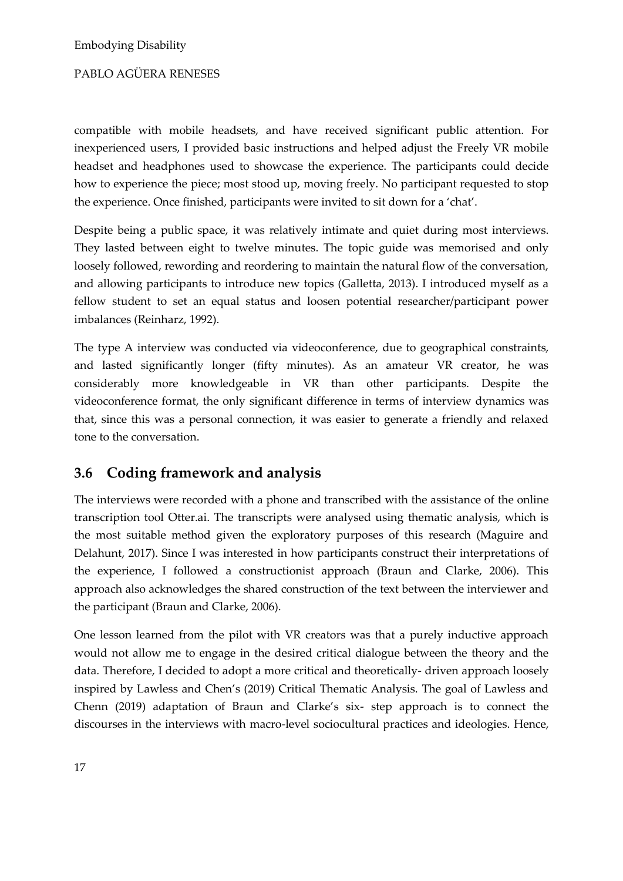compatible with mobile headsets, and have received significant public attention. For inexperienced users, I provided basic instructions and helped adjust the Freely VR mobile headset and headphones used to showcase the experience. The participants could decide how to experience the piece; most stood up, moving freely. No participant requested to stop the experience. Once finished, participants were invited to sit down for a 'chat'.

Despite being a public space, it was relatively intimate and quiet during most interviews. They lasted between eight to twelve minutes. The topic guide was memorised and only loosely followed, rewording and reordering to maintain the natural flow of the conversation, and allowing participants to introduce new topics (Galletta, 2013). I introduced myself as a fellow student to set an equal status and loosen potential researcher/participant power imbalances (Reinharz, 1992).

The type A interview was conducted via videoconference, due to geographical constraints, and lasted significantly longer (fifty minutes). As an amateur VR creator, he was considerably more knowledgeable in VR than other participants. Despite the videoconference format, the only significant difference in terms of interview dynamics was that, since this was a personal connection, it was easier to generate a friendly and relaxed tone to the conversation.

## 3.6 Coding framework and analysis

The interviews were recorded with a phone and transcribed with the assistance of the online transcription tool Otter.ai. The transcripts were analysed using thematic analysis, which is the most suitable method given the exploratory purposes of this research (Maguire and Delahunt, 2017). Since I was interested in how participants construct their interpretations of the experience, I followed a constructionist approach (Braun and Clarke, 2006). This approach also acknowledges the shared construction of the text between the interviewer and the participant (Braun and Clarke, 2006).

One lesson learned from the pilot with VR creators was that a purely inductive approach would not allow me to engage in the desired critical dialogue between the theory and the data. Therefore, I decided to adopt a more critical and theoretically- driven approach loosely inspired by Lawless and Chen's (2019) Critical Thematic Analysis. The goal of Lawless and Chenn (2019) adaptation of Braun and Clarke's six- step approach is to connect the discourses in the interviews with macro-level sociocultural practices and ideologies. Hence,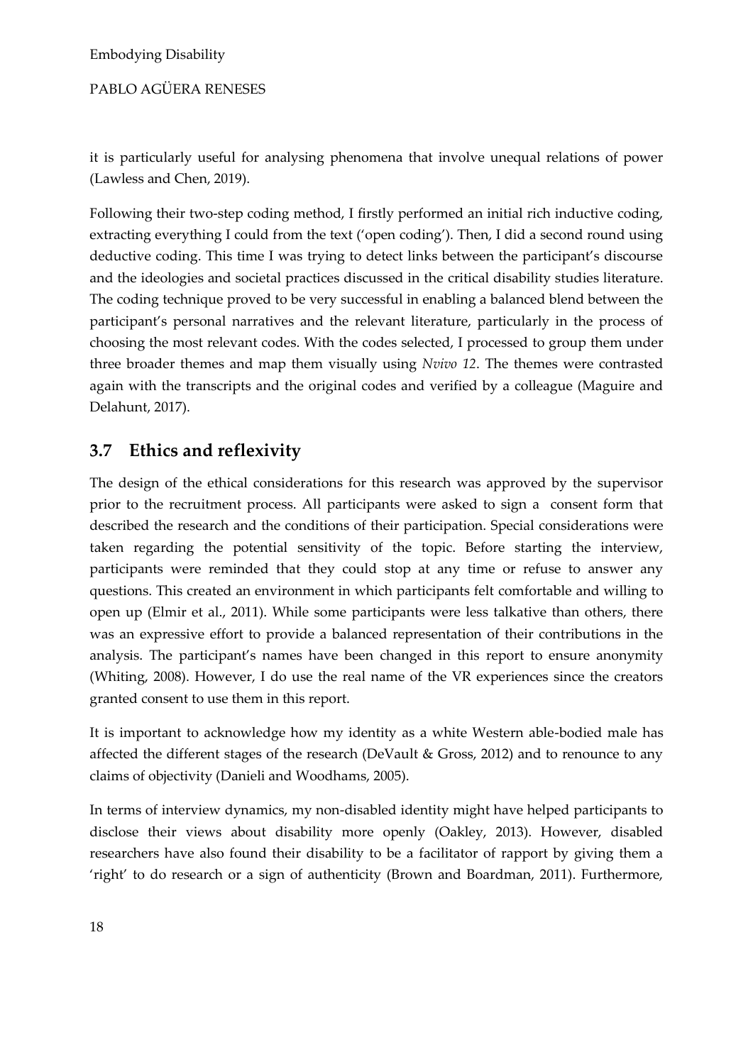it is particularly useful for analysing phenomena that involve unequal relations of power (Lawless and Chen, 2019).

Following their two-step coding method, I firstly performed an initial rich inductive coding, extracting everything I could from the text ('open coding'). Then, I did a second round using deductive coding. This time I was trying to detect links between the participant's discourse and the ideologies and societal practices discussed in the critical disability studies literature. The coding technique proved to be very successful in enabling a balanced blend between the participant's personal narratives and the relevant literature, particularly in the process of choosing the most relevant codes. With the codes selected, I processed to group them under three broader themes and map them visually using *Nvivo 12*. The themes were contrasted again with the transcripts and the original codes and verified by a colleague (Maguire and Delahunt, 2017).

## 3.7 Ethics and reflexivity

The design of the ethical considerations for this research was approved by the supervisor prior to the recruitment process. All participants were asked to sign a consent form that described the research and the conditions of their participation. Special considerations were taken regarding the potential sensitivity of the topic. Before starting the interview, participants were reminded that they could stop at any time or refuse to answer any questions. This created an environment in which participants felt comfortable and willing to open up (Elmir et al., 2011). While some participants were less talkative than others, there was an expressive effort to provide a balanced representation of their contributions in the analysis. The participant's names have been changed in this report to ensure anonymity (Whiting, 2008). However, I do use the real name of the VR experiences since the creators granted consent to use them in this report.

It is important to acknowledge how my identity as a white Western able-bodied male has affected the different stages of the research (DeVault & Gross, 2012) and to renounce to any claims of objectivity (Danieli and Woodhams, 2005).

In terms of interview dynamics, my non-disabled identity might have helped participants to disclose their views about disability more openly (Oakley, 2013). However, disabled researchers have also found their disability to be a facilitator of rapport by giving them a 'right' to do research or a sign of authenticity (Brown and Boardman, 2011). Furthermore,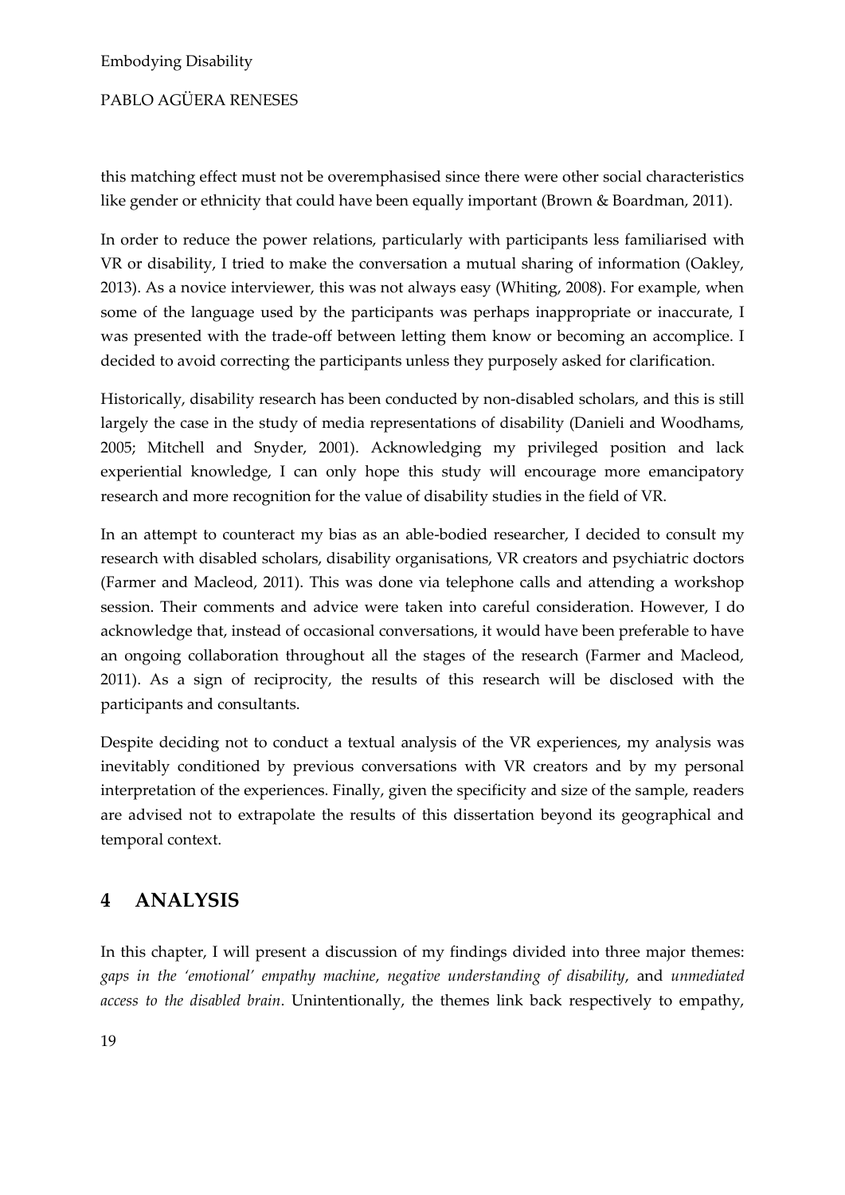this matching effect must not be overemphasised since there were other social characteristics like gender or ethnicity that could have been equally important (Brown & Boardman, 2011).

In order to reduce the power relations, particularly with participants less familiarised with VR or disability, I tried to make the conversation a mutual sharing of information (Oakley, 2013). As a novice interviewer, this was not always easy (Whiting, 2008). For example, when some of the language used by the participants was perhaps inappropriate or inaccurate, I was presented with the trade-off between letting them know or becoming an accomplice. I decided to avoid correcting the participants unless they purposely asked for clarification.

Historically, disability research has been conducted by non-disabled scholars, and this is still largely the case in the study of media representations of disability (Danieli and Woodhams, 2005; Mitchell and Snyder, 2001). Acknowledging my privileged position and lack experiential knowledge, I can only hope this study will encourage more emancipatory research and more recognition for the value of disability studies in the field of VR.

In an attempt to counteract my bias as an able-bodied researcher, I decided to consult my research with disabled scholars, disability organisations, VR creators and psychiatric doctors (Farmer and Macleod, 2011). This was done via telephone calls and attending a workshop session. Their comments and advice were taken into careful consideration. However, I do acknowledge that, instead of occasional conversations, it would have been preferable to have an ongoing collaboration throughout all the stages of the research (Farmer and Macleod, 2011). As a sign of reciprocity, the results of this research will be disclosed with the participants and consultants.

Despite deciding not to conduct a textual analysis of the VR experiences, my analysis was inevitably conditioned by previous conversations with VR creators and by my personal interpretation of the experiences. Finally, given the specificity and size of the sample, readers are advised not to extrapolate the results of this dissertation beyond its geographical and temporal context.

# 4 ANALYSIS

In this chapter, I will present a discussion of my findings divided into three major themes: *gaps in the 'emotional' empathy machine*, *negative understanding of disability*, and *unmediated access to the disabled brain*. Unintentionally, the themes link back respectively to empathy,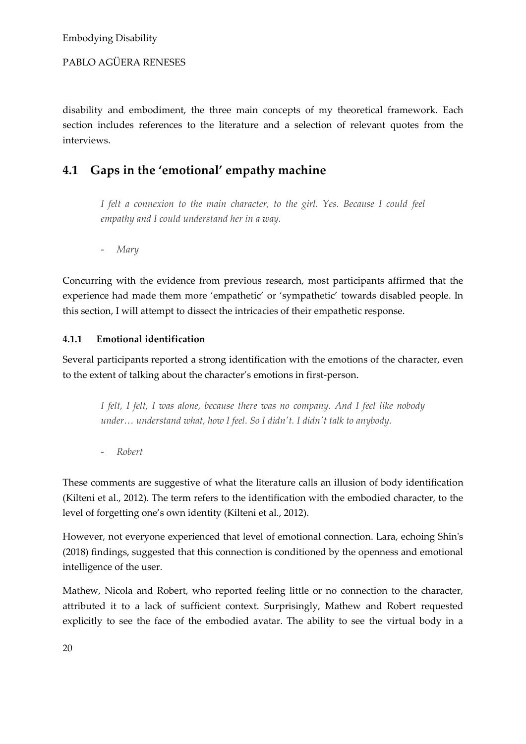disability and embodiment, the three main concepts of my theoretical framework. Each section includes references to the literature and a selection of relevant quotes from the interviews.

## 4.1 Gaps in the 'emotional' empathy machine

> *I felt a connexion to the main character, to the girl. Yes. Because I could feel empathy and I could understand her in a way.*
>
> - *Mary*

Concurring with the evidence from previous research, most participants affirmed that the experience had made them more 'empathetic' or 'sympathetic' towards disabled people. In this section, I will attempt to dissect the intricacies of their empathetic response.

### 4.1.1 Emotional identification

Several participants reported a strong identification with the emotions of the character, even to the extent of talking about the character's emotions in first-person.

> *I felt, I felt, I was alone, because there was no company. And I feel like nobody under… understand what, how I feel. So I didn't. I didn't talk to anybody.*
>
> - *Robert*

These comments are suggestive of what the literature calls an illusion of body identification (Kilteni et al., 2012). The term refers to the identification with the embodied character, to the level of forgetting one's own identity (Kilteni et al., 2012).

However, not everyone experienced that level of emotional connection. Lara, echoing Shin's (2018) findings, suggested that this connection is conditioned by the openness and emotional intelligence of the user.

Mathew, Nicola and Robert, who reported feeling little or no connection to the character, attributed it to a lack of sufficient context. Surprisingly, Mathew and Robert requested explicitly to see the face of the embodied avatar. The ability to see the virtual body in a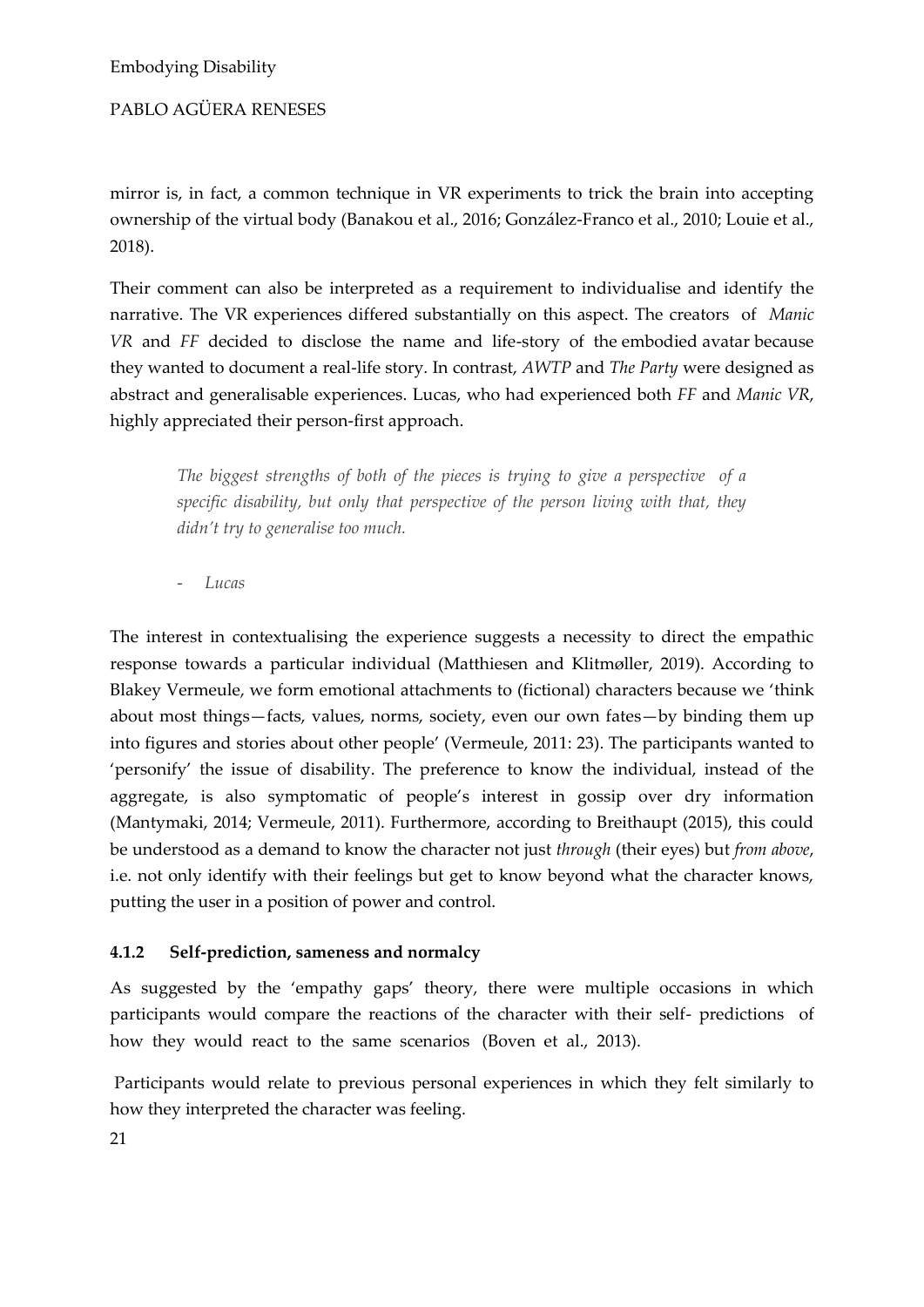mirror is, in fact, a common technique in VR experiments to trick the brain into accepting ownership of the virtual body (Banakou et al., 2016; González-Franco et al., 2010; Louie et al., 2018).

Their comment can also be interpreted as a requirement to individualise and identify the narrative. The VR experiences differed substantially on this aspect. The creators of *Manic VR* and *FF* decided to disclose the name and life-story of the embodied avatar because they wanted to document a real-life story. In contrast, *AWTP* and *The Party* were designed as abstract and generalisable experiences. Lucas, who had experienced both *FF* and *Manic VR*, highly appreciated their person-first approach.

> *The biggest strengths of both of the pieces is trying to give a perspective of a specific disability, but only that perspective of the person living with that, they didn't try to generalise too much.*
>
> - *Lucas*

The interest in contextualising the experience suggests a necessity to direct the empathic response towards a particular individual (Matthiesen and Klitmøller, 2019). According to Blakey Vermeule, we form emotional attachments to (fictional) characters because we 'think about most things—facts, values, norms, society, even our own fates—by binding them up into figures and stories about other people' (Vermeule, 2011: 23). The participants wanted to 'personify' the issue of disability. The preference to know the individual, instead of the aggregate, is also symptomatic of people's interest in gossip over dry information (Mantymaki, 2014; Vermeule, 2011). Furthermore, according to Breithaupt (2015), this could be understood as a demand to know the character not just *through* (their eyes) but *from above*, i.e. not only identify with their feelings but get to know beyond what the character knows, putting the user in a position of power and control.

#### 4.1.2 Self-prediction, sameness and normalcy

As suggested by the 'empathy gaps' theory, there were multiple occasions in which participants would compare the reactions of the character with their self- predictions of how they would react to the same scenarios (Boven et al., 2013).

Participants would relate to previous personal experiences in which they felt similarly to how they interpreted the character was feeling.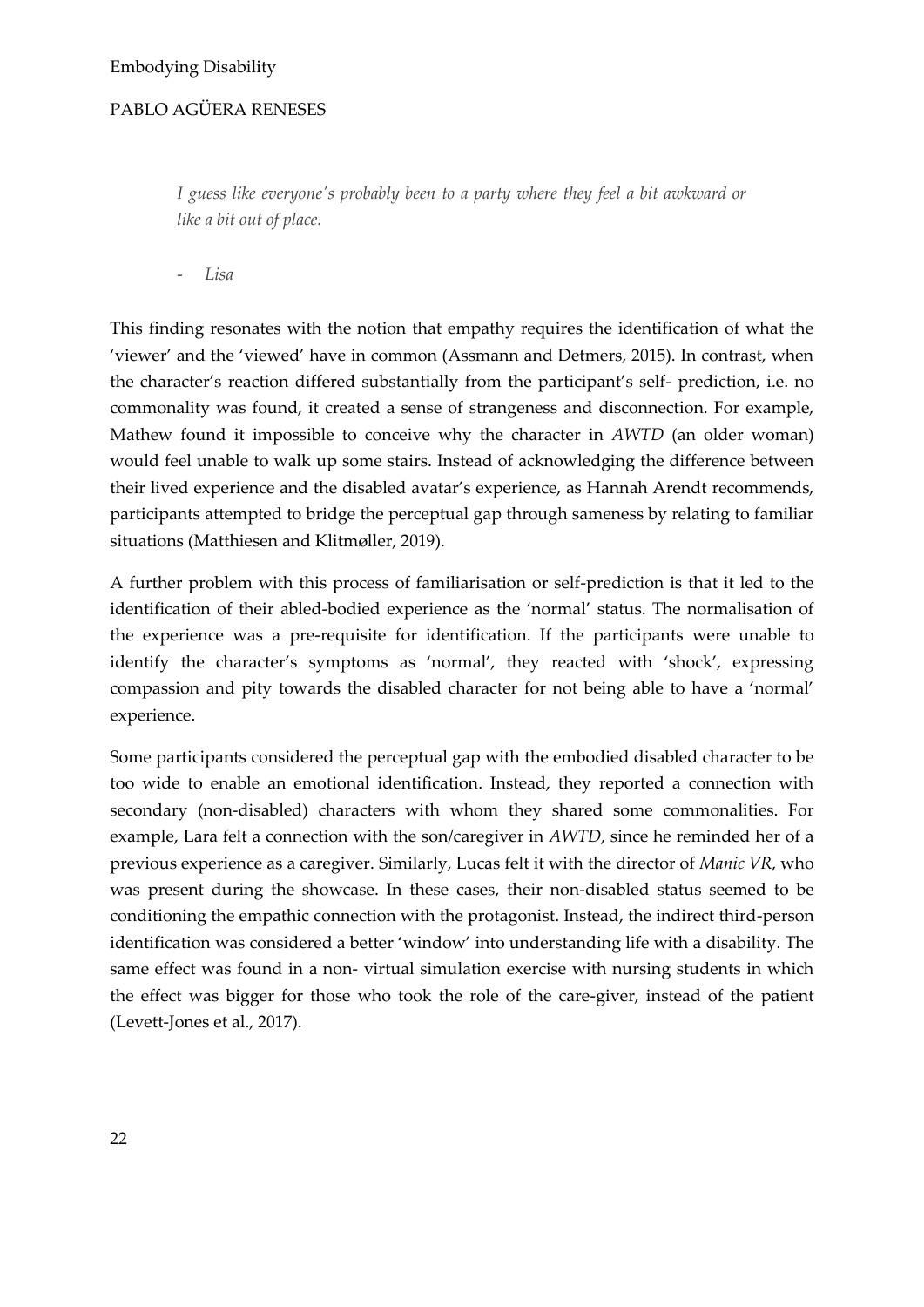*I guess like everyone's probably been to a party where they feel a bit awkward or like a bit out of place.*

- *Lisa*

This finding resonates with the notion that empathy requires the identification of what the 'viewer' and the 'viewed' have in common (Assmann and Detmers, 2015). In contrast, when the character's reaction differed substantially from the participant's self- prediction, i.e. no commonality was found, it created a sense of strangeness and disconnection. For example, Mathew found it impossible to conceive why the character in *AWTD* (an older woman) would feel unable to walk up some stairs. Instead of acknowledging the difference between their lived experience and the disabled avatar's experience, as Hannah Arendt recommends, participants attempted to bridge the perceptual gap through sameness by relating to familiar situations (Matthiesen and Klitmøller, 2019).

A further problem with this process of familiarisation or self-prediction is that it led to the identification of their abled-bodied experience as the 'normal' status. The normalisation of the experience was a pre-requisite for identification. If the participants were unable to identify the character's symptoms as 'normal', they reacted with 'shock', expressing compassion and pity towards the disabled character for not being able to have a 'normal' experience.

Some participants considered the perceptual gap with the embodied disabled character to be too wide to enable an emotional identification. Instead, they reported a connection with secondary (non-disabled) characters with whom they shared some commonalities. For example, Lara felt a connection with the son/caregiver in *AWTD*, since he reminded her of a previous experience as a caregiver. Similarly, Lucas felt it with the director of *Manic VR*, who was present during the showcase. In these cases, their non-disabled status seemed to be conditioning the empathic connection with the protagonist. Instead, the indirect third-person identification was considered a better 'window' into understanding life with a disability. The same effect was found in a non- virtual simulation exercise with nursing students in which the effect was bigger for those who took the role of the care-giver, instead of the patient (Levett-Jones et al., 2017).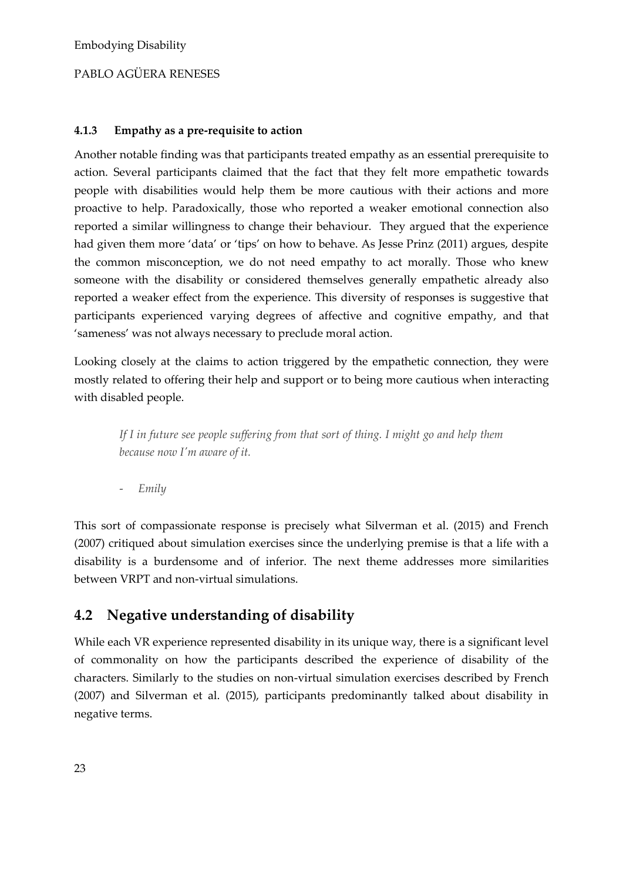### 4.1.3 Empathy as a pre-requisite to action

Another notable finding was that participants treated empathy as an essential prerequisite to action. Several participants claimed that the fact that they felt more empathetic towards people with disabilities would help them be more cautious with their actions and more proactive to help. Paradoxically, those who reported a weaker emotional connection also reported a similar willingness to change their behaviour. They argued that the experience had given them more 'data' or 'tips' on how to behave. As Jesse Prinz (2011) argues, despite the common misconception, we do not need empathy to act morally. Those who knew someone with the disability or considered themselves generally empathetic already also reported a weaker effect from the experience. This diversity of responses is suggestive that participants experienced varying degrees of affective and cognitive empathy, and that 'sameness' was not always necessary to preclude moral action.

Looking closely at the claims to action triggered by the empathetic connection, they were mostly related to offering their help and support or to being more cautious when interacting with disabled people.

> *If I in future see people suffering from that sort of thing. I might go and help them because now I'm aware of it.*
>
> - *Emily*

This sort of compassionate response is precisely what Silverman et al. (2015) and French (2007) critiqued about simulation exercises since the underlying premise is that a life with a disability is a burdensome and of inferior. The next theme addresses more similarities between VRPT and non-virtual simulations.

## 4.2 Negative understanding of disability

While each VR experience represented disability in its unique way, there is a significant level of commonality on how the participants described the experience of disability of the characters. Similarly to the studies on non-virtual simulation exercises described by French (2007) and Silverman et al. (2015), participants predominantly talked about disability in negative terms.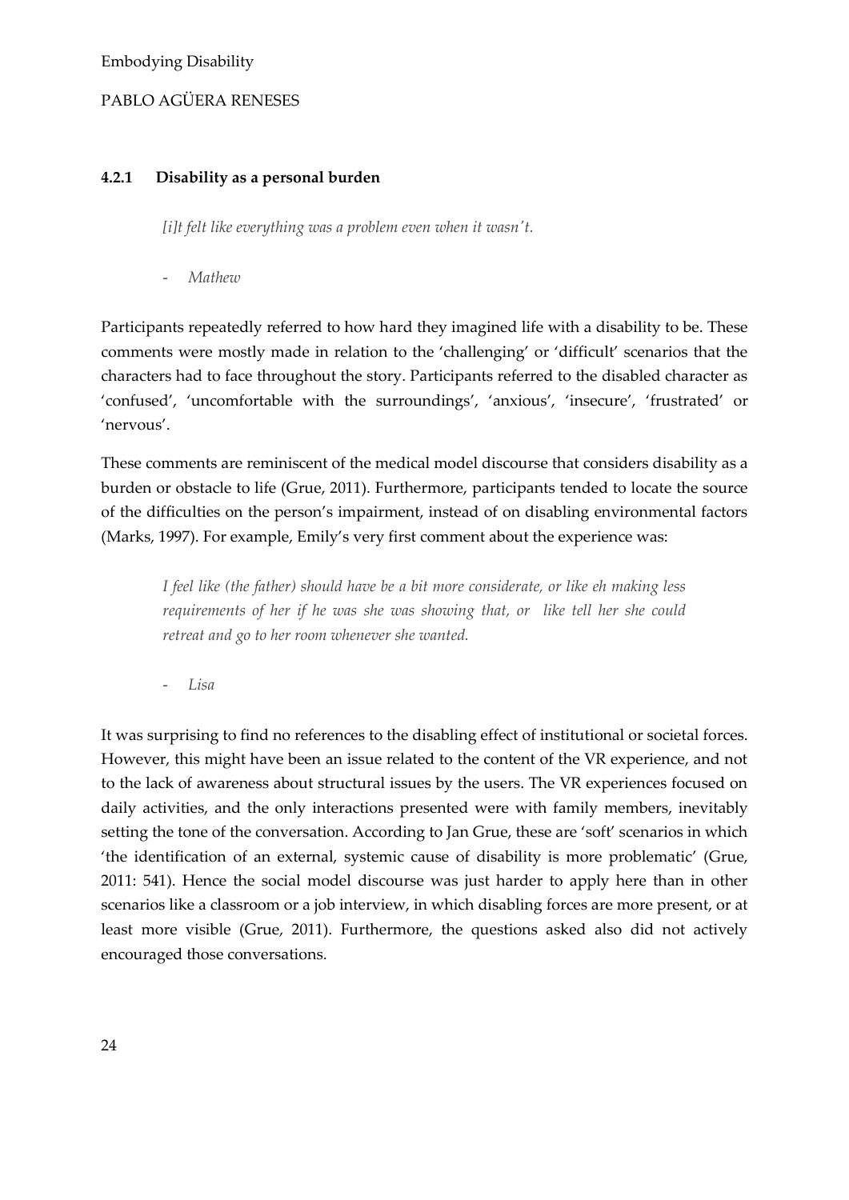### 4.2.1 Disability as a personal burden

> *[i]t felt like everything was a problem even when it wasn't.*
>
> - *Mathew*

Participants repeatedly referred to how hard they imagined life with a disability to be. These comments were mostly made in relation to the 'challenging' or 'difficult' scenarios that the characters had to face throughout the story. Participants referred to the disabled character as 'confused', 'uncomfortable with the surroundings', 'anxious', 'insecure', 'frustrated' or 'nervous'.

These comments are reminiscent of the medical model discourse that considers disability as a burden or obstacle to life (Grue, 2011). Furthermore, participants tended to locate the source of the difficulties on the person's impairment, instead of on disabling environmental factors (Marks, 1997). For example, Emily's very first comment about the experience was:

> *I feel like (the father) should have be a bit more considerate, or like eh making less requirements of her if he was she was showing that, or like tell her she could retreat and go to her room whenever she wanted.*
>
> - *Lisa*

It was surprising to find no references to the disabling effect of institutional or societal forces. However, this might have been an issue related to the content of the VR experience, and not to the lack of awareness about structural issues by the users. The VR experiences focused on daily activities, and the only interactions presented were with family members, inevitably setting the tone of the conversation. According to Jan Grue, these are 'soft' scenarios in which 'the identification of an external, systemic cause of disability is more problematic' (Grue, 2011: 541). Hence the social model discourse was just harder to apply here than in other scenarios like a classroom or a job interview, in which disabling forces are more present, or at least more visible (Grue, 2011). Furthermore, the questions asked also did not actively encouraged those conversations.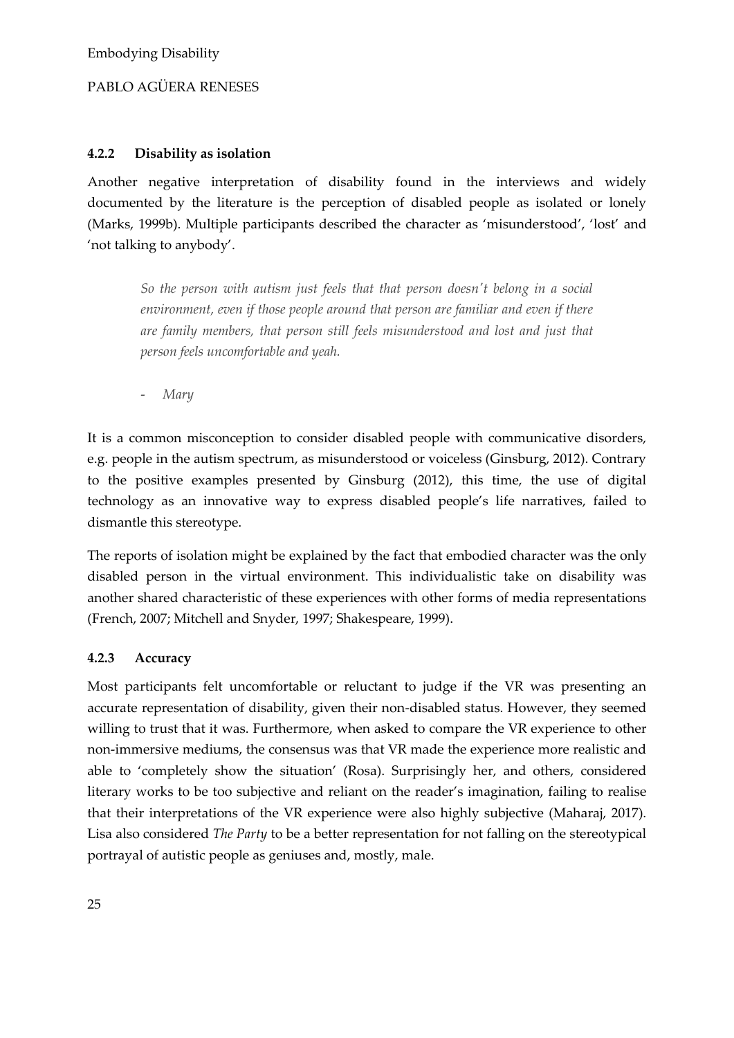### 4.2.2 Disability as isolation

Another negative interpretation of disability found in the interviews and widely documented by the literature is the perception of disabled people as isolated or lonely (Marks, 1999b). Multiple participants described the character as 'misunderstood', 'lost' and 'not talking to anybody'.

> *So the person with autism just feels that that person doesn't belong in a social environment, even if those people around that person are familiar and even if there are family members, that person still feels misunderstood and lost and just that person feels uncomfortable and yeah.*
>
> - *Mary*

It is a common misconception to consider disabled people with communicative disorders, e.g. people in the autism spectrum, as misunderstood or voiceless (Ginsburg, 2012). Contrary to the positive examples presented by Ginsburg (2012), this time, the use of digital technology as an innovative way to express disabled people's life narratives, failed to dismantle this stereotype.

The reports of isolation might be explained by the fact that embodied character was the only disabled person in the virtual environment. This individualistic take on disability was another shared characteristic of these experiences with other forms of media representations (French, 2007; Mitchell and Snyder, 1997; Shakespeare, 1999).

### 4.2.3 Accuracy

Most participants felt uncomfortable or reluctant to judge if the VR was presenting an accurate representation of disability, given their non-disabled status. However, they seemed willing to trust that it was. Furthermore, when asked to compare the VR experience to other non-immersive mediums, the consensus was that VR made the experience more realistic and able to 'completely show the situation' (Rosa). Surprisingly her, and others, considered literary works to be too subjective and reliant on the reader's imagination, failing to realise that their interpretations of the VR experience were also highly subjective (Maharaj, 2017). Lisa also considered *The Party* to be a better representation for not falling on the stereotypical portrayal of autistic people as geniuses and, mostly, male.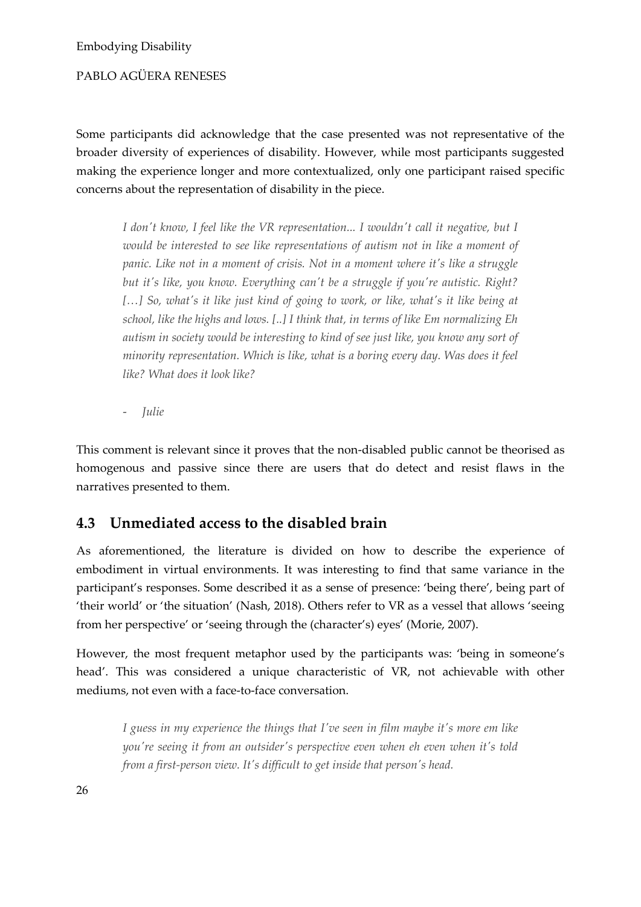Some participants did acknowledge that the case presented was not representative of the broader diversity of experiences of disability. However, while most participants suggested making the experience longer and more contextualized, only one participant raised specific concerns about the representation of disability in the piece.

> *I don't know, I feel like the VR representation... I wouldn't call it negative, but I would be interested to see like representations of autism not in like a moment of panic. Like not in a moment of crisis. Not in a moment where it's like a struggle but it's like, you know. Everything can't be a struggle if you're autistic. Right? […] So, what's it like just kind of going to work, or like, what's it like being at school, like the highs and lows. [..] I think that, in terms of like Em normalizing Eh autism in society would be interesting to kind of see just like, you know any sort of minority representation. Which is like, what is a boring every day. Was does it feel like? What does it look like?*
>
> - *Julie*

This comment is relevant since it proves that the non-disabled public cannot be theorised as homogenous and passive since there are users that do detect and resist flaws in the narratives presented to them.

## 4.3 Unmediated access to the disabled brain

As aforementioned, the literature is divided on how to describe the experience of embodiment in virtual environments. It was interesting to find that same variance in the participant's responses. Some described it as a sense of presence: 'being there', being part of 'their world' or 'the situation' (Nash, 2018). Others refer to VR as a vessel that allows 'seeing from her perspective' or 'seeing through the (character's) eyes' (Morie, 2007).

However, the most frequent metaphor used by the participants was: 'being in someone's head'. This was considered a unique characteristic of VR, not achievable with other mediums, not even with a face-to-face conversation.

> *I guess in my experience the things that I've seen in film maybe it's more em like you're seeing it from an outsider's perspective even when eh even when it's told from a first-person view. It's difficult to get inside that person's head.*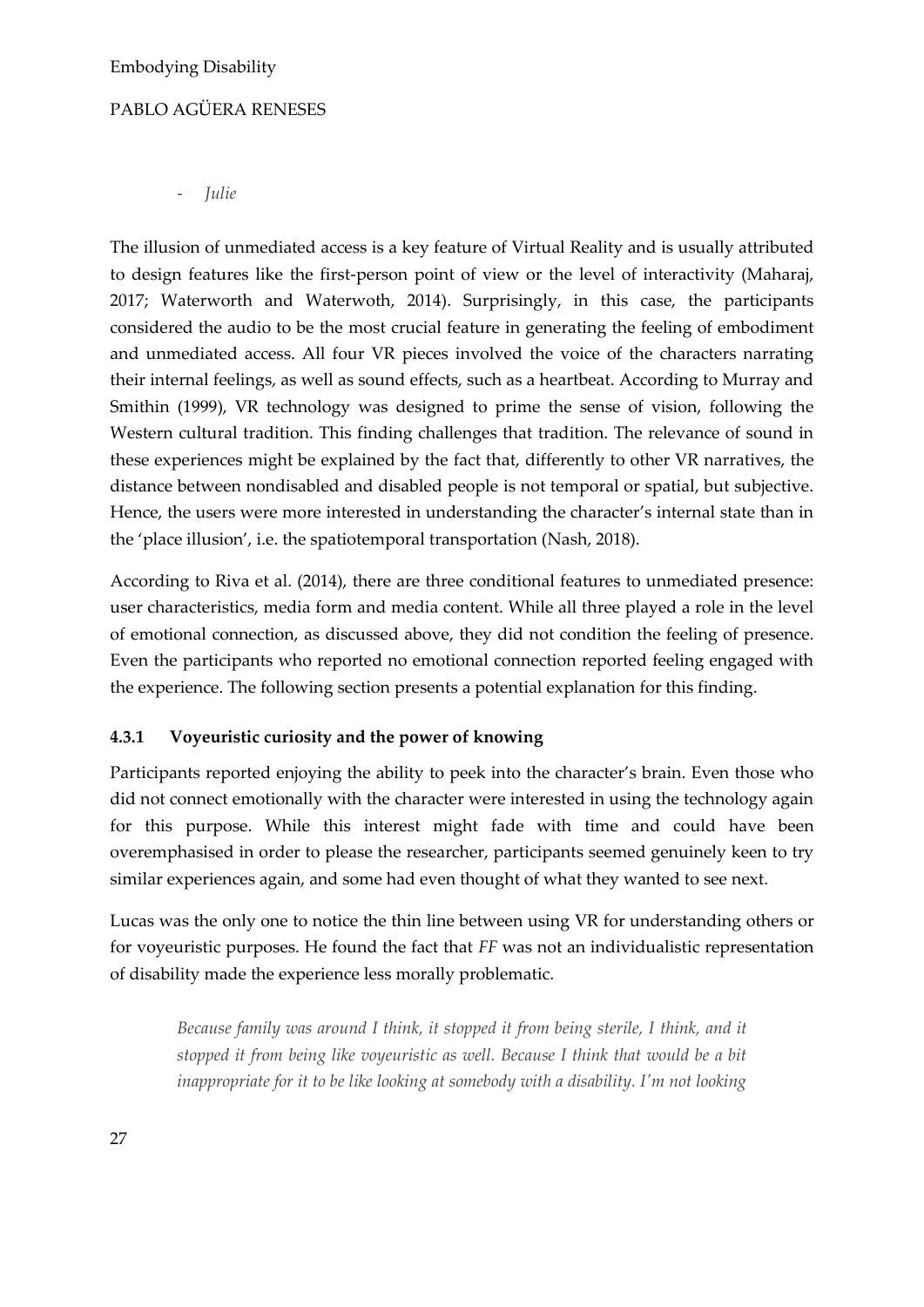- *Julie*

The illusion of unmediated access is a key feature of Virtual Reality and is usually attributed to design features like the first-person point of view or the level of interactivity (Maharaj, 2017; Waterworth and Waterwoth, 2014). Surprisingly, in this case, the participants considered the audio to be the most crucial feature in generating the feeling of embodiment and unmediated access. All four VR pieces involved the voice of the characters narrating their internal feelings, as well as sound effects, such as a heartbeat. According to Murray and Smithin (1999), VR technology was designed to prime the sense of vision, following the Western cultural tradition. This finding challenges that tradition. The relevance of sound in these experiences might be explained by the fact that, differently to other VR narratives, the distance between nondisabled and disabled people is not temporal or spatial, but subjective. Hence, the users were more interested in understanding the character's internal state than in the 'place illusion', i.e. the spatiotemporal transportation (Nash, 2018).

According to Riva et al. (2014), there are three conditional features to unmediated presence: user characteristics, media form and media content. While all three played a role in the level of emotional connection, as discussed above, they did not condition the feeling of presence. Even the participants who reported no emotional connection reported feeling engaged with the experience. The following section presents a potential explanation for this finding.

### 4.3.1 Voyeuristic curiosity and the power of knowing

Participants reported enjoying the ability to peek into the character's brain. Even those who did not connect emotionally with the character were interested in using the technology again for this purpose. While this interest might fade with time and could have been overemphasised in order to please the researcher, participants seemed genuinely keen to try similar experiences again, and some had even thought of what they wanted to see next.

Lucas was the only one to notice the thin line between using VR for understanding others or for voyeuristic purposes. He found the fact that *FF* was not an individualistic representation of disability made the experience less morally problematic.

> *Because family was around I think, it stopped it from being sterile, I think, and it stopped it from being like voyeuristic as well. Because I think that would be a bit inappropriate for it to be like looking at somebody with a disability. I'm not looking*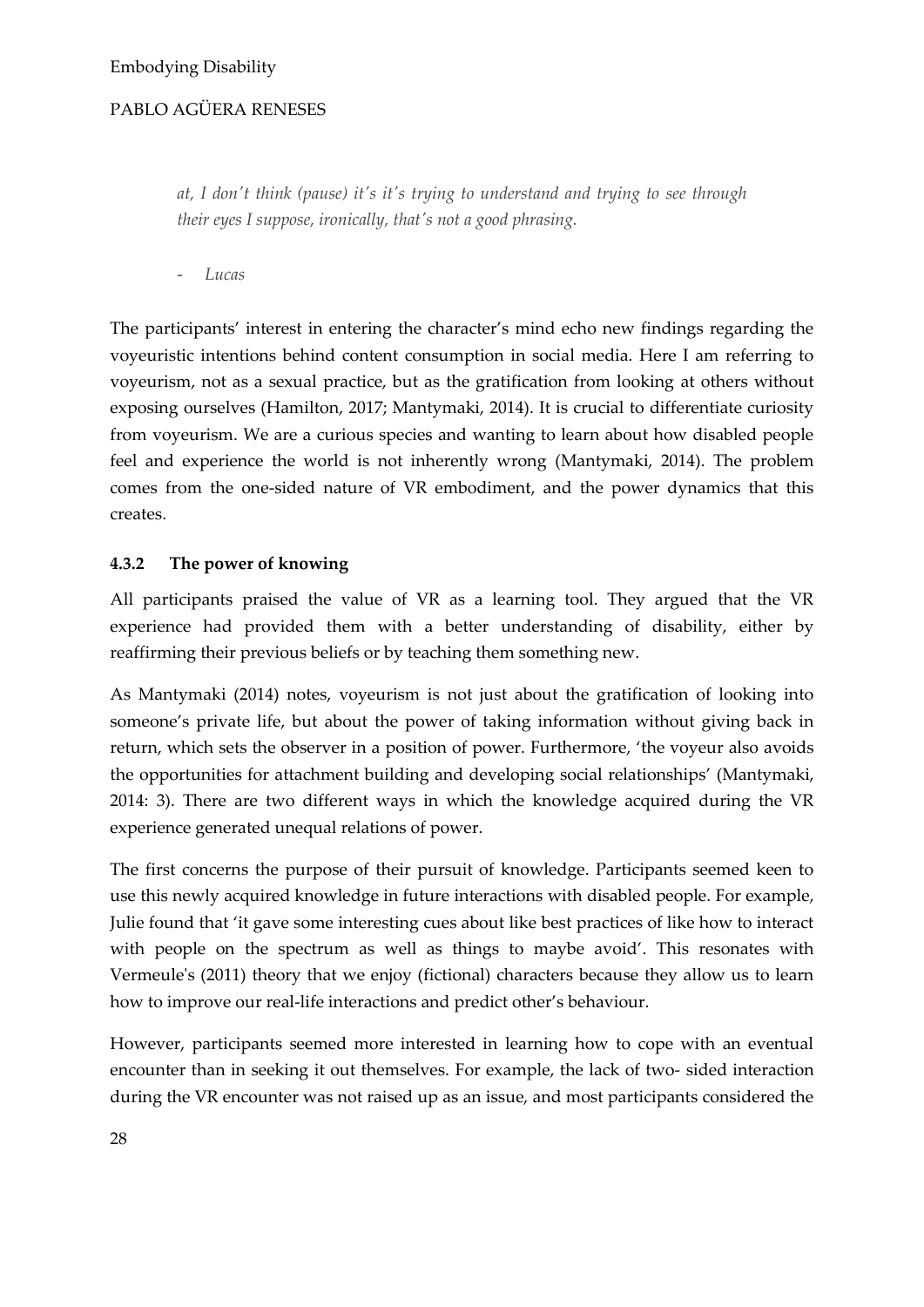> *at, I don't think (pause) it's it's trying to understand and trying to see through their eyes I suppose, ironically, that's not a good phrasing.*
>
> - *Lucas*

The participants' interest in entering the character's mind echo new findings regarding the voyeuristic intentions behind content consumption in social media. Here I am referring to voyeurism, not as a sexual practice, but as the gratification from looking at others without exposing ourselves (Hamilton, 2017; Mantymaki, 2014). It is crucial to differentiate curiosity from voyeurism. We are a curious species and wanting to learn about how disabled people feel and experience the world is not inherently wrong (Mantymaki, 2014). The problem comes from the one-sided nature of VR embodiment, and the power dynamics that this creates.

### 4.3.2 The power of knowing

All participants praised the value of VR as a learning tool. They argued that the VR experience had provided them with a better understanding of disability, either by reaffirming their previous beliefs or by teaching them something new.

As Mantymaki (2014) notes, voyeurism is not just about the gratification of looking into someone's private life, but about the power of taking information without giving back in return, which sets the observer in a position of power. Furthermore, 'the voyeur also avoids the opportunities for attachment building and developing social relationships' (Mantymaki, 2014: 3). There are two different ways in which the knowledge acquired during the VR experience generated unequal relations of power.

The first concerns the purpose of their pursuit of knowledge. Participants seemed keen to use this newly acquired knowledge in future interactions with disabled people. For example, Julie found that 'it gave some interesting cues about like best practices of like how to interact with people on the spectrum as well as things to maybe avoid'. This resonates with Vermeule's (2011) theory that we enjoy (fictional) characters because they allow us to learn how to improve our real-life interactions and predict other's behaviour.

However, participants seemed more interested in learning how to cope with an eventual encounter than in seeking it out themselves. For example, the lack of two- sided interaction during the VR encounter was not raised up as an issue, and most participants considered the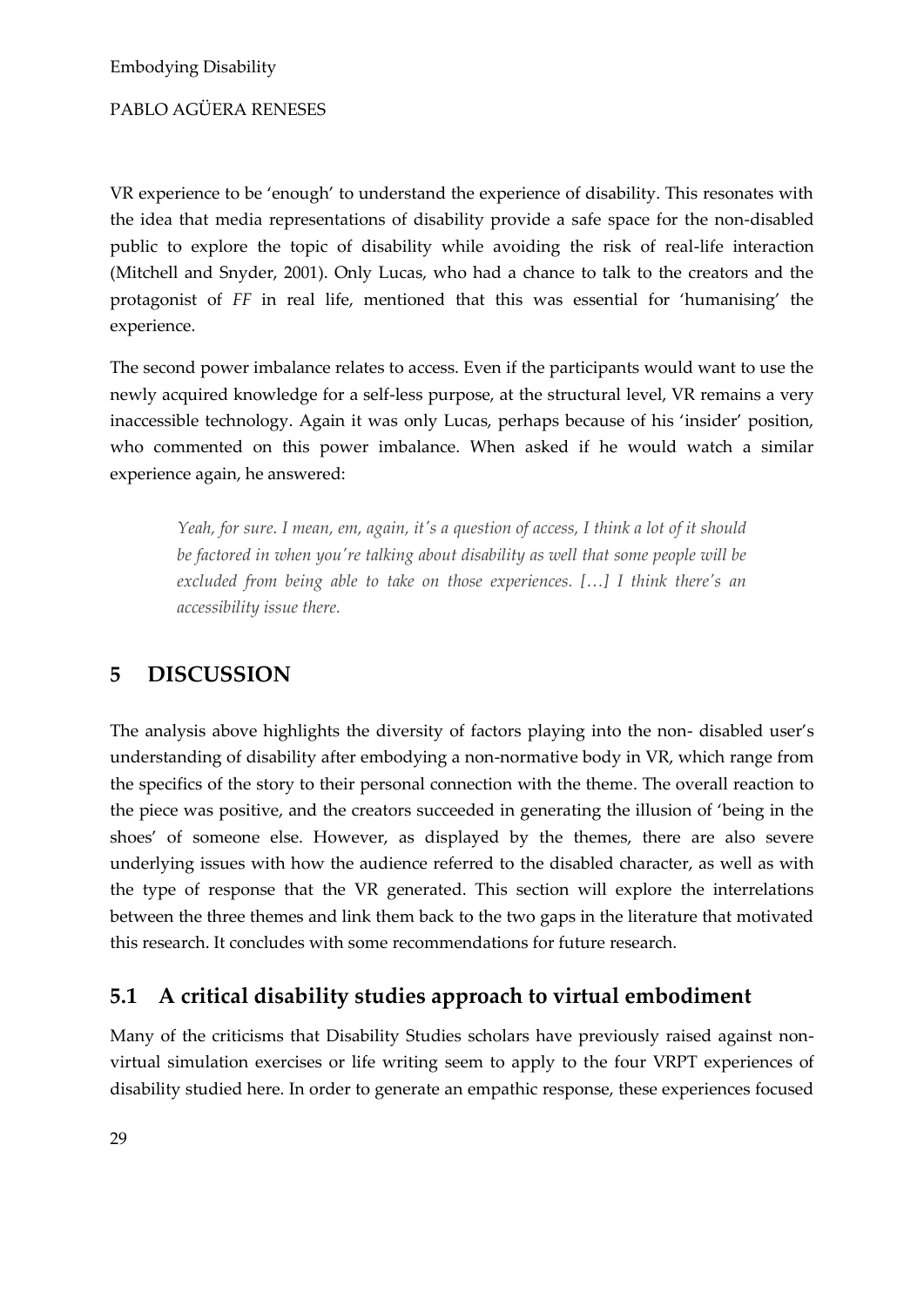VR experience to be 'enough' to understand the experience of disability. This resonates with the idea that media representations of disability provide a safe space for the non-disabled public to explore the topic of disability while avoiding the risk of real-life interaction (Mitchell and Snyder, 2001). Only Lucas, who had a chance to talk to the creators and the protagonist of *FF* in real life, mentioned that this was essential for 'humanising' the experience.

The second power imbalance relates to access. Even if the participants would want to use the newly acquired knowledge for a self-less purpose, at the structural level, VR remains a very inaccessible technology. Again it was only Lucas, perhaps because of his 'insider' position, who commented on this power imbalance. When asked if he would watch a similar experience again, he answered:

> *Yeah, for sure. I mean, em, again, it's a question of access, I think a lot of it should be factored in when you're talking about disability as well that some people will be excluded from being able to take on those experiences. […] I think there's an accessibility issue there.*

# 5 DISCUSSION

The analysis above highlights the diversity of factors playing into the non- disabled user's understanding of disability after embodying a non-normative body in VR, which range from the specifics of the story to their personal connection with the theme. The overall reaction to the piece was positive, and the creators succeeded in generating the illusion of 'being in the shoes' of someone else. However, as displayed by the themes, there are also severe underlying issues with how the audience referred to the disabled character, as well as with the type of response that the VR generated. This section will explore the interrelations between the three themes and link them back to the two gaps in the literature that motivated this research. It concludes with some recommendations for future research.

## 5.1 A critical disability studies approach to virtual embodiment

Many of the criticisms that Disability Studies scholars have previously raised against non-virtual simulation exercises or life writing seem to apply to the four VRPT experiences of disability studied here. In order to generate an empathic response, these experiences focused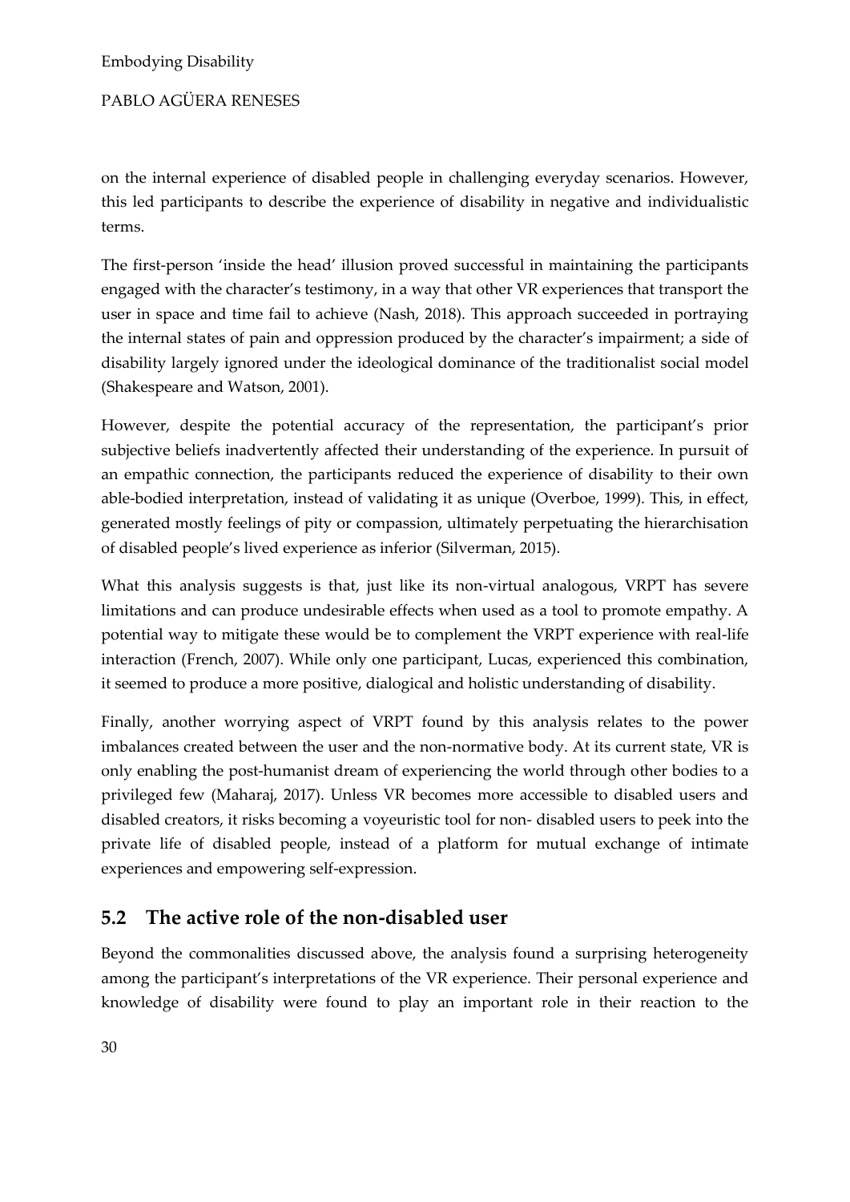on the internal experience of disabled people in challenging everyday scenarios. However, this led participants to describe the experience of disability in negative and individualistic terms.

The first-person 'inside the head' illusion proved successful in maintaining the participants engaged with the character's testimony, in a way that other VR experiences that transport the user in space and time fail to achieve (Nash, 2018). This approach succeeded in portraying the internal states of pain and oppression produced by the character's impairment; a side of disability largely ignored under the ideological dominance of the traditionalist social model (Shakespeare and Watson, 2001).

However, despite the potential accuracy of the representation, the participant's prior subjective beliefs inadvertently affected their understanding of the experience. In pursuit of an empathic connection, the participants reduced the experience of disability to their own able-bodied interpretation, instead of validating it as unique (Overboe, 1999). This, in effect, generated mostly feelings of pity or compassion, ultimately perpetuating the hierarchisation of disabled people's lived experience as inferior (Silverman, 2015).

What this analysis suggests is that, just like its non-virtual analogous, VRPT has severe limitations and can produce undesirable effects when used as a tool to promote empathy. A potential way to mitigate these would be to complement the VRPT experience with real-life interaction (French, 2007). While only one participant, Lucas, experienced this combination, it seemed to produce a more positive, dialogical and holistic understanding of disability.

Finally, another worrying aspect of VRPT found by this analysis relates to the power imbalances created between the user and the non-normative body. At its current state, VR is only enabling the post-humanist dream of experiencing the world through other bodies to a privileged few (Maharaj, 2017). Unless VR becomes more accessible to disabled users and disabled creators, it risks becoming a voyeuristic tool for non- disabled users to peek into the private life of disabled people, instead of a platform for mutual exchange of intimate experiences and empowering self-expression.

## 5.2 The active role of the non-disabled user

Beyond the commonalities discussed above, the analysis found a surprising heterogeneity among the participant's interpretations of the VR experience. Their personal experience and knowledge of disability were found to play an important role in their reaction to the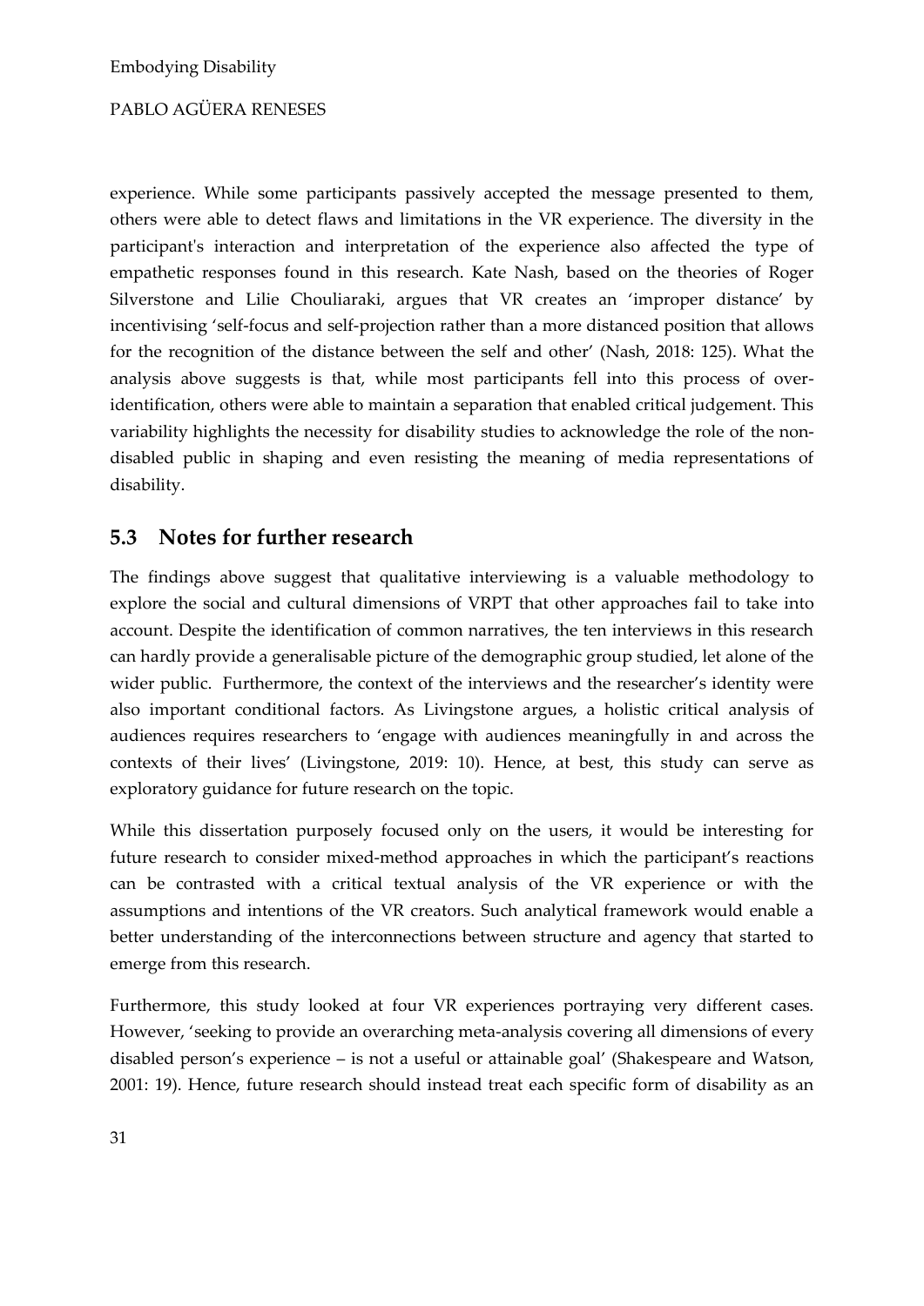experience. While some participants passively accepted the message presented to them, others were able to detect flaws and limitations in the VR experience. The diversity in the participant's interaction and interpretation of the experience also affected the type of empathetic responses found in this research. Kate Nash, based on the theories of Roger Silverstone and Lilie Chouliaraki, argues that VR creates an 'improper distance' by incentivising 'self-focus and self-projection rather than a more distanced position that allows for the recognition of the distance between the self and other' (Nash, 2018: 125). What the analysis above suggests is that, while most participants fell into this process of over-identification, others were able to maintain a separation that enabled critical judgement. This variability highlights the necessity for disability studies to acknowledge the role of the non-disabled public in shaping and even resisting the meaning of media representations of disability.

## 5.3 Notes for further research

The findings above suggest that qualitative interviewing is a valuable methodology to explore the social and cultural dimensions of VRPT that other approaches fail to take into account. Despite the identification of common narratives, the ten interviews in this research can hardly provide a generalisable picture of the demographic group studied, let alone of the wider public. Furthermore, the context of the interviews and the researcher's identity were also important conditional factors. As Livingstone argues, a holistic critical analysis of audiences requires researchers to 'engage with audiences meaningfully in and across the contexts of their lives' (Livingstone, 2019: 10). Hence, at best, this study can serve as exploratory guidance for future research on the topic.

While this dissertation purposely focused only on the users, it would be interesting for future research to consider mixed-method approaches in which the participant's reactions can be contrasted with a critical textual analysis of the VR experience or with the assumptions and intentions of the VR creators. Such analytical framework would enable a better understanding of the interconnections between structure and agency that started to emerge from this research.

Furthermore, this study looked at four VR experiences portraying very different cases. However, 'seeking to provide an overarching meta-analysis covering all dimensions of every disabled person's experience – is not a useful or attainable goal' (Shakespeare and Watson, 2001: 19). Hence, future research should instead treat each specific form of disability as an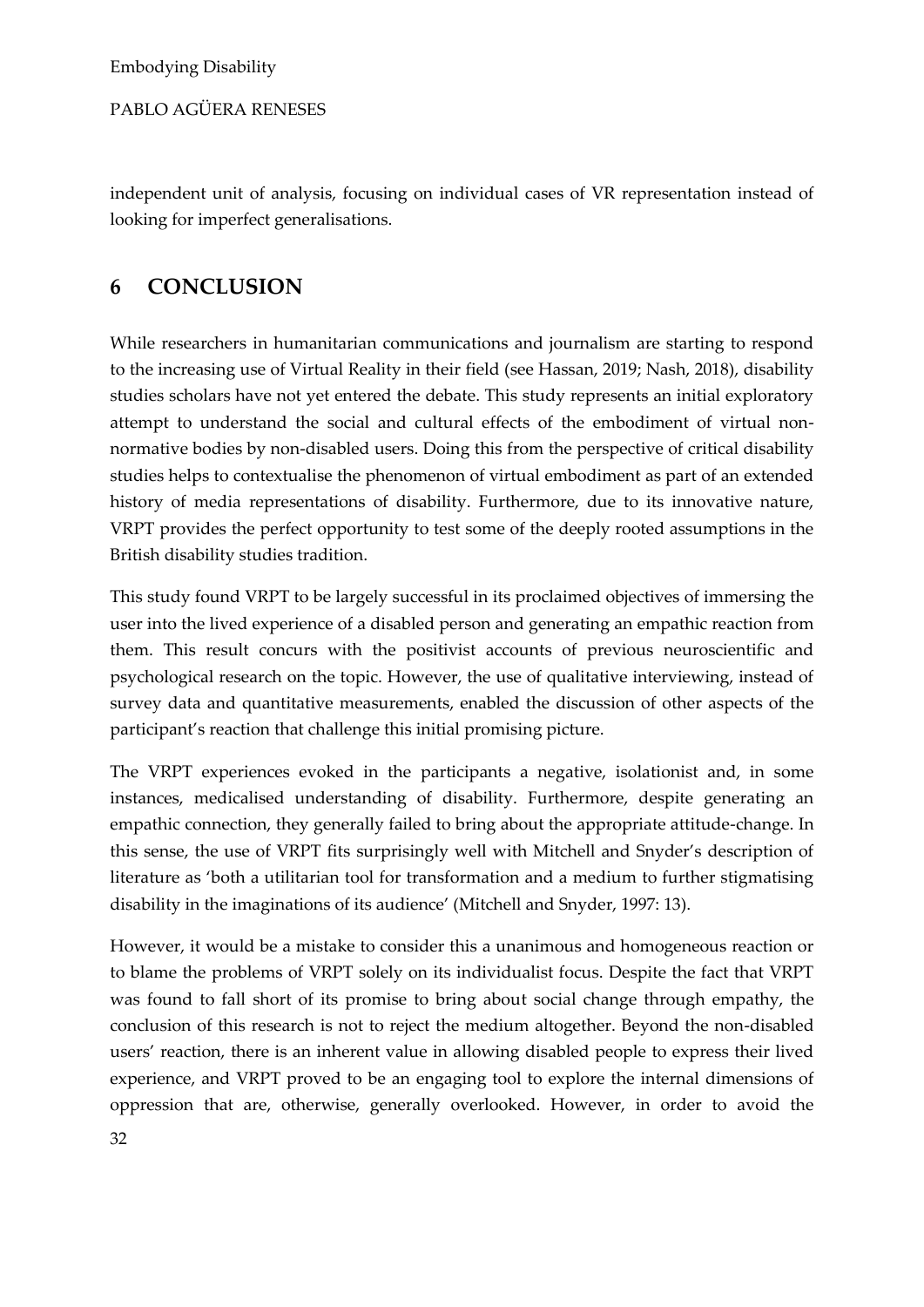independent unit of analysis, focusing on individual cases of VR representation instead of looking for imperfect generalisations.

# 6 CONCLUSION

While researchers in humanitarian communications and journalism are starting to respond to the increasing use of Virtual Reality in their field (see Hassan, 2019; Nash, 2018), disability studies scholars have not yet entered the debate. This study represents an initial exploratory attempt to understand the social and cultural effects of the embodiment of virtual non-normative bodies by non-disabled users. Doing this from the perspective of critical disability studies helps to contextualise the phenomenon of virtual embodiment as part of an extended history of media representations of disability. Furthermore, due to its innovative nature, VRPT provides the perfect opportunity to test some of the deeply rooted assumptions in the British disability studies tradition.

This study found VRPT to be largely successful in its proclaimed objectives of immersing the user into the lived experience of a disabled person and generating an empathic reaction from them. This result concurs with the positivist accounts of previous neuroscientific and psychological research on the topic. However, the use of qualitative interviewing, instead of survey data and quantitative measurements, enabled the discussion of other aspects of the participant's reaction that challenge this initial promising picture.

The VRPT experiences evoked in the participants a negative, isolationist and, in some instances, medicalised understanding of disability. Furthermore, despite generating an empathic connection, they generally failed to bring about the appropriate attitude-change. In this sense, the use of VRPT fits surprisingly well with Mitchell and Snyder's description of literature as 'both a utilitarian tool for transformation and a medium to further stigmatising disability in the imaginations of its audience' (Mitchell and Snyder, 1997: 13).

However, it would be a mistake to consider this a unanimous and homogeneous reaction or to blame the problems of VRPT solely on its individualist focus. Despite the fact that VRPT was found to fall short of its promise to bring about social change through empathy, the conclusion of this research is not to reject the medium altogether. Beyond the non-disabled users' reaction, there is an inherent value in allowing disabled people to express their lived experience, and VRPT proved to be an engaging tool to explore the internal dimensions of oppression that are, otherwise, generally overlooked. However, in order to avoid the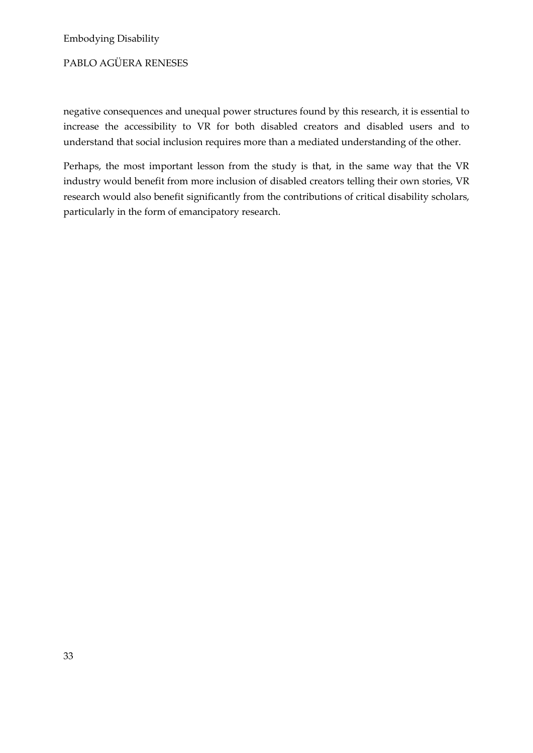negative consequences and unequal power structures found by this research, it is essential to increase the accessibility to VR for both disabled creators and disabled users and to understand that social inclusion requires more than a mediated understanding of the other.

Perhaps, the most important lesson from the study is that, in the same way that the VR industry would benefit from more inclusion of disabled creators telling their own stories, VR research would also benefit significantly from the contributions of critical disability scholars, particularly in the form of emancipatory research.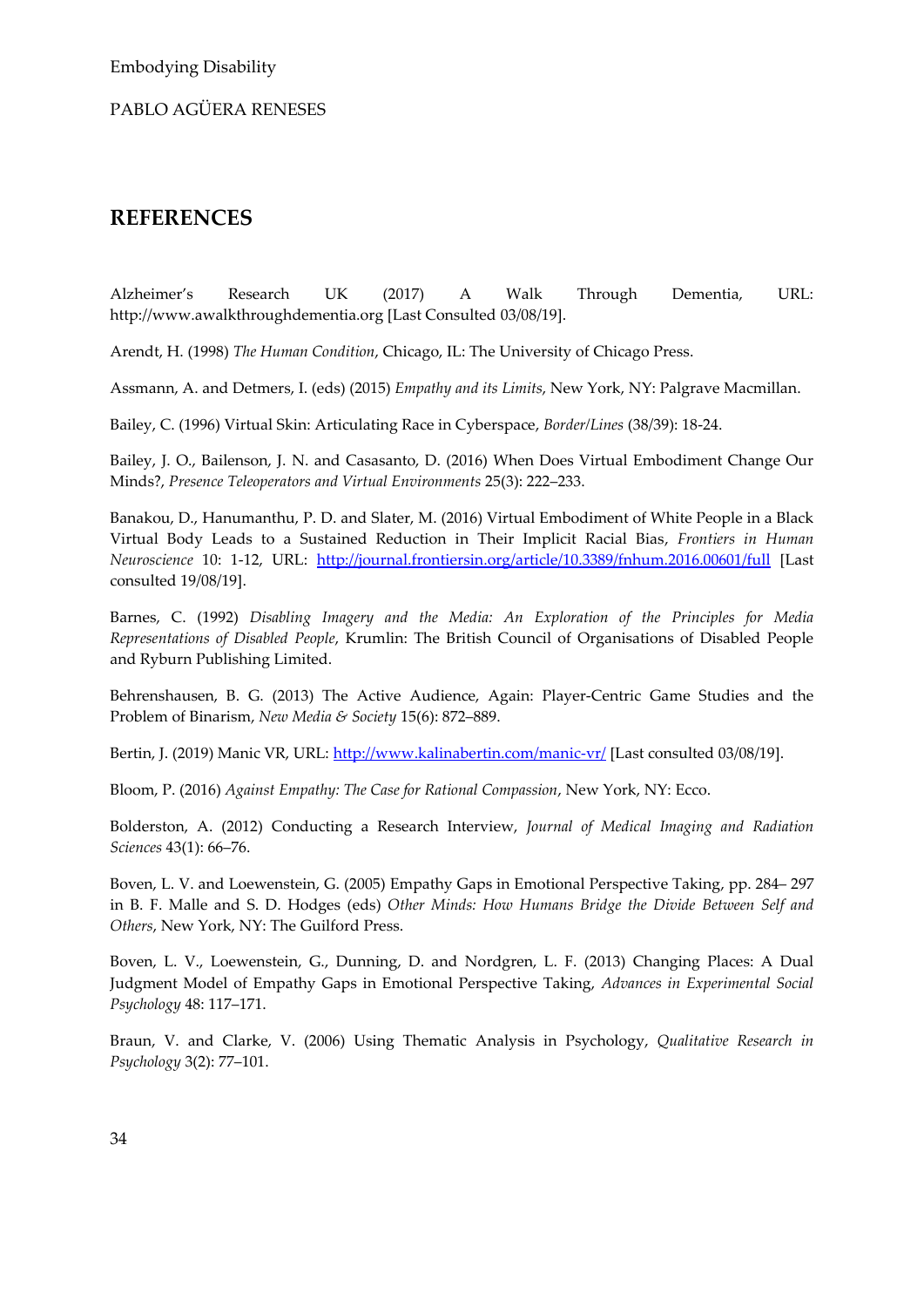## REFERENCES

Alzheimer's Research UK (2017) A Walk Through Dementia, URL: http://www.awalkthroughdementia.org [Last Consulted 03/08/19].

Arendt, H. (1998) *The Human Condition*, Chicago, IL: The University of Chicago Press.

Assmann, A. and Detmers, I. (eds) (2015) *Empathy and its Limits*, New York, NY: Palgrave Macmillan.

Bailey, C. (1996) Virtual Skin: Articulating Race in Cyberspace, *Border/Lines* (38/39): 18-24.

Bailey, J. O., Bailenson, J. N. and Casasanto, D. (2016) When Does Virtual Embodiment Change Our Minds?, *Presence Teleoperators and Virtual Environments* 25(3): 222–233.

Banakou, D., Hanumanthu, P. D. and Slater, M. (2016) Virtual Embodiment of White People in a Black Virtual Body Leads to a Sustained Reduction in Their Implicit Racial Bias, *Frontiers in Human Neuroscience* 10: 1-12, URL: http://journal.frontiersin.org/article/10.3389/fnhum.2016.00601/full [Last consulted 19/08/19].

Barnes, C. (1992) *Disabling Imagery and the Media: An Exploration of the Principles for Media Representations of Disabled People*, Krumlin: The British Council of Organisations of Disabled People and Ryburn Publishing Limited.

Behrenshausen, B. G. (2013) The Active Audience, Again: Player-Centric Game Studies and the Problem of Binarism, *New Media & Society* 15(6): 872–889.

Bertin, J. (2019) Manic VR, URL: http://www.kalinabertin.com/manic-vr/ [Last consulted 03/08/19].

Bloom, P. (2016) *Against Empathy: The Case for Rational Compassion*, New York, NY: Ecco.

Bolderston, A. (2012) Conducting a Research Interview, *Journal of Medical Imaging and Radiation Sciences* 43(1): 66–76.

Boven, L. V. and Loewenstein, G. (2005) Empathy Gaps in Emotional Perspective Taking, pp. 284– 297 in B. F. Malle and S. D. Hodges (eds) *Other Minds: How Humans Bridge the Divide Between Self and Others*, New York, NY: The Guilford Press.

Boven, L. V., Loewenstein, G., Dunning, D. and Nordgren, L. F. (2013) Changing Places: A Dual Judgment Model of Empathy Gaps in Emotional Perspective Taking, *Advances in Experimental Social Psychology* 48: 117–171.

Braun, V. and Clarke, V. (2006) Using Thematic Analysis in Psychology, *Qualitative Research in Psychology* 3(2): 77–101.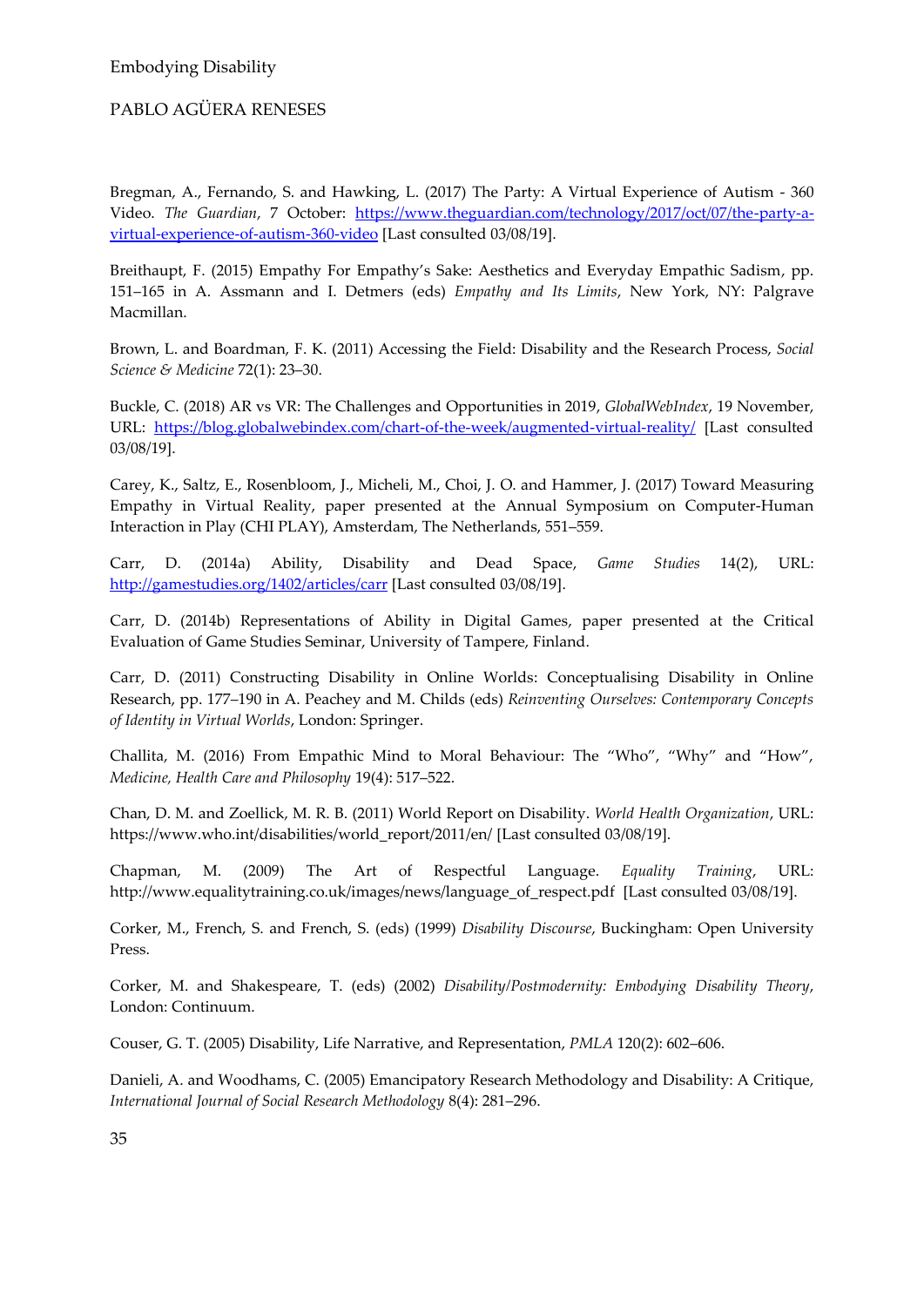Bregman, A., Fernando, S. and Hawking, L. (2017) The Party: A Virtual Experience of Autism - 360 Video. *The Guardian*, 7 October: [https://www.theguardian.com/technology/2017/oct/07/the-party-a-virtual-experience-of-autism-360-video](https://www.theguardian.com/technology/2017/oct/07/the-party-a-virtual-experience-of-autism-360-video) [Last consulted 03/08/19].

Breithaupt, F. (2015) Empathy For Empathy's Sake: Aesthetics and Everyday Empathic Sadism, pp. 151–165 in A. Assmann and I. Detmers (eds) *Empathy and Its Limits*, New York, NY: Palgrave Macmillan.

Brown, L. and Boardman, F. K. (2011) Accessing the Field: Disability and the Research Process, *Social Science & Medicine* 72(1): 23–30.

Buckle, C. (2018) AR vs VR: The Challenges and Opportunities in 2019, *GlobalWebIndex*, 19 November, URL: [https://blog.globalwebindex.com/chart-of-the-week/augmented-virtual-reality/](https://blog.globalwebindex.com/chart-of-the-week/augmented-virtual-reality/) [Last consulted 03/08/19].

Carey, K., Saltz, E., Rosenbloom, J., Micheli, M., Choi, J. O. and Hammer, J. (2017) Toward Measuring Empathy in Virtual Reality, paper presented at the Annual Symposium on Computer-Human Interaction in Play (CHI PLAY), Amsterdam, The Netherlands, 551–559.

Carr, D. (2014a) Ability, Disability and Dead Space, *Game Studies* 14(2), URL: [http://gamestudies.org/1402/articles/carr](http://gamestudies.org/1402/articles/carr) [Last consulted 03/08/19].

Carr, D. (2014b) Representations of Ability in Digital Games, paper presented at the Critical Evaluation of Game Studies Seminar, University of Tampere, Finland.

Carr, D. (2011) Constructing Disability in Online Worlds: Conceptualising Disability in Online Research, pp. 177–190 in A. Peachey and M. Childs (eds) *Reinventing Ourselves: Contemporary Concepts of Identity in Virtual Worlds*, London: Springer.

Challita, M. (2016) From Empathic Mind to Moral Behaviour: The "Who", "Why" and "How", *Medicine, Health Care and Philosophy* 19(4): 517–522.

Chan, D. M. and Zoellick, M. R. B. (2011) World Report on Disability. *World Health Organization*, URL: https://www.who.int/disabilities/world_report/2011/en/ [Last consulted 03/08/19].

Chapman, M. (2009) The Art of Respectful Language. *Equality Training*, URL: http://www.equalitytraining.co.uk/images/news/language_of_respect.pdf [Last consulted 03/08/19].

Corker, M., French, S. and French, S. (eds) (1999) *Disability Discourse*, Buckingham: Open University Press.

Corker, M. and Shakespeare, T. (eds) (2002) *Disability/Postmodernity: Embodying Disability Theory*, London: Continuum.

Couser, G. T. (2005) Disability, Life Narrative, and Representation, *PMLA* 120(2): 602–606.

Danieli, A. and Woodhams, C. (2005) Emancipatory Research Methodology and Disability: A Critique, *International Journal of Social Research Methodology* 8(4): 281–296.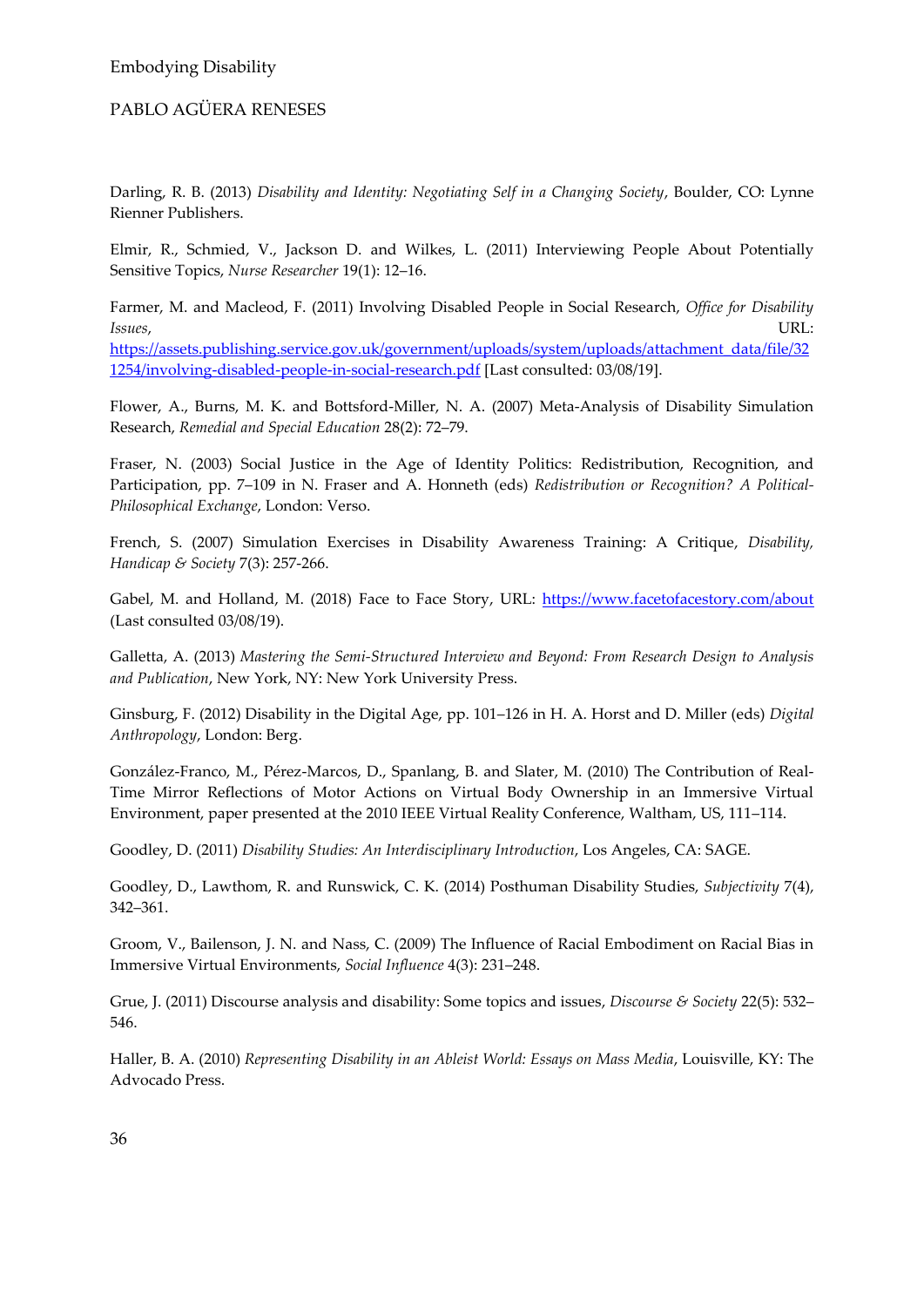Darling, R. B. (2013) *Disability and Identity: Negotiating Self in a Changing Society*, Boulder, CO: Lynne Rienner Publishers.

Elmir, R., Schmied, V., Jackson D. and Wilkes, L. (2011) Interviewing People About Potentially Sensitive Topics, *Nurse Researcher* 19(1): 12–16.

Farmer, M. and Macleod, F. (2011) Involving Disabled People in Social Research, *Office for Disability Issues*, URL: [https://assets.publishing.service.gov.uk/government/uploads/system/uploads/attachment_data/file/321254/involving-disabled-people-in-social-research.pdf](https://assets.publishing.service.gov.uk/government/uploads/system/uploads/attachment_data/file/321254/involving-disabled-people-in-social-research.pdf) [Last consulted: 03/08/19].

Flower, A., Burns, M. K. and Bottsford-Miller, N. A. (2007) Meta-Analysis of Disability Simulation Research, *Remedial and Special Education* 28(2): 72–79.

Fraser, N. (2003) Social Justice in the Age of Identity Politics: Redistribution, Recognition, and Participation, pp. 7–109 in N. Fraser and A. Honneth (eds) *Redistribution or Recognition? A Political-Philosophical Exchange*, London: Verso.

French, S. (2007) Simulation Exercises in Disability Awareness Training: A Critique, *Disability, Handicap & Society* 7(3): 257-266.

Gabel, M. and Holland, M. (2018) Face to Face Story, URL: [https://www.facetofacestory.com/about](https://www.facetofacestory.com/about) (Last consulted 03/08/19).

Galletta, A. (2013) *Mastering the Semi-Structured Interview and Beyond: From Research Design to Analysis and Publication*, New York, NY: New York University Press.

Ginsburg, F. (2012) Disability in the Digital Age, pp. 101–126 in H. A. Horst and D. Miller (eds) *Digital Anthropology*, London: Berg.

González-Franco, M., Pérez-Marcos, D., Spanlang, B. and Slater, M. (2010) The Contribution of Real-Time Mirror Reflections of Motor Actions on Virtual Body Ownership in an Immersive Virtual Environment, paper presented at the 2010 IEEE Virtual Reality Conference, Waltham, US, 111–114.

Goodley, D. (2011) *Disability Studies: An Interdisciplinary Introduction*, Los Angeles, CA: SAGE.

Goodley, D., Lawthom, R. and Runswick, C. K. (2014) Posthuman Disability Studies, *Subjectivity* 7(4), 342–361.

Groom, V., Bailenson, J. N. and Nass, C. (2009) The Influence of Racial Embodiment on Racial Bias in Immersive Virtual Environments, *Social Influence* 4(3): 231–248.

Grue, J. (2011) Discourse analysis and disability: Some topics and issues, *Discourse & Society* 22(5): 532–546.

Haller, B. A. (2010) *Representing Disability in an Ableist World: Essays on Mass Media*, Louisville, KY: The Advocado Press.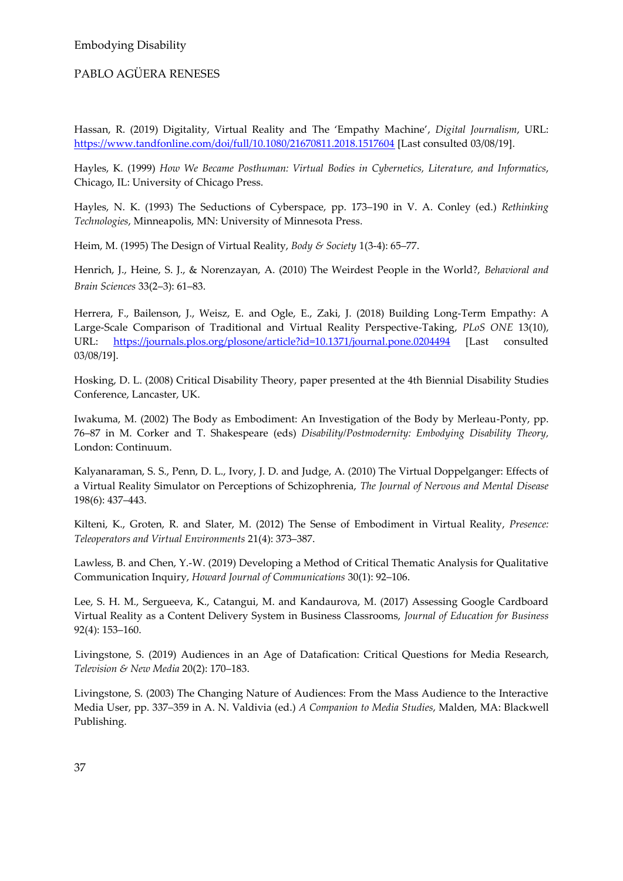Hassan, R. (2019) Digitality, Virtual Reality and The 'Empathy Machine', *Digital Journalism*, URL: https://www.tandfonline.com/doi/full/10.1080/21670811.2018.1517604 [Last consulted 03/08/19].

Hayles, K. (1999) *How We Became Posthuman: Virtual Bodies in Cybernetics, Literature, and Informatics*, Chicago, IL: University of Chicago Press.

Hayles, N. K. (1993) The Seductions of Cyberspace, pp. 173–190 in V. A. Conley (ed.) *Rethinking Technologies*, Minneapolis, MN: University of Minnesota Press.

Heim, M. (1995) The Design of Virtual Reality, *Body & Society* 1(3-4): 65–77.

Henrich, J., Heine, S. J., & Norenzayan, A. (2010) The Weirdest People in the World?, *Behavioral and Brain Sciences* 33(2–3): 61–83.

Herrera, F., Bailenson, J., Weisz, E. and Ogle, E., Zaki, J. (2018) Building Long-Term Empathy: A Large-Scale Comparison of Traditional and Virtual Reality Perspective-Taking, *PLoS ONE* 13(10), URL: https://journals.plos.org/plosone/article?id=10.1371/journal.pone.0204494 [Last consulted 03/08/19].

Hosking, D. L. (2008) Critical Disability Theory, paper presented at the 4th Biennial Disability Studies Conference, Lancaster, UK.

Iwakuma, M. (2002) The Body as Embodiment: An Investigation of the Body by Merleau-Ponty, pp. 76–87 in M. Corker and T. Shakespeare (eds) *Disability/Postmodernity: Embodying Disability Theory*, London: Continuum.

Kalyanaraman, S. S., Penn, D. L., Ivory, J. D. and Judge, A. (2010) The Virtual Doppelganger: Effects of a Virtual Reality Simulator on Perceptions of Schizophrenia, *The Journal of Nervous and Mental Disease* 198(6): 437–443.

Kilteni, K., Groten, R. and Slater, M. (2012) The Sense of Embodiment in Virtual Reality, *Presence: Teleoperators and Virtual Environments* 21(4): 373–387.

Lawless, B. and Chen, Y.-W. (2019) Developing a Method of Critical Thematic Analysis for Qualitative Communication Inquiry, *Howard Journal of Communications* 30(1): 92–106.

Lee, S. H. M., Sergueeva, K., Catangui, M. and Kandaurova, M. (2017) Assessing Google Cardboard Virtual Reality as a Content Delivery System in Business Classrooms, *Journal of Education for Business* 92(4): 153–160.

Livingstone, S. (2019) Audiences in an Age of Datafication: Critical Questions for Media Research, *Television & New Media* 20(2): 170–183.

Livingstone, S. (2003) The Changing Nature of Audiences: From the Mass Audience to the Interactive Media User, pp. 337–359 in A. N. Valdivia (ed.) *A Companion to Media Studies*, Malden, MA: Blackwell Publishing.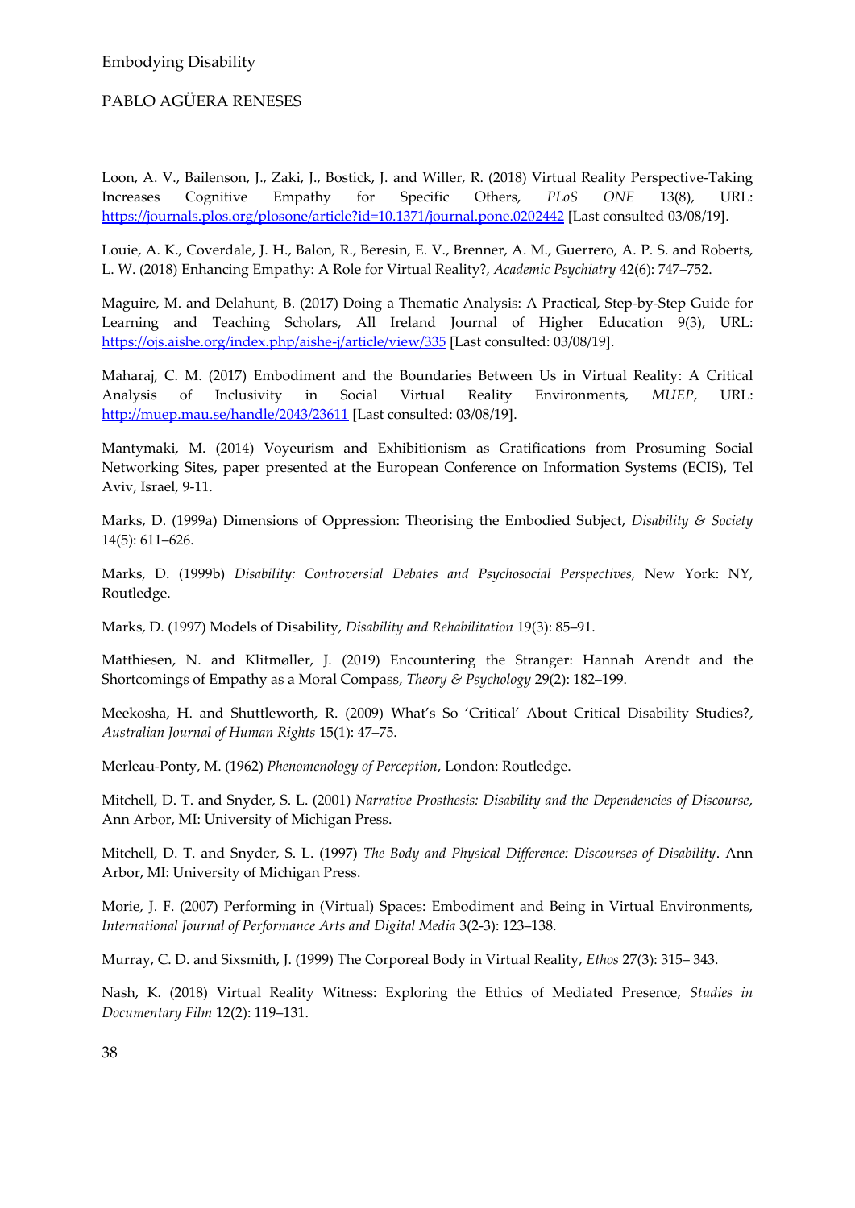Loon, A. V., Bailenson, J., Zaki, J., Bostick, J. and Willer, R. (2018) Virtual Reality Perspective-Taking Increases Cognitive Empathy for Specific Others, *PLoS ONE* 13(8), URL: https://journals.plos.org/plosone/article?id=10.1371/journal.pone.0202442 [Last consulted 03/08/19].

Louie, A. K., Coverdale, J. H., Balon, R., Beresin, E. V., Brenner, A. M., Guerrero, A. P. S. and Roberts, L. W. (2018) Enhancing Empathy: A Role for Virtual Reality?, *Academic Psychiatry* 42(6): 747–752.

Maguire, M. and Delahunt, B. (2017) Doing a Thematic Analysis: A Practical, Step-by-Step Guide for Learning and Teaching Scholars, All Ireland Journal of Higher Education 9(3), URL: https://ojs.aishe.org/index.php/aishe-j/article/view/335 [Last consulted: 03/08/19].

Maharaj, C. M. (2017) Embodiment and the Boundaries Between Us in Virtual Reality: A Critical Analysis of Inclusivity in Social Virtual Reality Environments, *MUEP*, URL: http://muep.mau.se/handle/2043/23611 [Last consulted: 03/08/19].

Mantymaki, M. (2014) Voyeurism and Exhibitionism as Gratifications from Prosuming Social Networking Sites, paper presented at the European Conference on Information Systems (ECIS), Tel Aviv, Israel, 9-11.

Marks, D. (1999a) Dimensions of Oppression: Theorising the Embodied Subject, *Disability & Society* 14(5): 611–626.

Marks, D. (1999b) *Disability: Controversial Debates and Psychosocial Perspectives*, New York: NY, Routledge.

Marks, D. (1997) Models of Disability, *Disability and Rehabilitation* 19(3): 85–91.

Matthiesen, N. and Klitmøller, J. (2019) Encountering the Stranger: Hannah Arendt and the Shortcomings of Empathy as a Moral Compass, *Theory & Psychology* 29(2): 182–199.

Meekosha, H. and Shuttleworth, R. (2009) What's So 'Critical' About Critical Disability Studies?, *Australian Journal of Human Rights* 15(1): 47–75.

Merleau-Ponty, M. (1962) *Phenomenology of Perception*, London: Routledge.

Mitchell, D. T. and Snyder, S. L. (2001) *Narrative Prosthesis: Disability and the Dependencies of Discourse*, Ann Arbor, MI: University of Michigan Press.

Mitchell, D. T. and Snyder, S. L. (1997) *The Body and Physical Difference: Discourses of Disability*. Ann Arbor, MI: University of Michigan Press.

Morie, J. F. (2007) Performing in (Virtual) Spaces: Embodiment and Being in Virtual Environments, *International Journal of Performance Arts and Digital Media* 3(2-3): 123–138.

Murray, C. D. and Sixsmith, J. (1999) The Corporeal Body in Virtual Reality, *Ethos* 27(3): 315– 343.

Nash, K. (2018) Virtual Reality Witness: Exploring the Ethics of Mediated Presence, *Studies in Documentary Film* 12(2): 119–131.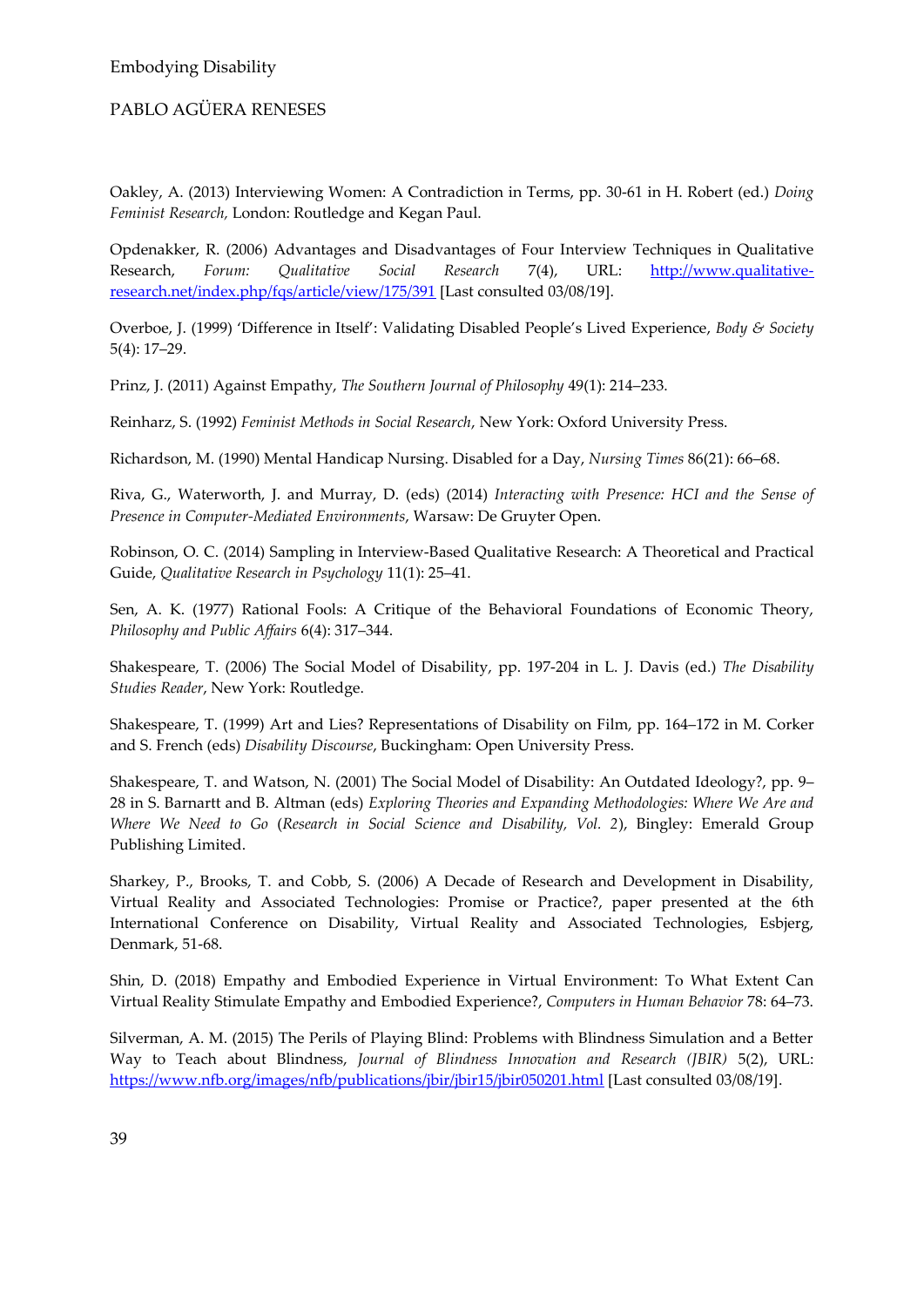Oakley, A. (2013) Interviewing Women: A Contradiction in Terms, pp. 30-61 in H. Robert (ed.) *Doing Feminist Research,* London: Routledge and Kegan Paul.

Opdenakker, R. (2006) Advantages and Disadvantages of Four Interview Techniques in Qualitative Research, *Forum: Qualitative Social Research* 7(4), URL: [http://www.qualitative-research.net/index.php/fqs/article/view/175/391](http://www.qualitative-research.net/index.php/fqs/article/view/175/391) [Last consulted 03/08/19].

Overboe, J. (1999) 'Difference in Itself': Validating Disabled People's Lived Experience, *Body & Society* 5(4): 17–29.

Prinz, J. (2011) Against Empathy, *The Southern Journal of Philosophy* 49(1): 214–233.

Reinharz, S. (1992) *Feminist Methods in Social Research*, New York: Oxford University Press.

Richardson, M. (1990) Mental Handicap Nursing. Disabled for a Day, *Nursing Times* 86(21): 66–68.

Riva, G., Waterworth, J. and Murray, D. (eds) (2014) *Interacting with Presence: HCI and the Sense of Presence in Computer-Mediated Environments*, Warsaw: De Gruyter Open.

Robinson, O. C. (2014) Sampling in Interview-Based Qualitative Research: A Theoretical and Practical Guide, *Qualitative Research in Psychology* 11(1): 25–41.

Sen, A. K. (1977) Rational Fools: A Critique of the Behavioral Foundations of Economic Theory, *Philosophy and Public Affairs* 6(4): 317–344.

Shakespeare, T. (2006) The Social Model of Disability, pp. 197-204 in L. J. Davis (ed.) *The Disability Studies Reader*, New York: Routledge.

Shakespeare, T. (1999) Art and Lies? Representations of Disability on Film, pp. 164–172 in M. Corker and S. French (eds) *Disability Discourse*, Buckingham: Open University Press.

Shakespeare, T. and Watson, N. (2001) The Social Model of Disability: An Outdated Ideology?, pp. 9–28 in S. Barnartt and B. Altman (eds) *Exploring Theories and Expanding Methodologies: Where We Are and Where We Need to Go* (*Research in Social Science and Disability, Vol. 2*), Bingley: Emerald Group Publishing Limited.

Sharkey, P., Brooks, T. and Cobb, S. (2006) A Decade of Research and Development in Disability, Virtual Reality and Associated Technologies: Promise or Practice?, paper presented at the 6th International Conference on Disability, Virtual Reality and Associated Technologies, Esbjerg, Denmark, 51-68.

Shin, D. (2018) Empathy and Embodied Experience in Virtual Environment: To What Extent Can Virtual Reality Stimulate Empathy and Embodied Experience?, *Computers in Human Behavior* 78: 64–73.

Silverman, A. M. (2015) The Perils of Playing Blind: Problems with Blindness Simulation and a Better Way to Teach about Blindness, *Journal of Blindness Innovation and Research (JBIR)* 5(2), URL: [https://www.nfb.org/images/nfb/publications/jbir/jbir15/jbir050201.html](https://www.nfb.org/images/nfb/publications/jbir/jbir15/jbir050201.html) [Last consulted 03/08/19].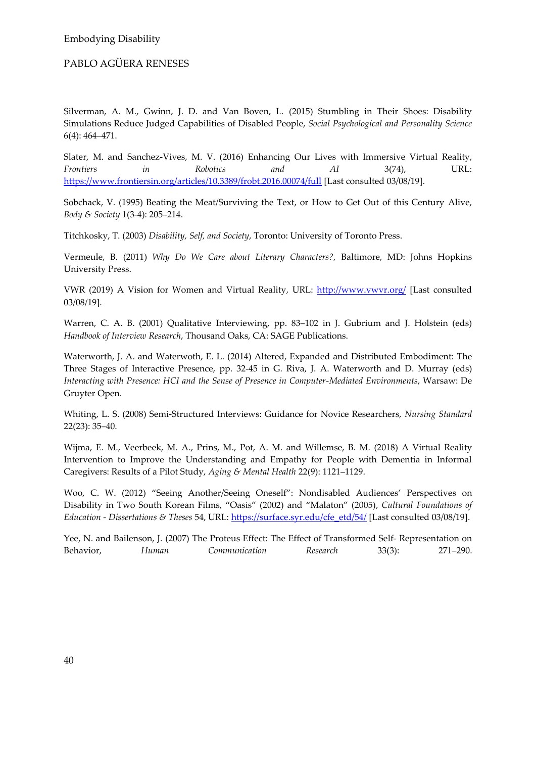Silverman, A. M., Gwinn, J. D. and Van Boven, L. (2015) Stumbling in Their Shoes: Disability Simulations Reduce Judged Capabilities of Disabled People, *Social Psychological and Personality Science* 6(4): 464–471.

Slater, M. and Sanchez-Vives, M. V. (2016) Enhancing Our Lives with Immersive Virtual Reality, *Frontiers in Robotics and AI* 3(74), URL: https://www.frontiersin.org/articles/10.3389/frobt.2016.00074/full [Last consulted 03/08/19].

Sobchack, V. (1995) Beating the Meat/Surviving the Text, or How to Get Out of this Century Alive, *Body & Society* 1(3-4): 205–214.

Titchkosky, T. (2003) *Disability, Self, and Society*, Toronto: University of Toronto Press.

Vermeule, B. (2011) *Why Do We Care about Literary Characters?*, Baltimore, MD: Johns Hopkins University Press.

VWR (2019) A Vision for Women and Virtual Reality, URL: http://www.vwvr.org/ [Last consulted 03/08/19].

Warren, C. A. B. (2001) Qualitative Interviewing, pp. 83–102 in J. Gubrium and J. Holstein (eds) *Handbook of Interview Research*, Thousand Oaks, CA: SAGE Publications.

Waterworth, J. A. and Waterwoth, E. L. (2014) Altered, Expanded and Distributed Embodiment: The Three Stages of Interactive Presence, pp. 32-45 in G. Riva, J. A. Waterworth and D. Murray (eds) *Interacting with Presence: HCI and the Sense of Presence in Computer-Mediated Environments*, Warsaw: De Gruyter Open.

Whiting, L. S. (2008) Semi-Structured Interviews: Guidance for Novice Researchers, *Nursing Standard* 22(23): 35–40.

Wijma, E. M., Veerbeek, M. A., Prins, M., Pot, A. M. and Willemse, B. M. (2018) A Virtual Reality Intervention to Improve the Understanding and Empathy for People with Dementia in Informal Caregivers: Results of a Pilot Study, *Aging & Mental Health* 22(9): 1121–1129.

Woo, C. W. (2012) "Seeing Another/Seeing Oneself": Nondisabled Audiences' Perspectives on Disability in Two South Korean Films, "Oasis" (2002) and "Malaton" (2005), *Cultural Foundations of Education - Dissertations & Theses* 54, URL: https://surface.syr.edu/cfe_etd/54/ [Last consulted 03/08/19].

Yee, N. and Bailenson, J. (2007) The Proteus Effect: The Effect of Transformed Self- Representation on Behavior, *Human Communication Research* 33(3): 271–290.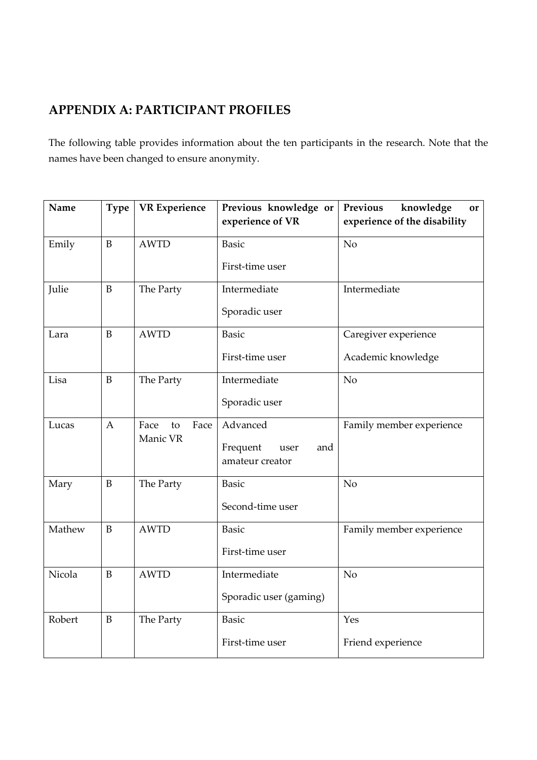## APPENDIX A: PARTICIPANT PROFILES

The following table provides information about the ten participants in the research. Note that the names have been changed to ensure anonymity.

| Name | Type | VR Experience | Previous knowledge or experience of VR | Previous knowledge or experience of the disability |
|---|---|---|---|---|
| Emily | B | AWTD | Basic<br>First-time user | No |
| Julie | B | The Party | Intermediate<br>Sporadic user | Intermediate |
| Lara | B | AWTD | Basic<br>First-time user | Caregiver experience<br>Academic knowledge |
| Lisa | B | The Party | Intermediate<br>Sporadic user | No |
| Lucas | A | Face to Face Manic VR | Advanced<br>Frequent user and amateur creator | Family member experience |
| Mary | B | The Party | Basic<br>Second-time user | No |
| Mathew | B | AWTD | Basic<br>First-time user | Family member experience |
| Nicola | B | AWTD | Intermediate<br>Sporadic user (gaming) | No |
| Robert | B | The Party | Basic<br>First-time user | Yes<br>Friend experience |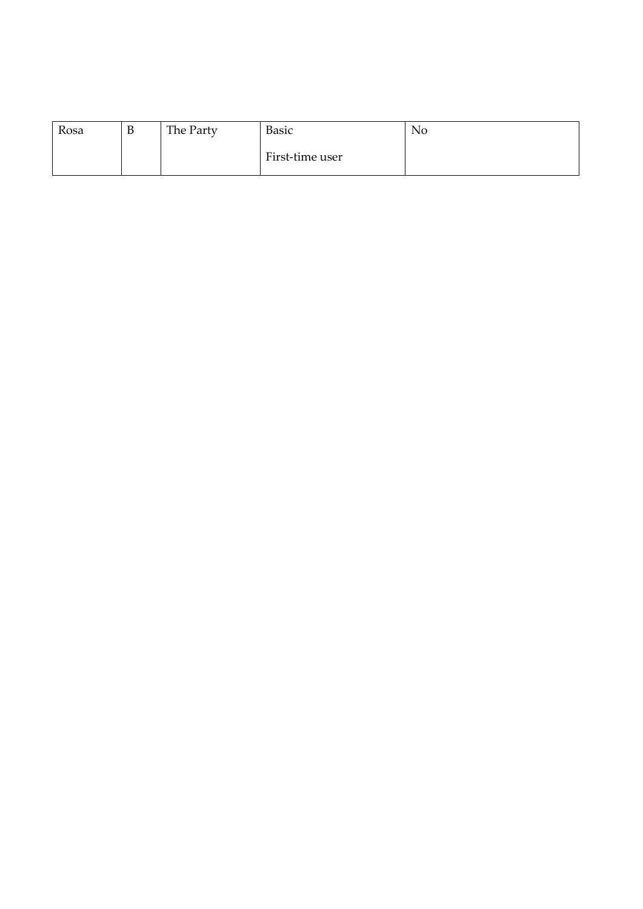| Rosa | B | The Party | Basic<br><br>First-time user | No |
|---|---|---|---|---|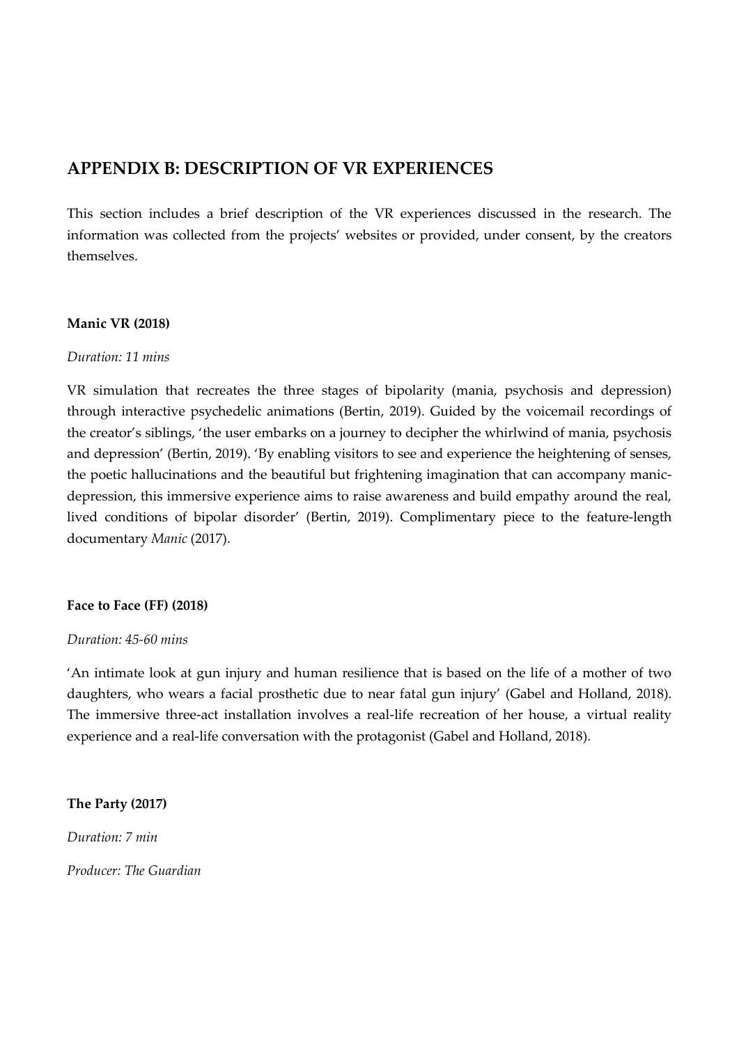## APPENDIX B: DESCRIPTION OF VR EXPERIENCES

This section includes a brief description of the VR experiences discussed in the research. The information was collected from the projects' websites or provided, under consent, by the creators themselves.

**Manic VR (2018)**

*Duration: 11 mins*

VR simulation that recreates the three stages of bipolarity (mania, psychosis and depression) through interactive psychedelic animations (Bertin, 2019). Guided by the voicemail recordings of the creator's siblings, 'the user embarks on a journey to decipher the whirlwind of mania, psychosis and depression' (Bertin, 2019). 'By enabling visitors to see and experience the heightening of senses, the poetic hallucinations and the beautiful but frightening imagination that can accompany manic-depression, this immersive experience aims to raise awareness and build empathy around the real, lived conditions of bipolar disorder' (Bertin, 2019). Complimentary piece to the feature-length documentary *Manic* (2017).

**Face to Face (FF) (2018)**

*Duration: 45-60 mins*

'An intimate look at gun injury and human resilience that is based on the life of a mother of two daughters, who wears a facial prosthetic due to near fatal gun injury' (Gabel and Holland, 2018). The immersive three-act installation involves a real-life recreation of her house, a virtual reality experience and a real-life conversation with the protagonist (Gabel and Holland, 2018).

**The Party (2017)**

*Duration: 7 min*

*Producer: The Guardian*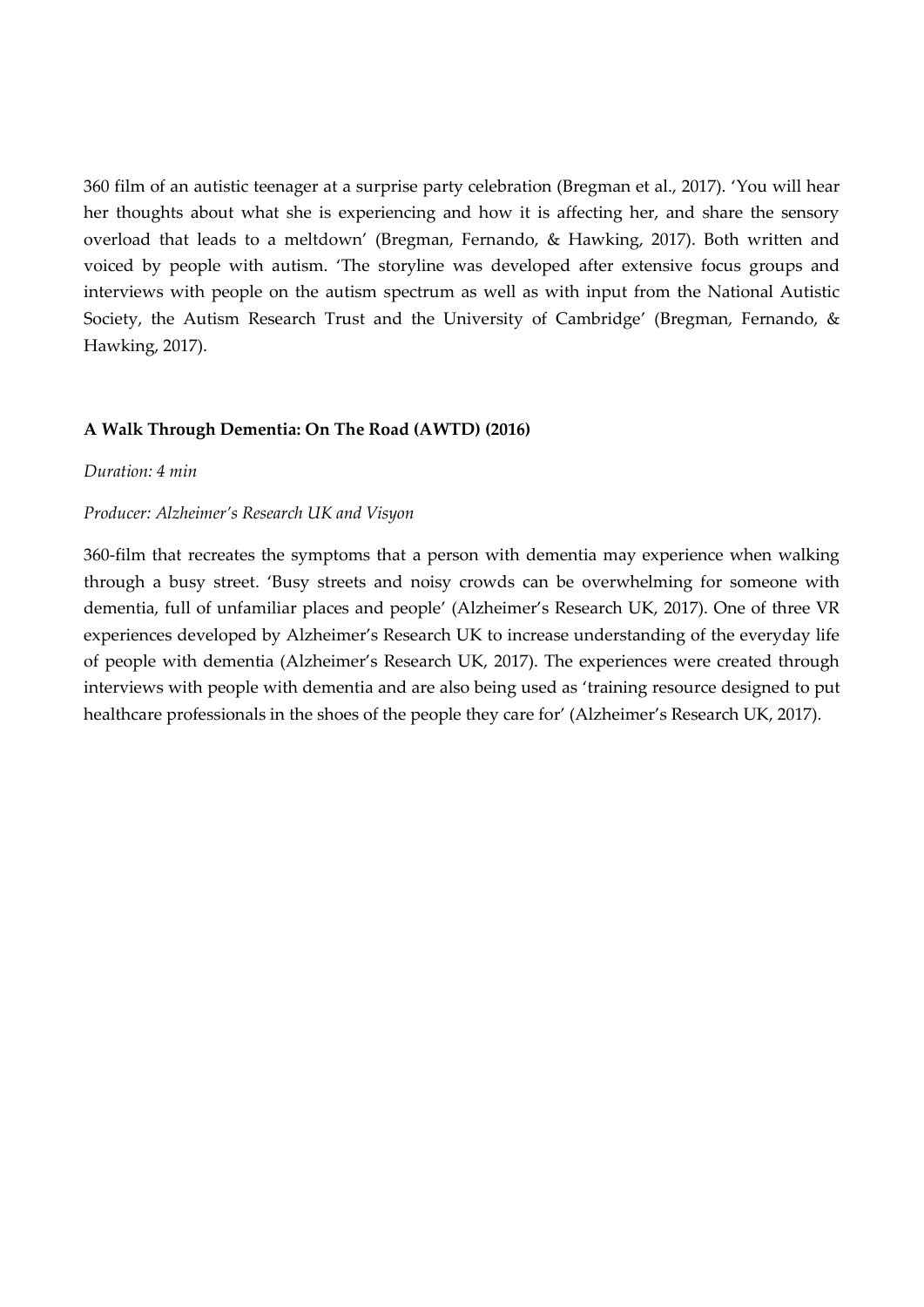360 film of an autistic teenager at a surprise party celebration (Bregman et al., 2017). 'You will hear her thoughts about what she is experiencing and how it is affecting her, and share the sensory overload that leads to a meltdown' (Bregman, Fernando, & Hawking, 2017). Both written and voiced by people with autism. 'The storyline was developed after extensive focus groups and interviews with people on the autism spectrum as well as with input from the National Autistic Society, the Autism Research Trust and the University of Cambridge' (Bregman, Fernando, & Hawking, 2017).

**A Walk Through Dementia: On The Road (AWTD) (2016)**

*Duration: 4 min*

*Producer: Alzheimer's Research UK and Visyon*

360-film that recreates the symptoms that a person with dementia may experience when walking through a busy street. 'Busy streets and noisy crowds can be overwhelming for someone with dementia, full of unfamiliar places and people' (Alzheimer's Research UK, 2017). One of three VR experiences developed by Alzheimer's Research UK to increase understanding of the everyday life of people with dementia (Alzheimer's Research UK, 2017). The experiences were created through interviews with people with dementia and are also being used as 'training resource designed to put healthcare professionals in the shoes of the people they care for' (Alzheimer's Research UK, 2017).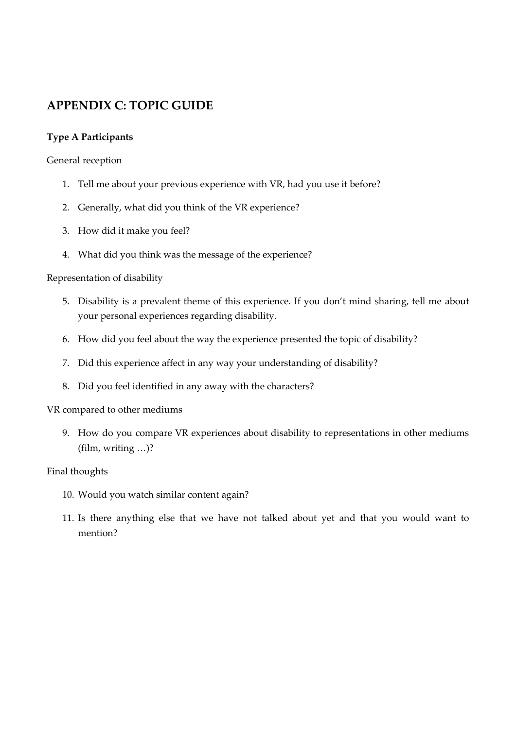## APPENDIX C: TOPIC GUIDE

**Type A Participants**

General reception

1. Tell me about your previous experience with VR, had you use it before?
2. Generally, what did you think of the VR experience?
3. How did it make you feel?
4. What did you think was the message of the experience?

Representation of disability

5. Disability is a prevalent theme of this experience. If you don't mind sharing, tell me about your personal experiences regarding disability.
6. How did you feel about the way the experience presented the topic of disability?
7. Did this experience affect in any way your understanding of disability?
8. Did you feel identified in any away with the characters?

VR compared to other mediums

9. How do you compare VR experiences about disability to representations in other mediums (film, writing …)?

Final thoughts

10. Would you watch similar content again?
11. Is there anything else that we have not talked about yet and that you would want to mention?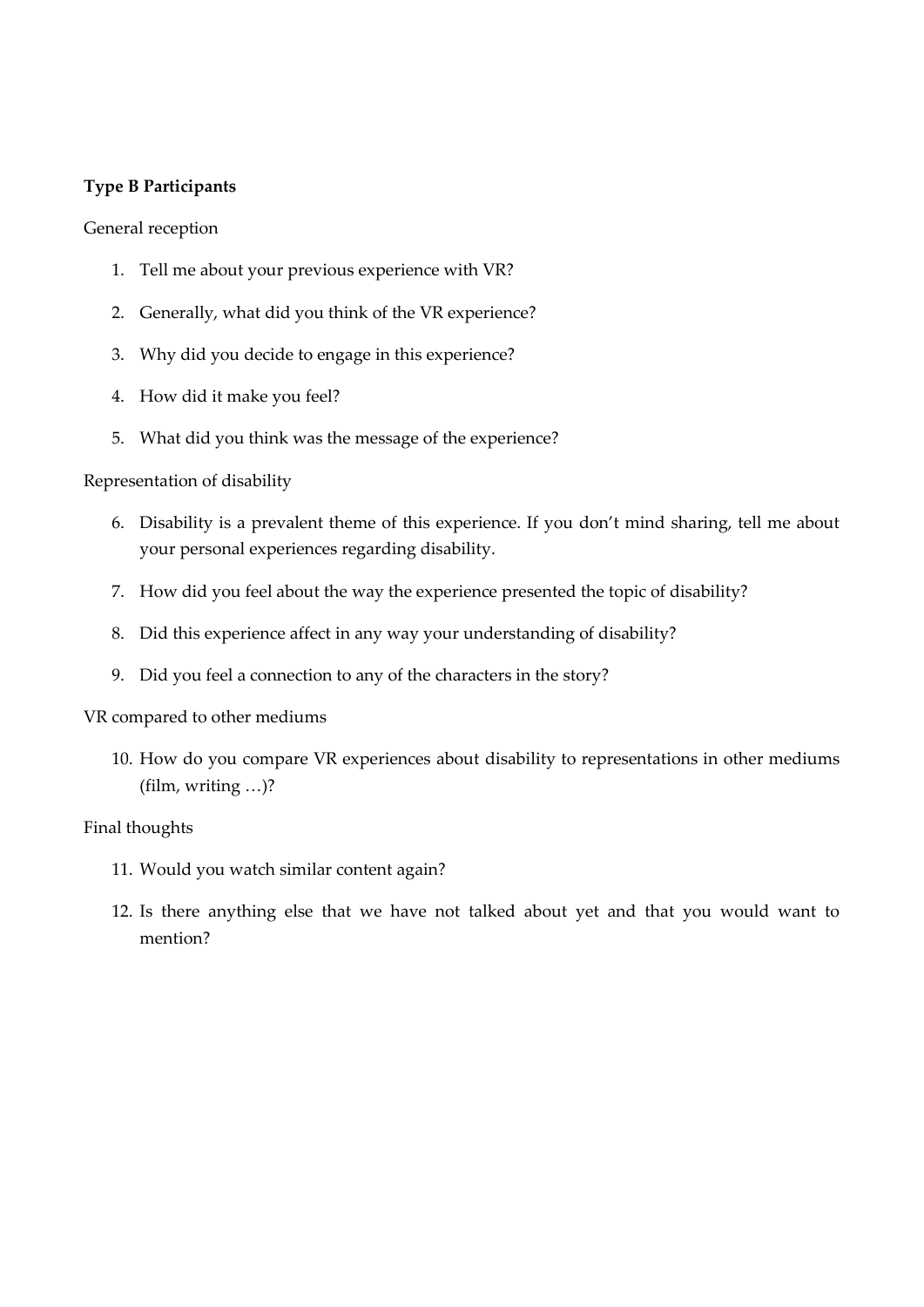**Type B Participants**

General reception

1. Tell me about your previous experience with VR?
2. Generally, what did you think of the VR experience?
3. Why did you decide to engage in this experience?
4. How did it make you feel?
5. What did you think was the message of the experience?

Representation of disability

6. Disability is a prevalent theme of this experience. If you don't mind sharing, tell me about your personal experiences regarding disability.
7. How did you feel about the way the experience presented the topic of disability?
8. Did this experience affect in any way your understanding of disability?
9. Did you feel a connection to any of the characters in the story?

VR compared to other mediums

10. How do you compare VR experiences about disability to representations in other mediums (film, writing …)?

Final thoughts

11. Would you watch similar content again?
12. Is there anything else that we have not talked about yet and that you would want to mention?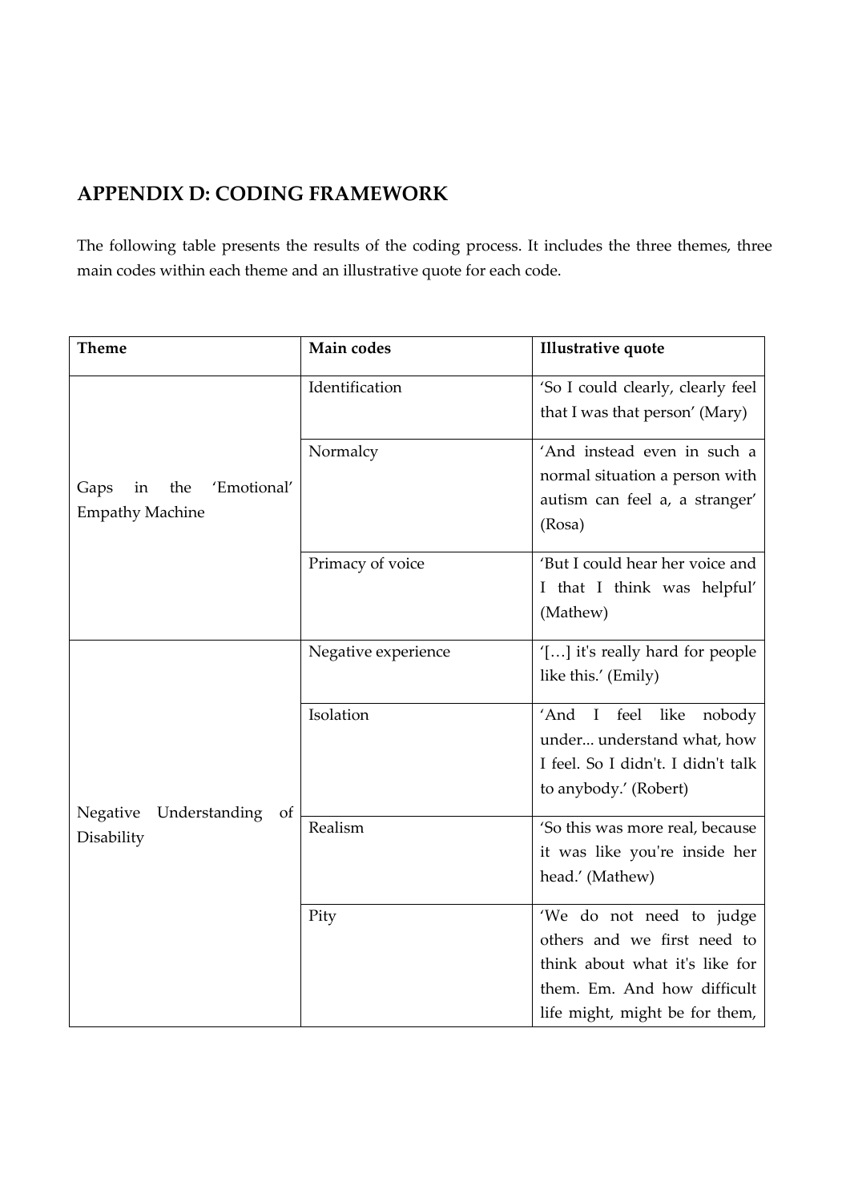## APPENDIX D: CODING FRAMEWORK

The following table presents the results of the coding process. It includes the three themes, three main codes within each theme and an illustrative quote for each code.

| Theme | Main codes | Illustrative quote |
|---|---|---|
| Gaps in the 'Emotional' Empathy Machine | Identification | 'So I could clearly, clearly feel that I was that person' (Mary) |
| | Normalcy | 'And instead even in such a normal situation a person with autism can feel a, a stranger' (Rosa) |
| | Primacy of voice | 'But I could hear her voice and I that I think was helpful' (Mathew) |
| Negative Understanding of Disability | Negative experience | '[…] it's really hard for people like this.' (Emily) |
| | Isolation | 'And I feel like nobody under... understand what, how I feel. So I didn't. I didn't talk to anybody.' (Robert) |
| | Realism | 'So this was more real, because it was like you're inside her head.' (Mathew) |
| | Pity | 'We do not need to judge others and we first need to think about what it's like for them. Em. And how difficult life might, might be for them, |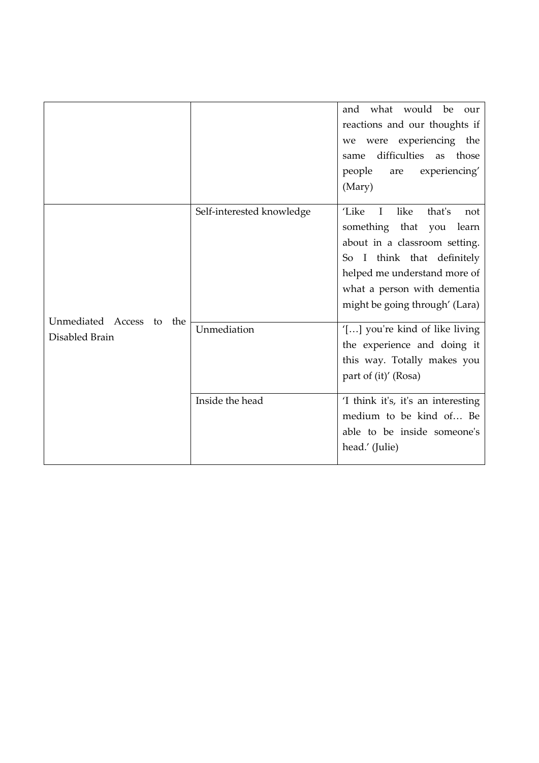| | | |
|---|---|---|
| | | and what would be our reactions and our thoughts if we were experiencing the same difficulties as those people are experiencing' (Mary) |
| Unmediated Access to the Disabled Brain | Self-interested knowledge | 'Like I like that's not something that you learn about in a classroom setting. So I think that definitely helped me understand more of what a person with dementia might be going through' (Lara) |
| | Unmediation | '[…] you're kind of like living the experience and doing it this way. Totally makes you part of (it)' (Rosa) |
| | Inside the head | 'I think it's, it's an interesting medium to be kind of… Be able to be inside someone's head.' (Julie) |